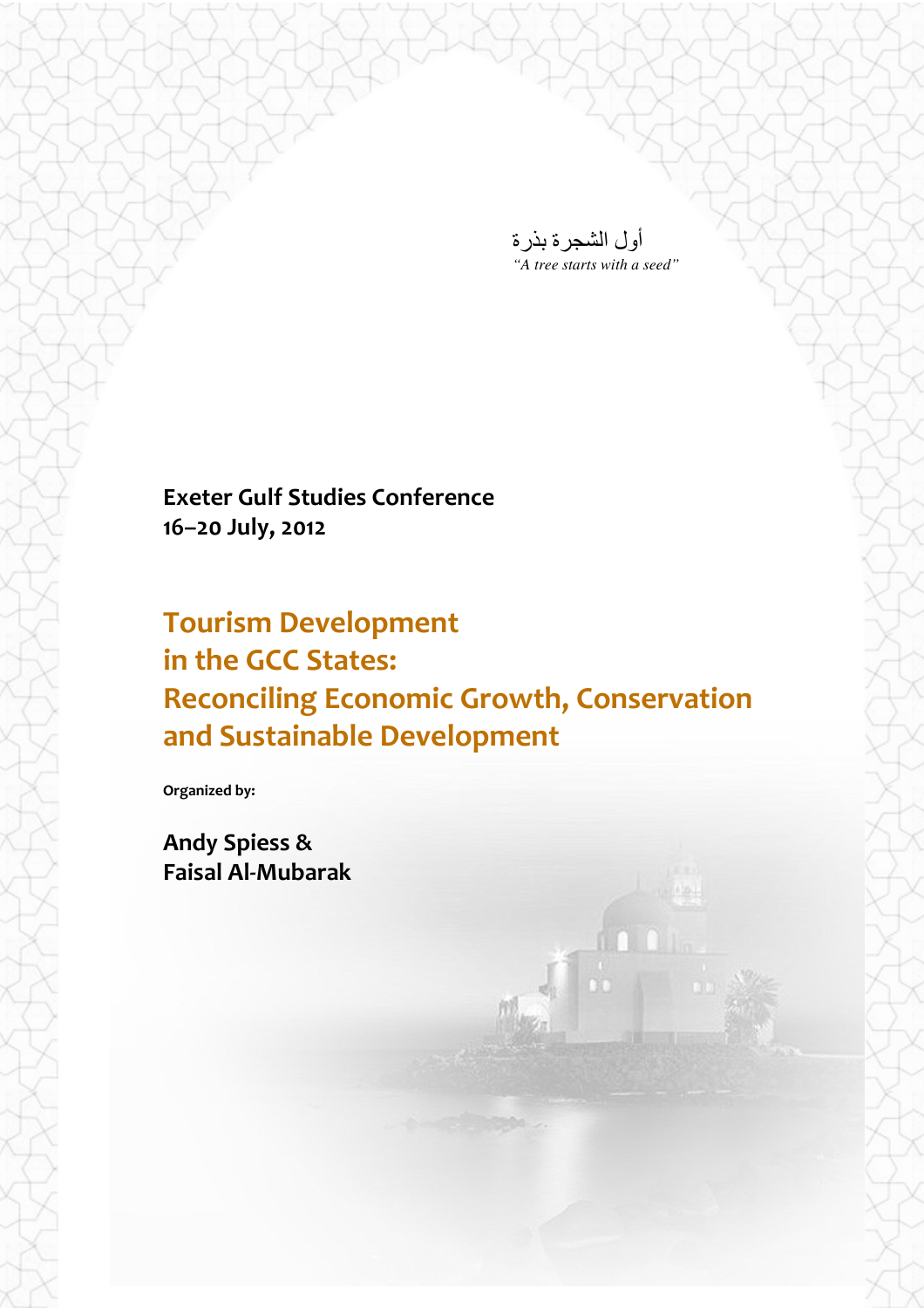أول الشجرة بذرة

*"A tree starts with a seed"*

**Exeter Gulf Studies Conference**
**16–20 July, 2012**

# Tourism Development in the GCC States: Reconciling Economic Growth, Conservation and Sustainable Development

**Organized by:**

**Andy Spiess &**
**Faisal Al-Mubarak**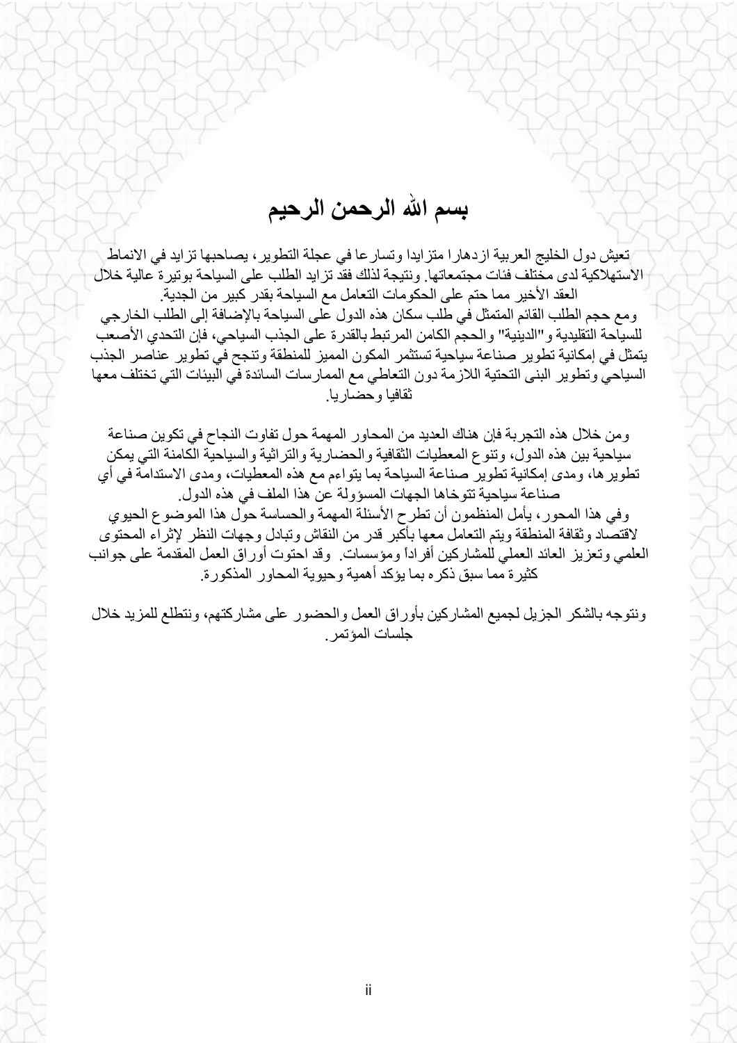# بسم الله الرحمن الرحيم

تعيش دول الخليج العربية ازدهارا متزايدا وتسارعا في عجلة التطوير، يصاحبها تزايد في الانماط الاستهلاكية لدى مختلف فئات مجتمعاتها. ونتيجة لذلك فقد تزايد الطلب على السياحة بوتيرة عالية خلال العقد الأخير مما حتم على الحكومات التعامل مع السياحة بقدر كبير من الجدية.
ومع حجم الطلب القائم المتمثل في طلب سكان هذه الدول على السياحة بالإضافة إلى الطلب الخارجي للسياحة التقليدية و"الدينية" والحجم الكامن المرتبط بالقدرة على الجذب السياحي، فإن التحدي الأصعب يتمثل في إمكانية تطوير صناعة سياحية تستثمر المكون المميز للمنطقة وتنجح في تطوير عناصر الجذب السياحي وتطوير البنى التحتية اللازمة دون التعاطي مع الممارسات السائدة في البيئات التي تختلف معها ثقافيا وحضاريا.

ومن خلال هذه التجربة فإن هناك العديد من المحاور المهمة حول تفاوت النجاح في تكوين صناعة سياحية بين هذه الدول، وتنوع المعطيات الثقافية والحضارية والتراثية والسياحية الكامنة التي يمكن تطويرها، ومدى إمكانية تطوير صناعة السياحة بما يتواءم مع هذه المعطيات، ومدى الاستدامة في أي صناعة سياحية تتوخاها الجهات المسؤولة عن هذا الملف في هذه الدول.
وفي هذا المحور، يأمل المنظمون أن تطرح الأسئلة المهمة والحساسة حول هذا الموضوع الحيوي لاقتصاد وثقافة المنطقة ويتم التعامل معها بأكبر قدر من النقاش وتبادل وجهات النظر لإثراء المحتوى العلمي وتعزيز العائد العملي للمشاركين أفراداً ومؤسسات. وقد احتوت أوراق العمل المقدمة على جوانب كثيرة مما سبق ذكره بما يؤكد أهمية وحيوية المحاور المذكورة.

ونتوجه بالشكر الجزيل لجميع المشاركين بأوراق العمل والحضور على مشاركتهم، ونتطلع للمزيد خلال جلسات المؤتمر.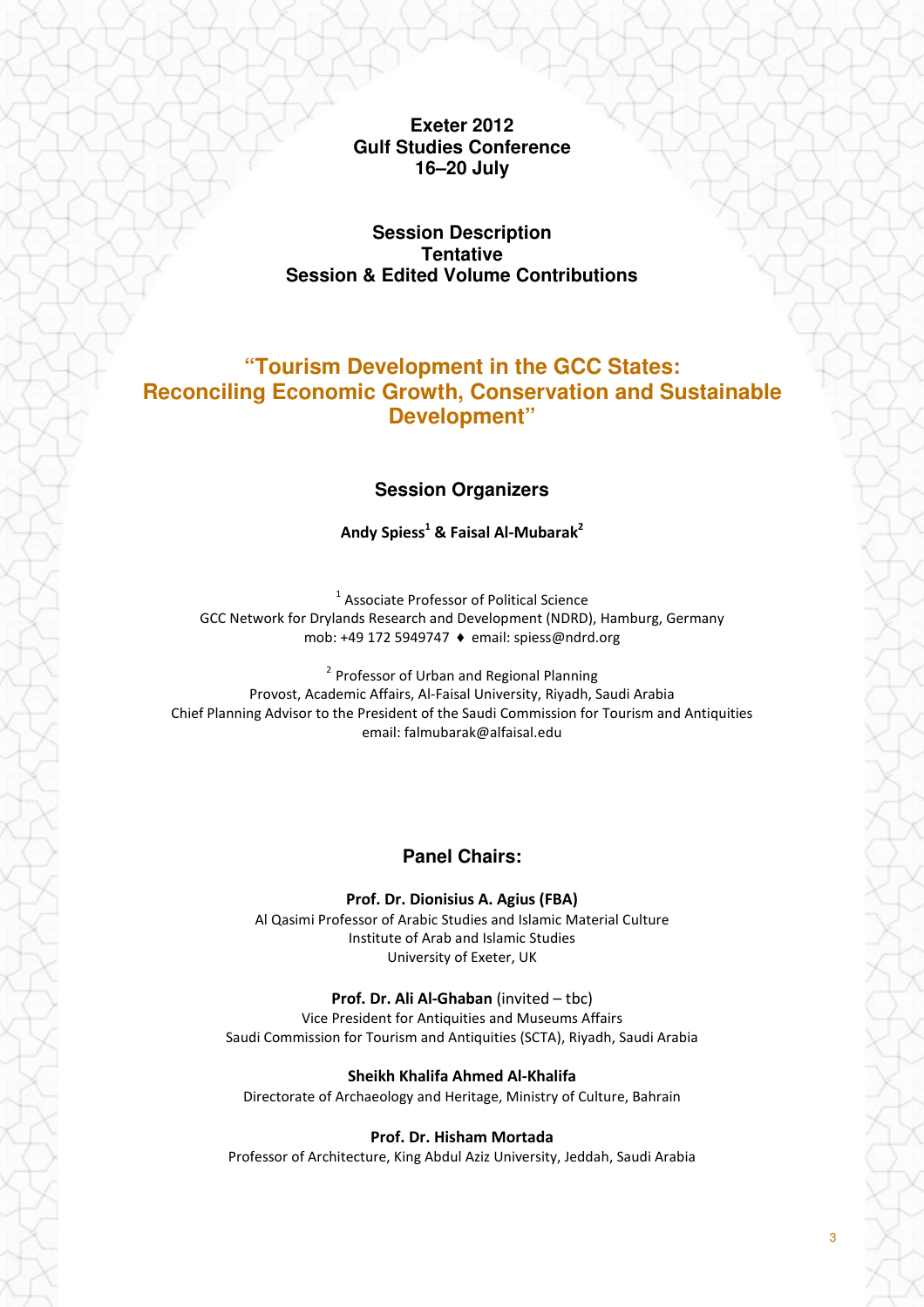**Exeter 2012**
**Gulf Studies Conference**
**16–20 July**

**Session Description**
**Tentative**
**Session & Edited Volume Contributions**

# "Tourism Development in the GCC States: Reconciling Economic Growth, Conservation and Sustainable Development"

## Session Organizers

**Andy Spiess[1] & Faisal Al-Mubarak[2]**

[1] Associate Professor of Political Science
GCC Network for Drylands Research and Development (NDRD), Hamburg, Germany
mob: +49 172 5949747 ♦ email: spiess@ndrd.org

[2] Professor of Urban and Regional Planning
Provost, Academic Affairs, Al-Faisal University, Riyadh, Saudi Arabia
Chief Planning Advisor to the President of the Saudi Commission for Tourism and Antiquities
email: falmubarak@alfaisal.edu

## Panel Chairs:

**Prof. Dr. Dionisius A. Agius (FBA)**
Al Qasimi Professor of Arabic Studies and Islamic Material Culture
Institute of Arab and Islamic Studies
University of Exeter, UK

**Prof. Dr. Ali Al-Ghaban** (invited – tbc)
Vice President for Antiquities and Museums Affairs
Saudi Commission for Tourism and Antiquities (SCTA), Riyadh, Saudi Arabia

**Sheikh Khalifa Ahmed Al-Khalifa**
Directorate of Archaeology and Heritage, Ministry of Culture, Bahrain

**Prof. Dr. Hisham Mortada**
Professor of Architecture, King Abdul Aziz University, Jeddah, Saudi Arabia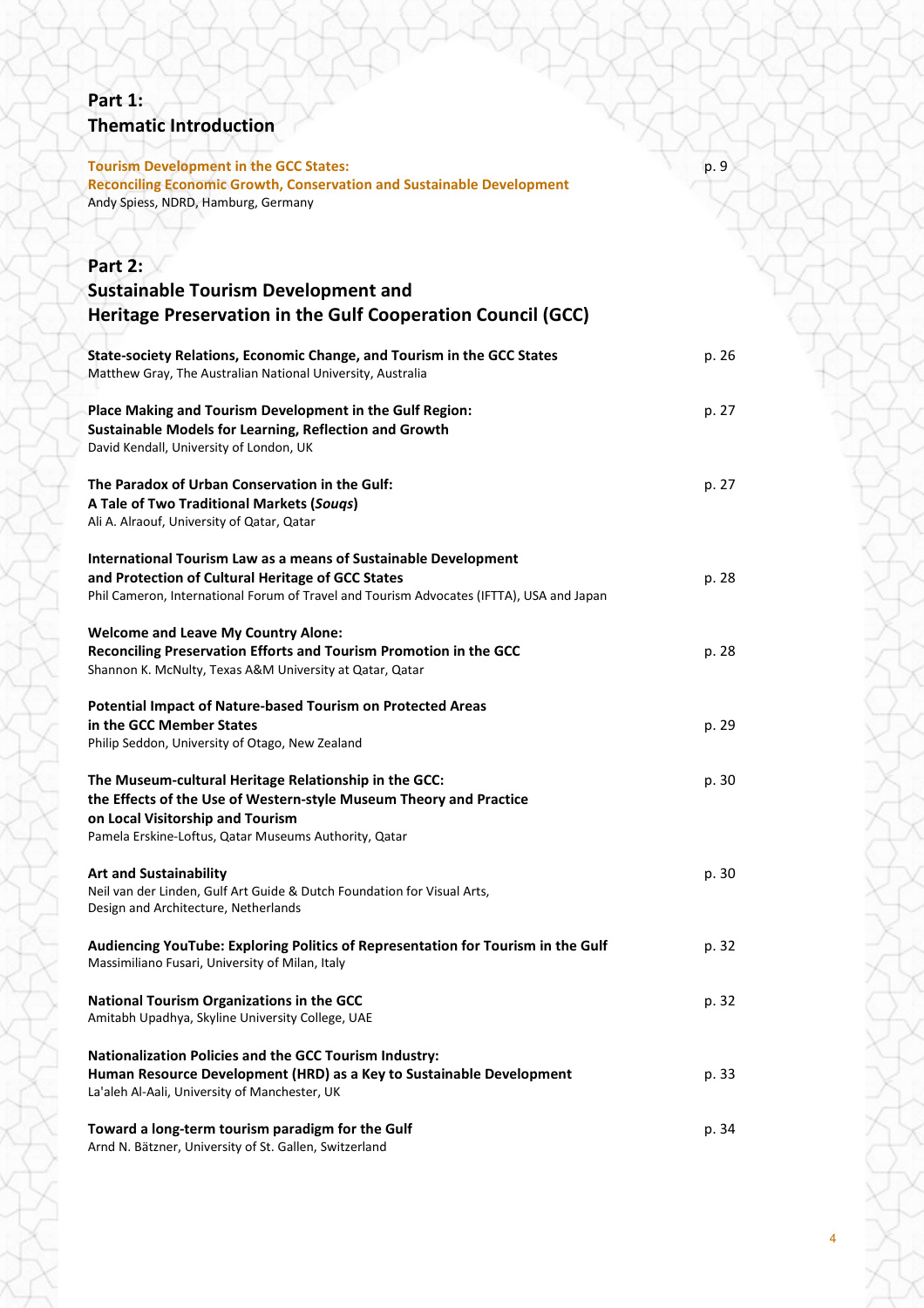## Part 1:
## Thematic Introduction

**Tourism Development in the GCC States:**
**Reconciling Economic Growth, Conservation and Sustainable Development** p. 9
Andy Spiess, NDRD, Hamburg, Germany

## Part 2:
## Sustainable Tourism Development and Heritage Preservation in the Gulf Cooperation Council (GCC)

**State-society Relations, Economic Change, and Tourism in the GCC States** p. 26
Matthew Gray, The Australian National University, Australia

**Place Making and Tourism Development in the Gulf Region:**
**Sustainable Models for Learning, Reflection and Growth** p. 27
David Kendall, University of London, UK

**The Paradox of Urban Conservation in the Gulf:**
**A Tale of Two Traditional Markets (*Souqs*)** p. 27
Ali A. Alraouf, University of Qatar, Qatar

**International Tourism Law as a means of Sustainable Development**
**and Protection of Cultural Heritage of GCC States** p. 28
Phil Cameron, International Forum of Travel and Tourism Advocates (IFTTA), USA and Japan

**Welcome and Leave My Country Alone:**
**Reconciling Preservation Efforts and Tourism Promotion in the GCC** p. 28
Shannon K. McNulty, Texas A&M University at Qatar, Qatar

**Potential Impact of Nature-based Tourism on Protected Areas**
**in the GCC Member States** p. 29
Philip Seddon, University of Otago, New Zealand

**The Museum-cultural Heritage Relationship in the GCC:**
**the Effects of the Use of Western-style Museum Theory and Practice**
**on Local Visitorship and Tourism** p. 30
Pamela Erskine-Loftus, Qatar Museums Authority, Qatar

**Art and Sustainability** p. 30
Neil van der Linden, Gulf Art Guide & Dutch Foundation for Visual Arts, Design and Architecture, Netherlands

**Audiencing YouTube: Exploring Politics of Representation for Tourism in the Gulf** p. 32
Massimiliano Fusari, University of Milan, Italy

**National Tourism Organizations in the GCC** p. 32
Amitabh Upadhya, Skyline University College, UAE

**Nationalization Policies and the GCC Tourism Industry:**
**Human Resource Development (HRD) as a Key to Sustainable Development** p. 33
La'aleh Al-Aali, University of Manchester, UK

**Toward a long-term tourism paradigm for the Gulf** p. 34
Arnd N. Bätzner, University of St. Gallen, Switzerland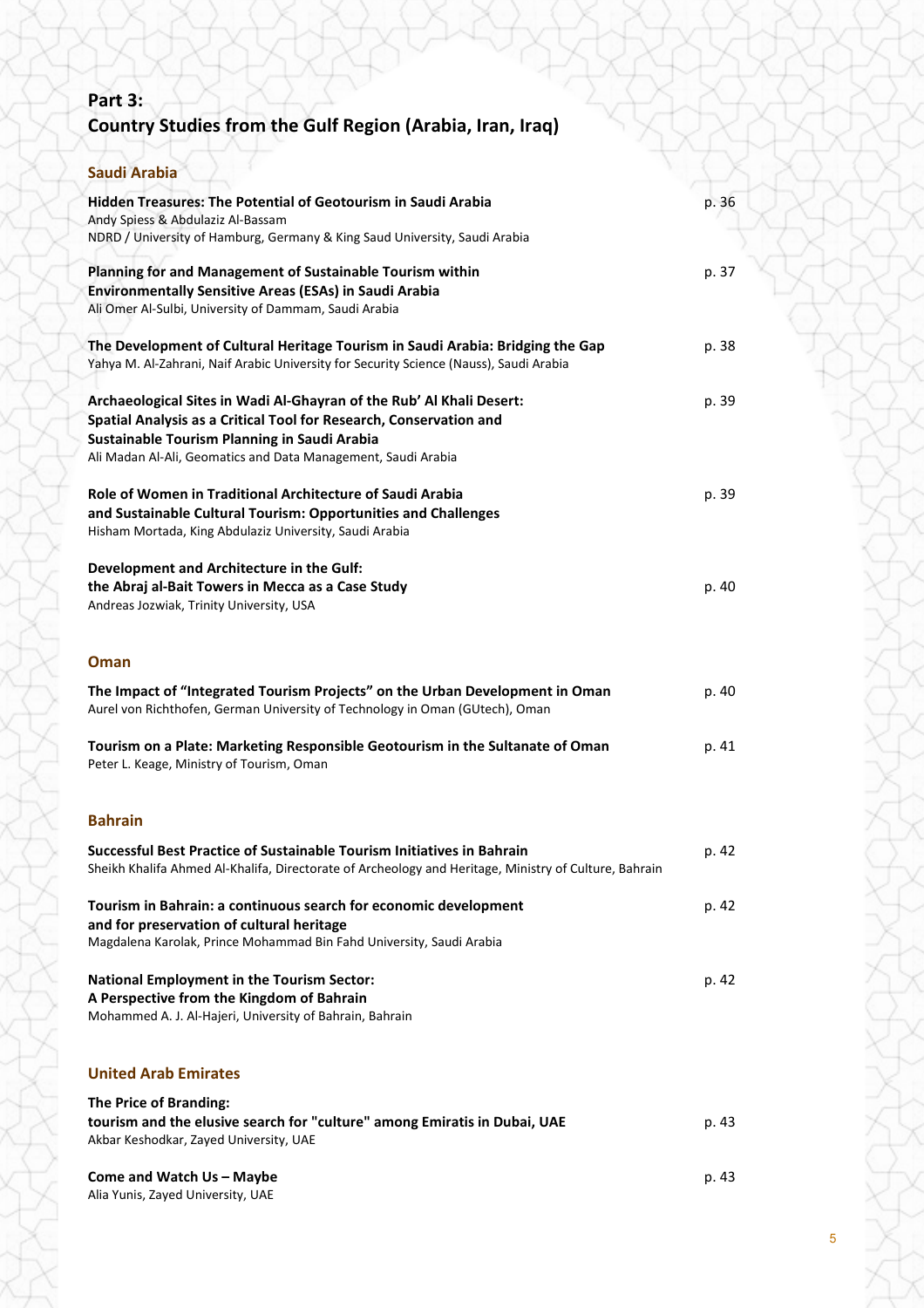## Part 3:
## Country Studies from the Gulf Region (Arabia, Iran, Iraq)

### Saudi Arabia

**Hidden Treasures: The Potential of Geotourism in Saudi Arabia** p. 36
Andy Spiess & Abdulaziz Al-Bassam
NDRD / University of Hamburg, Germany & King Saud University, Saudi Arabia

**Planning for and Management of Sustainable Tourism within Environmentally Sensitive Areas (ESAs) in Saudi Arabia** p. 37
Ali Omer Al-Sulbi, University of Dammam, Saudi Arabia

**The Development of Cultural Heritage Tourism in Saudi Arabia: Bridging the Gap** p. 38
Yahya M. Al-Zahrani, Naif Arabic University for Security Science (Nauss), Saudi Arabia

**Archaeological Sites in Wadi Al-Ghayran of the Rub' Al Khali Desert: Spatial Analysis as a Critical Tool for Research, Conservation and Sustainable Tourism Planning in Saudi Arabia** p. 39
Ali Madan Al-Ali, Geomatics and Data Management, Saudi Arabia

**Role of Women in Traditional Architecture of Saudi Arabia and Sustainable Cultural Tourism: Opportunities and Challenges** p. 39
Hisham Mortada, King Abdulaziz University, Saudi Arabia

**Development and Architecture in the Gulf: the Abraj al-Bait Towers in Mecca as a Case Study** p. 40
Andreas Jozwiak, Trinity University, USA

### Oman

**The Impact of "Integrated Tourism Projects" on the Urban Development in Oman** p. 40
Aurel von Richthofen, German University of Technology in Oman (GUtech), Oman

**Tourism on a Plate: Marketing Responsible Geotourism in the Sultanate of Oman** p. 41
Peter L. Keage, Ministry of Tourism, Oman

### Bahrain

**Successful Best Practice of Sustainable Tourism Initiatives in Bahrain** p. 42
Sheikh Khalifa Ahmed Al-Khalifa, Directorate of Archeology and Heritage, Ministry of Culture, Bahrain

**Tourism in Bahrain: a continuous search for economic development and for preservation of cultural heritage** p. 42
Magdalena Karolak, Prince Mohammad Bin Fahd University, Saudi Arabia

**National Employment in the Tourism Sector: A Perspective from the Kingdom of Bahrain** p. 42
Mohammed A. J. Al-Hajeri, University of Bahrain, Bahrain

### United Arab Emirates

**The Price of Branding: tourism and the elusive search for "culture" among Emiratis in Dubai, UAE** p. 43
Akbar Keshodkar, Zayed University, UAE

**Come and Watch Us – Maybe** p. 43
Alia Yunis, Zayed University, UAE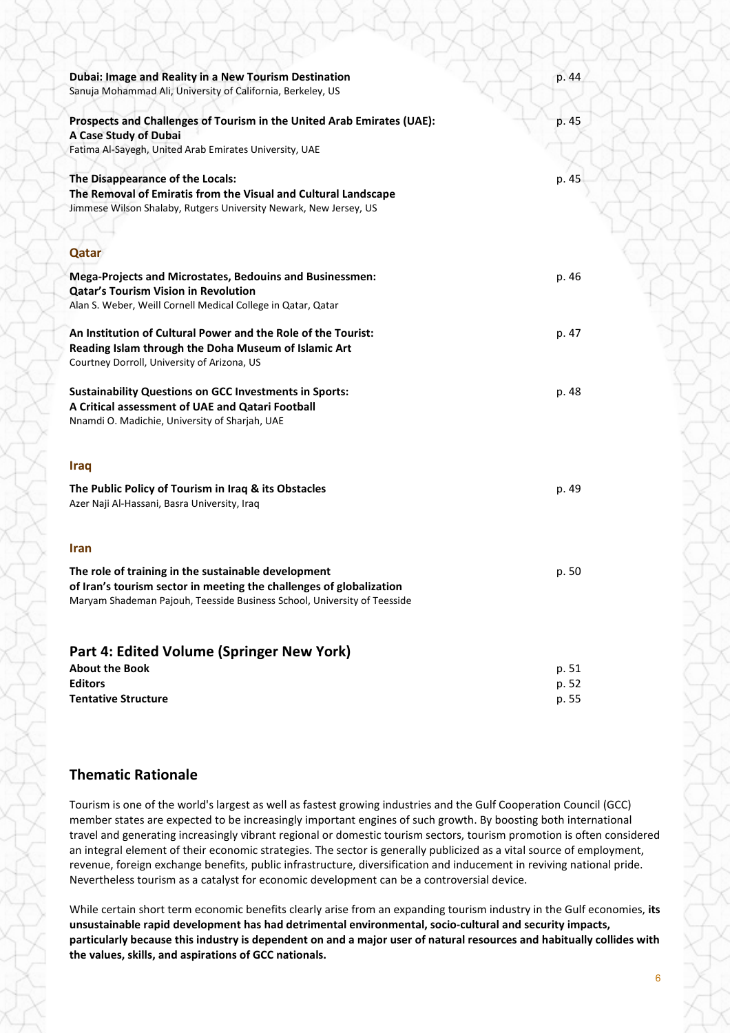**Dubai: Image and Reality in a New Tourism Destination** p. 44
Sanuja Mohammad Ali, University of California, Berkeley, US

**Prospects and Challenges of Tourism in the United Arab Emirates (UAE): A Case Study of Dubai** p. 45
Fatima Al-Sayegh, United Arab Emirates University, UAE

**The Disappearance of the Locals: The Removal of Emiratis from the Visual and Cultural Landscape** p. 45
Jimmese Wilson Shalaby, Rutgers University Newark, New Jersey, US

### Qatar

**Mega-Projects and Microstates, Bedouins and Businessmen: Qatar's Tourism Vision in Revolution** p. 46
Alan S. Weber, Weill Cornell Medical College in Qatar, Qatar

**An Institution of Cultural Power and the Role of the Tourist: Reading Islam through the Doha Museum of Islamic Art** p. 47
Courtney Dorroll, University of Arizona, US

**Sustainability Questions on GCC Investments in Sports: A Critical assessment of UAE and Qatari Football** p. 48
Nnamdi O. Madichie, University of Sharjah, UAE

### Iraq

**The Public Policy of Tourism in Iraq & its Obstacles** p. 49
Azer Naji Al-Hassani, Basra University, Iraq

### Iran

**The role of training in the sustainable development of Iran's tourism sector in meeting the challenges of globalization** p. 50
Maryam Shademan Pajouh, Teesside Business School, University of Teesside

## Part 4: Edited Volume (Springer New York)

**About the Book** p. 51
**Editors** p. 52
**Tentative Structure** p. 55

## Thematic Rationale

Tourism is one of the world's largest as well as fastest growing industries and the Gulf Cooperation Council (GCC) member states are expected to be increasingly important engines of such growth. By boosting both international travel and generating increasingly vibrant regional or domestic tourism sectors, tourism promotion is often considered an integral element of their economic strategies. The sector is generally publicized as a vital source of employment, revenue, foreign exchange benefits, public infrastructure, diversification and inducement in reviving national pride. Nevertheless tourism as a catalyst for economic development can be a controversial device.

While certain short term economic benefits clearly arise from an expanding tourism industry in the Gulf economies, **its unsustainable rapid development has had detrimental environmental, socio-cultural and security impacts, particularly because this industry is dependent on and a major user of natural resources and habitually collides with the values, skills, and aspirations of GCC nationals.**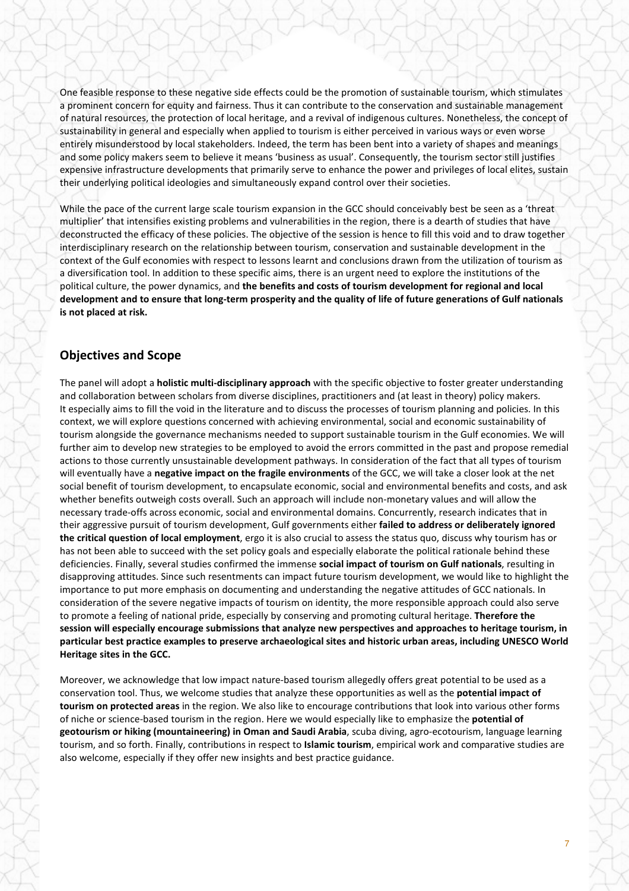One feasible response to these negative side effects could be the promotion of sustainable tourism, which stimulates a prominent concern for equity and fairness. Thus it can contribute to the conservation and sustainable management of natural resources, the protection of local heritage, and a revival of indigenous cultures. Nonetheless, the concept of sustainability in general and especially when applied to tourism is either perceived in various ways or even worse entirely misunderstood by local stakeholders. Indeed, the term has been bent into a variety of shapes and meanings and some policy makers seem to believe it means 'business as usual'. Consequently, the tourism sector still justifies expensive infrastructure developments that primarily serve to enhance the power and privileges of local elites, sustain their underlying political ideologies and simultaneously expand control over their societies.

While the pace of the current large scale tourism expansion in the GCC should conceivably best be seen as a 'threat multiplier' that intensifies existing problems and vulnerabilities in the region, there is a dearth of studies that have deconstructed the efficacy of these policies. The objective of the session is hence to fill this void and to draw together interdisciplinary research on the relationship between tourism, conservation and sustainable development in the context of the Gulf economies with respect to lessons learnt and conclusions drawn from the utilization of tourism as a diversification tool. In addition to these specific aims, there is an urgent need to explore the institutions of the political culture, the power dynamics, and **the benefits and costs of tourism development for regional and local development and to ensure that long-term prosperity and the quality of life of future generations of Gulf nationals is not placed at risk.**

## Objectives and Scope

The panel will adopt a **holistic multi-disciplinary approach** with the specific objective to foster greater understanding and collaboration between scholars from diverse disciplines, practitioners and (at least in theory) policy makers. It especially aims to fill the void in the literature and to discuss the processes of tourism planning and policies. In this context, we will explore questions concerned with achieving environmental, social and economic sustainability of tourism alongside the governance mechanisms needed to support sustainable tourism in the Gulf economies. We will further aim to develop new strategies to be employed to avoid the errors committed in the past and propose remedial actions to those currently unsustainable development pathways. In consideration of the fact that all types of tourism will eventually have a **negative impact on the fragile environments** of the GCC, we will take a closer look at the net social benefit of tourism development, to encapsulate economic, social and environmental benefits and costs, and ask whether benefits outweigh costs overall. Such an approach will include non-monetary values and will allow the necessary trade-offs across economic, social and environmental domains. Concurrently, research indicates that in their aggressive pursuit of tourism development, Gulf governments either **failed to address or deliberately ignored the critical question of local employment**, ergo it is also crucial to assess the status quo, discuss why tourism has or has not been able to succeed with the set policy goals and especially elaborate the political rationale behind these deficiencies. Finally, several studies confirmed the immense **social impact of tourism on Gulf nationals**, resulting in disapproving attitudes. Since such resentments can impact future tourism development, we would like to highlight the importance to put more emphasis on documenting and understanding the negative attitudes of GCC nationals. In consideration of the severe negative impacts of tourism on identity, the more responsible approach could also serve to promote a feeling of national pride, especially by conserving and promoting cultural heritage. **Therefore the session will especially encourage submissions that analyze new perspectives and approaches to heritage tourism, in particular best practice examples to preserve archaeological sites and historic urban areas, including UNESCO World Heritage sites in the GCC.**

Moreover, we acknowledge that low impact nature-based tourism allegedly offers great potential to be used as a conservation tool. Thus, we welcome studies that analyze these opportunities as well as the **potential impact of tourism on protected areas** in the region. We also like to encourage contributions that look into various other forms of niche or science-based tourism in the region. Here we would especially like to emphasize the **potential of geotourism or hiking (mountaineering) in Oman and Saudi Arabia**, scuba diving, agro-ecotourism, language learning tourism, and so forth. Finally, contributions in respect to **Islamic tourism**, empirical work and comparative studies are also welcome, especially if they offer new insights and best practice guidance.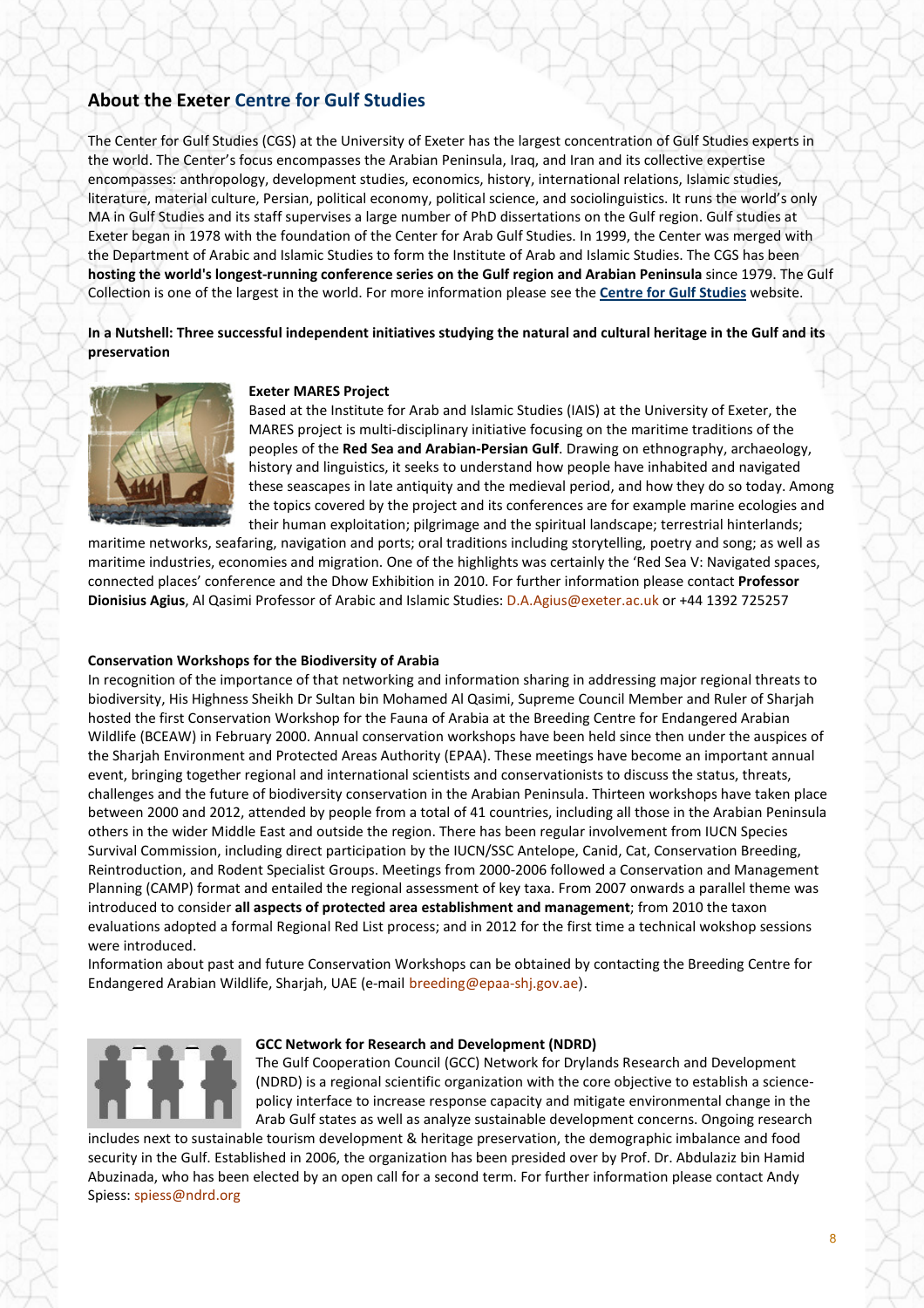## About the Exeter Centre for Gulf Studies

The Center for Gulf Studies (CGS) at the University of Exeter has the largest concentration of Gulf Studies experts in the world. The Center's focus encompasses the Arabian Peninsula, Iraq, and Iran and its collective expertise encompasses: anthropology, development studies, economics, history, international relations, Islamic studies, literature, material culture, Persian, political economy, political science, and sociolinguistics. It runs the world's only MA in Gulf Studies and its staff supervises a large number of PhD dissertations on the Gulf region. Gulf studies at Exeter began in 1978 with the foundation of the Center for Arab Gulf Studies. In 1999, the Center was merged with the Department of Arabic and Islamic Studies to form the Institute of Arab and Islamic Studies. The CGS has been **hosting the world's longest-running conference series on the Gulf region and Arabian Peninsula** since 1979. The Gulf Collection is one of the largest in the world. For more information please see the **Centre for Gulf Studies** website.

**In a Nutshell: Three successful independent initiatives studying the natural and cultural heritage in the Gulf and its preservation**

**Exeter MARES Project**

Based at the Institute for Arab and Islamic Studies (IAIS) at the University of Exeter, the MARES project is multi-disciplinary initiative focusing on the maritime traditions of the peoples of the **Red Sea and Arabian-Persian Gulf**. Drawing on ethnography, archaeology, history and linguistics, it seeks to understand how people have inhabited and navigated these seascapes in late antiquity and the medieval period, and how they do so today. Among the topics covered by the project and its conferences are for example marine ecologies and their human exploitation; pilgrimage and the spiritual landscape; terrestrial hinterlands; maritime networks, seafaring, navigation and ports; oral traditions including storytelling, poetry and song; as well as maritime industries, economies and migration. One of the highlights was certainly the 'Red Sea V: Navigated spaces, connected places' conference and the Dhow Exhibition in 2010. For further information please contact **Professor Dionisius Agius**, Al Qasimi Professor of Arabic and Islamic Studies: D.A.Agius@exeter.ac.uk or +44 1392 725257

**Conservation Workshops for the Biodiversity of Arabia**

In recognition of the importance of that networking and information sharing in addressing major regional threats to biodiversity, His Highness Sheikh Dr Sultan bin Mohamed Al Qasimi, Supreme Council Member and Ruler of Sharjah hosted the first Conservation Workshop for the Fauna of Arabia at the Breeding Centre for Endangered Arabian Wildlife (BCEAW) in February 2000. Annual conservation workshops have been held since then under the auspices of the Sharjah Environment and Protected Areas Authority (EPAA). These meetings have become an important annual event, bringing together regional and international scientists and conservationists to discuss the status, threats, challenges and the future of biodiversity conservation in the Arabian Peninsula. Thirteen workshops have taken place between 2000 and 2012, attended by people from a total of 41 countries, including all those in the Arabian Peninsula others in the wider Middle East and outside the region. There has been regular involvement from IUCN Species Survival Commission, including direct participation by the IUCN/SSC Antelope, Canid, Cat, Conservation Breeding, Reintroduction, and Rodent Specialist Groups. Meetings from 2000-2006 followed a Conservation and Management Planning (CAMP) format and entailed the regional assessment of key taxa. From 2007 onwards a parallel theme was introduced to consider **all aspects of protected area establishment and management**; from 2010 the taxon evaluations adopted a formal Regional Red List process; and in 2012 for the first time a technical wokshop sessions were introduced.

Information about past and future Conservation Workshops can be obtained by contacting the Breeding Centre for Endangered Arabian Wildlife, Sharjah, UAE (e-mail breeding@epaa-shj.gov.ae).

**GCC Network for Research and Development (NDRD)**

The Gulf Cooperation Council (GCC) Network for Drylands Research and Development (NDRD) is a regional scientific organization with the core objective to establish a science-policy interface to increase response capacity and mitigate environmental change in the Arab Gulf states as well as analyze sustainable development concerns. Ongoing research includes next to sustainable tourism development & heritage preservation, the demographic imbalance and food security in the Gulf. Established in 2006, the organization has been presided over by Prof. Dr. Abdulaziz bin Hamid Abuzinada, who has been elected by an open call for a second term. For further information please contact Andy Spiess: spiess@ndrd.org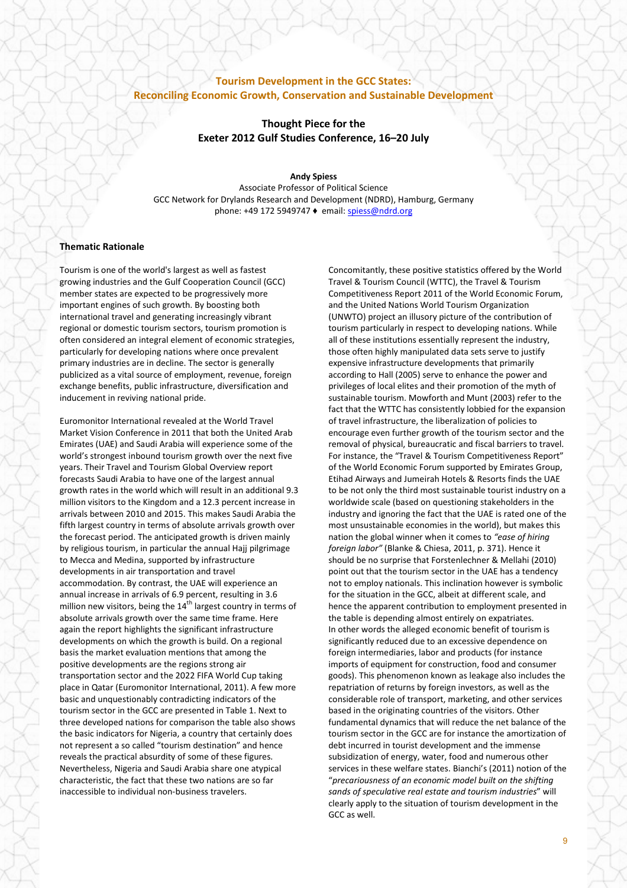## Tourism Development in the GCC States: Reconciling Economic Growth, Conservation and Sustainable Development

### Thought Piece for the Exeter 2012 Gulf Studies Conference, 16–20 July

**Andy Spiess**
Associate Professor of Political Science
GCC Network for Drylands Research and Development (NDRD), Hamburg, Germany
phone: +49 172 5949747 ♦ email: spiess@ndrd.org

#### Thematic Rationale

Tourism is one of the world's largest as well as fastest growing industries and the Gulf Cooperation Council (GCC) member states are expected to be progressively more important engines of such growth. By boosting both international travel and generating increasingly vibrant regional or domestic tourism sectors, tourism promotion is often considered an integral element of economic strategies, particularly for developing nations where once prevalent primary industries are in decline. The sector is generally publicized as a vital source of employment, revenue, foreign exchange benefits, public infrastructure, diversification and inducement in reviving national pride.

Euromonitor International revealed at the World Travel Market Vision Conference in 2011 that both the United Arab Emirates (UAE) and Saudi Arabia will experience some of the world's strongest inbound tourism growth over the next five years. Their Travel and Tourism Global Overview report forecasts Saudi Arabia to have one of the largest annual growth rates in the world which will result in an additional 9.3 million visitors to the Kingdom and a 12.3 percent increase in arrivals between 2010 and 2015. This makes Saudi Arabia the fifth largest country in terms of absolute arrivals growth over the forecast period. The anticipated growth is driven mainly by religious tourism, in particular the annual Hajj pilgrimage to Mecca and Medina, supported by infrastructure developments in air transportation and travel accommodation. By contrast, the UAE will experience an annual increase in arrivals of 6.9 percent, resulting in 3.6 million new visitors, being the 14th largest country in terms of absolute arrivals growth over the same time frame. Here again the report highlights the significant infrastructure developments on which the growth is build. On a regional basis the market evaluation mentions that among the positive developments are the regions strong air transportation sector and the 2022 FIFA World Cup taking place in Qatar (Euromonitor International, 2011). A few more basic and unquestionably contradicting indicators of the tourism sector in the GCC are presented in Table 1. Next to three developed nations for comparison the table also shows the basic indicators for Nigeria, a country that certainly does not represent a so called "tourism destination" and hence reveals the practical absurdity of some of these figures. Nevertheless, Nigeria and Saudi Arabia share one atypical characteristic, the fact that these two nations are so far inaccessible to individual non-business travelers.

Concomitantly, these positive statistics offered by the World Travel & Tourism Council (WTTC), the Travel & Tourism Competitiveness Report 2011 of the World Economic Forum, and the United Nations World Tourism Organization (UNWTO) project an illusory picture of the contribution of tourism particularly in respect to developing nations. While all of these institutions essentially represent the industry, those often highly manipulated data sets serve to justify expensive infrastructure developments that primarily according to Hall (2005) serve to enhance the power and privileges of local elites and their promotion of the myth of sustainable tourism. Mowforth and Munt (2003) refer to the fact that the WTTC has consistently lobbied for the expansion of travel infrastructure, the liberalization of policies to encourage even further growth of the tourism sector and the removal of physical, bureaucratic and fiscal barriers to travel. For instance, the "Travel & Tourism Competitiveness Report" of the World Economic Forum supported by Emirates Group, Etihad Airways and Jumeirah Hotels & Resorts finds the UAE to be not only the third most sustainable tourist industry on a worldwide scale (based on questioning stakeholders in the industry and ignoring the fact that the UAE is rated one of the most unsustainable economies in the world), but makes this nation the global winner when it comes to *"ease of hiring foreign labor"* (Blanke & Chiesa, 2011, p. 371). Hence it should be no surprise that Forstenlechner & Mellahi (2010) point out that the tourism sector in the UAE has a tendency not to employ nationals. This inclination however is symbolic for the situation in the GCC, albeit at different scale, and hence the apparent contribution to employment presented in the table is depending almost entirely on expatriates.
In other words the alleged economic benefit of tourism is significantly reduced due to an excessive dependence on foreign intermediaries, labor and products (for instance imports of equipment for construction, food and consumer goods). This phenomenon known as leakage also includes the repatriation of returns by foreign investors, as well as the considerable role of transport, marketing, and other services based in the originating countries of the visitors. Other fundamental dynamics that will reduce the net balance of the tourism sector in the GCC are for instance the amortization of debt incurred in tourist development and the immense subsidization of energy, water, food and numerous other services in these welfare states. Bianchi's (2011) notion of the "*precariousness of an economic model built on the shifting sands of speculative real estate and tourism industries*" will clearly apply to the situation of tourism development in the GCC as well.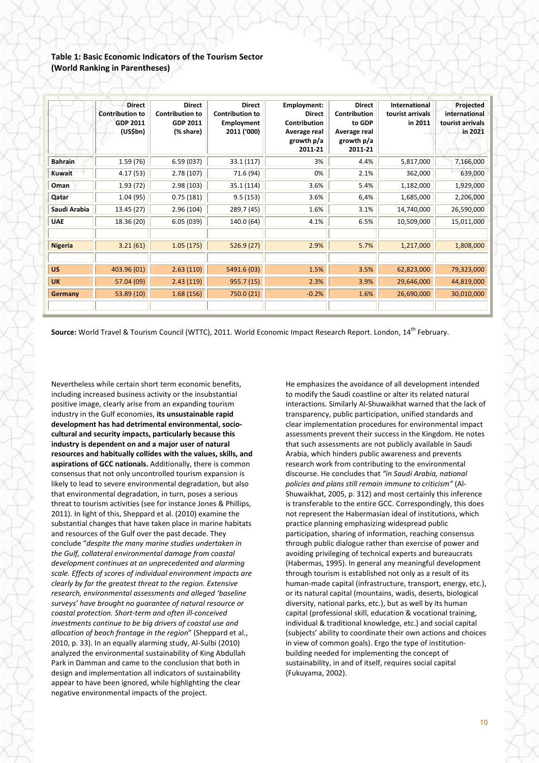**Table 1: Basic Economic Indicators of the Tourism Sector (World Ranking in Parentheses)**

| | Direct Contribution to GDP 2011 (US$bn) | Direct Contribution to GDP 2011 (% share) | Direct Contribution to Employment 2011 ('000) | Employment: Direct Contribution Average real growth p/a 2011-21 | Direct Contribution to GDP Average real growth p/a 2011-21 | International tourist arrivals in 2011 | Projected international tourist arrivals in 2021 |
|---|---|---|---|---|---|---|---|
| **Bahrain** | 1.59 (76) | 6.59 (037) | 33.1 (117) | 3% | 4.4% | 5,817,000 | 7,166,000 |
| **Kuwait** | 4.17 (53) | 2.78 (107) | 71.6 (94) | 0% | 2.1% | 362,000 | 639,000 |
| **Oman** | 1.93 (72) | 2.98 (103) | 35.1 (114) | 3.6% | 5.4% | 1,182,000 | 1,929,000 |
| **Qatar** | 1.04 (95) | 0.75 (181) | 9.5 (153) | 3.6% | 6,4% | 1,685,000 | 2,206,000 |
| **Saudi Arabia** | 13.45 (27) | 2.96 (104) | 289.7 (45) | 1.6% | 3.1% | 14,740,000 | 26,590,000 |
| **UAE** | 18.36 (20) | 6.05 (039) | 140.0 (64) | 4.1% | 6.5% | 10,509,000 | 15,011,000 |
| | | | | | | | |
| **Nigeria** | 3.21 (61) | 1.05 (175) | 526.9 (27) | 2.9% | 5.7% | 1,217,000 | 1,808,000 |
| | | | | | | | |
| **US** | 403.96 (01) | 2.63 (110) | 5491.6 (03) | 1.5% | 3.5% | 62,823,000 | 79,323,000 |
| **UK** | 57.04 (09) | 2.43 (119) | 955.7 (15) | 2.3% | 3.9% | 29,646,000 | 44,819,000 |
| **Germany** | 53.89 (10) | 1.68 (156) | 750.0 (21) | -0.2% | 1.6% | 26,690,000 | 30,010,000 |

**Source:** World Travel & Tourism Council (WTTC), 2011. World Economic Impact Research Report. London, 14th February.

Nevertheless while certain short term economic benefits, including increased business activity or the insubstantial positive image, clearly arise from an expanding tourism industry in the Gulf economies, **its unsustainable rapid development has had detrimental environmental, socio-cultural and security impacts, particularly because this industry is dependent on and a major user of natural resources and habitually collides with the values, skills, and aspirations of GCC nationals.** Additionally, there is common consensus that not only uncontrolled tourism expansion is likely to lead to severe environmental degradation, but also that environmental degradation, in turn, poses a serious threat to tourism activities (see for instance Jones & Phillips, 2011). In light of this, Sheppard et al. (2010) examine the substantial changes that have taken place in marine habitats and resources of the Gulf over the past decade. They conclude "*despite the many marine studies undertaken in the Gulf, collateral environmental damage from coastal development continues at an unprecedented and alarming scale. Effects of scores of individual environment impacts are clearly by far the greatest threat to the region. Extensive research, environmental assessments and alleged 'baseline surveys' have brought no guarantee of natural resource or coastal protection. Short-term and often ill-conceived investments continue to be big drivers of coastal use and allocation of beach frontage in the region*" (Sheppard et al., 2010, p. 33). In an equally alarming study, Al-Sulbi (2010) analyzed the environmental sustainability of King Abdullah Park in Damman and came to the conclusion that both in design and implementation all indicators of sustainability appear to have been ignored, while highlighting the clear negative environmental impacts of the project.

He emphasizes the avoidance of all development intended to modify the Saudi coastline or alter its related natural interactions. Similarly Al-Shuwaikhat warned that the lack of transparency, public participation, unified standards and clear implementation procedures for environmental impact assessments prevent their success in the Kingdom. He notes that such assessments are not publicly available in Saudi Arabia, which hinders public awareness and prevents research work from contributing to the environmental discourse. He concludes that *"in Saudi Arabia, national policies and plans still remain immune to criticism"* (Al-Shuwaikhat, 2005, p. 312) and most certainly this inference is transferable to the entire GCC. Correspondingly, this does not represent the Habermasian ideal of institutions, which practice planning emphasizing widespread public participation, sharing of information, reaching consensus through public dialogue rather than exercise of power and avoiding privileging of technical experts and bureaucrats (Habermas, 1995). In general any meaningful development through tourism is established not only as a result of its human-made capital (infrastructure, transport, energy, etc.), or its natural capital (mountains, wadis, deserts, biological diversity, national parks, etc.), but as well by its human capital (professional skill, education & vocational training, individual & traditional knowledge, etc.) and social capital (subjects' ability to coordinate their own actions and choices in view of common goals). Ergo the type of institution-building needed for implementing the concept of sustainability, in and of itself, requires social capital (Fukuyama, 2002).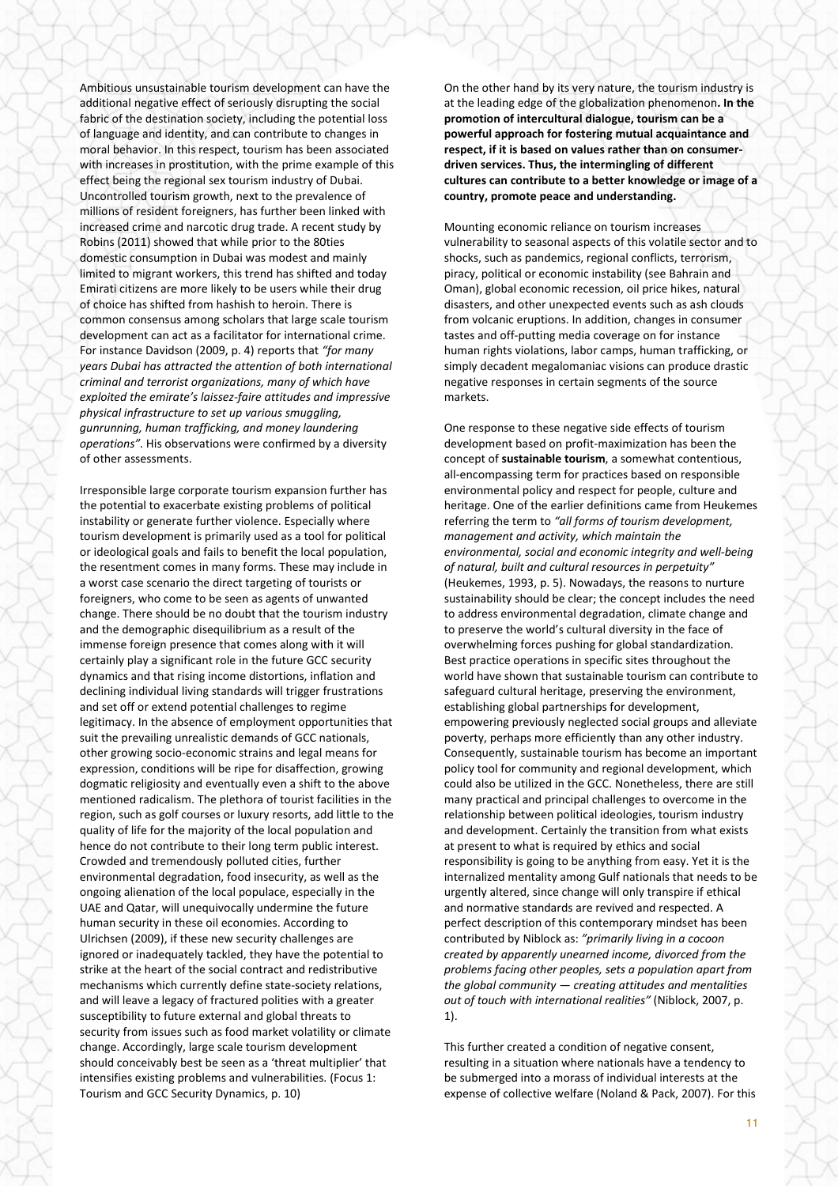Ambitious unsustainable tourism development can have the additional negative effect of seriously disrupting the social fabric of the destination society, including the potential loss of language and identity, and can contribute to changes in moral behavior. In this respect, tourism has been associated with increases in prostitution, with the prime example of this effect being the regional sex tourism industry of Dubai. Uncontrolled tourism growth, next to the prevalence of millions of resident foreigners, has further been linked with increased crime and narcotic drug trade. A recent study by Robins (2011) showed that while prior to the 80ties domestic consumption in Dubai was modest and mainly limited to migrant workers, this trend has shifted and today Emirati citizens are more likely to be users while their drug of choice has shifted from hashish to heroin. There is common consensus among scholars that large scale tourism development can act as a facilitator for international crime. For instance Davidson (2009, p. 4) reports that *"for many years Dubai has attracted the attention of both international criminal and terrorist organizations, many of which have exploited the emirate's laissez-faire attitudes and impressive physical infrastructure to set up various smuggling, gunrunning, human trafficking, and money laundering operations"*. His observations were confirmed by a diversity of other assessments.

Irresponsible large corporate tourism expansion further has the potential to exacerbate existing problems of political instability or generate further violence. Especially where tourism development is primarily used as a tool for political or ideological goals and fails to benefit the local population, the resentment comes in many forms. These may include in a worst case scenario the direct targeting of tourists or foreigners, who come to be seen as agents of unwanted change. There should be no doubt that the tourism industry and the demographic disequilibrium as a result of the immense foreign presence that comes along with it will certainly play a significant role in the future GCC security dynamics and that rising income distortions, inflation and declining individual living standards will trigger frustrations and set off or extend potential challenges to regime legitimacy. In the absence of employment opportunities that suit the prevailing unrealistic demands of GCC nationals, other growing socio-economic strains and legal means for expression, conditions will be ripe for disaffection, growing dogmatic religiosity and eventually even a shift to the above mentioned radicalism. The plethora of tourist facilities in the region, such as golf courses or luxury resorts, add little to the quality of life for the majority of the local population and hence do not contribute to their long term public interest. Crowded and tremendously polluted cities, further environmental degradation, food insecurity, as well as the ongoing alienation of the local populace, especially in the UAE and Qatar, will unequivocally undermine the future human security in these oil economies. According to Ulrichsen (2009), if these new security challenges are ignored or inadequately tackled, they have the potential to strike at the heart of the social contract and redistributive mechanisms which currently define state-society relations, and will leave a legacy of fractured polities with a greater susceptibility to future external and global threats to security from issues such as food market volatility or climate change. Accordingly, large scale tourism development should conceivably best be seen as a 'threat multiplier' that intensifies existing problems and vulnerabilities. (Focus 1: Tourism and GCC Security Dynamics, p. 10)

On the other hand by its very nature, the tourism industry is at the leading edge of the globalization phenomenon**. In the promotion of intercultural dialogue, tourism can be a powerful approach for fostering mutual acquaintance and respect, if it is based on values rather than on consumer-driven services. Thus, the intermingling of different cultures can contribute to a better knowledge or image of a country, promote peace and understanding.**

Mounting economic reliance on tourism increases vulnerability to seasonal aspects of this volatile sector and to shocks, such as pandemics, regional conflicts, terrorism, piracy, political or economic instability (see Bahrain and Oman), global economic recession, oil price hikes, natural disasters, and other unexpected events such as ash clouds from volcanic eruptions. In addition, changes in consumer tastes and off-putting media coverage on for instance human rights violations, labor camps, human trafficking, or simply decadent megalomaniac visions can produce drastic negative responses in certain segments of the source markets.

One response to these negative side effects of tourism development based on profit-maximization has been the concept of **sustainable tourism**, a somewhat contentious, all-encompassing term for practices based on responsible environmental policy and respect for people, culture and heritage. One of the earlier definitions came from Heukemes referring the term to *"all forms of tourism development, management and activity, which maintain the environmental, social and economic integrity and well-being of natural, built and cultural resources in perpetuity"* (Heukemes, 1993, p. 5). Nowadays, the reasons to nurture sustainability should be clear; the concept includes the need to address environmental degradation, climate change and to preserve the world's cultural diversity in the face of overwhelming forces pushing for global standardization. Best practice operations in specific sites throughout the world have shown that sustainable tourism can contribute to safeguard cultural heritage, preserving the environment, establishing global partnerships for development, empowering previously neglected social groups and alleviate poverty, perhaps more efficiently than any other industry. Consequently, sustainable tourism has become an important policy tool for community and regional development, which could also be utilized in the GCC. Nonetheless, there are still many practical and principal challenges to overcome in the relationship between political ideologies, tourism industry and development. Certainly the transition from what exists at present to what is required by ethics and social responsibility is going to be anything from easy. Yet it is the internalized mentality among Gulf nationals that needs to be urgently altered, since change will only transpire if ethical and normative standards are revived and respected. A perfect description of this contemporary mindset has been contributed by Niblock as: *"primarily living in a cocoon created by apparently unearned income, divorced from the problems facing other peoples, sets a population apart from the global community — creating attitudes and mentalities out of touch with international realities"* (Niblock, 2007, p. 1).

This further created a condition of negative consent, resulting in a situation where nationals have a tendency to be submerged into a morass of individual interests at the expense of collective welfare (Noland & Pack, 2007). For this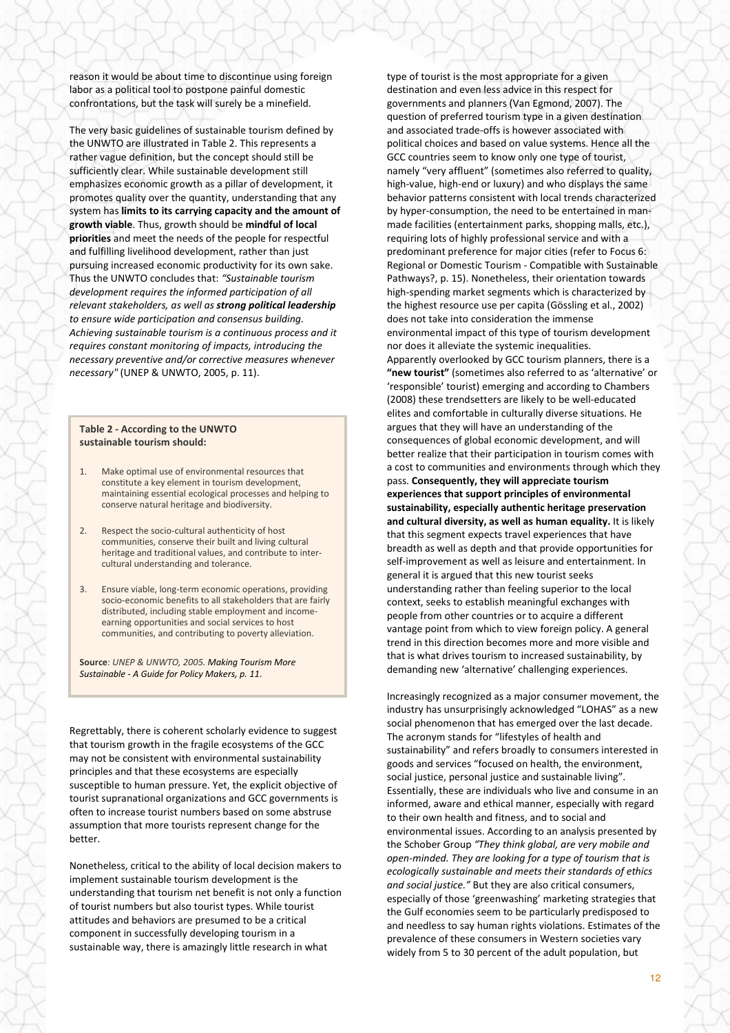reason it would be about time to discontinue using foreign labor as a political tool to postpone painful domestic confrontations, but the task will surely be a minefield.

The very basic guidelines of sustainable tourism defined by the UNWTO are illustrated in Table 2. This represents a rather vague definition, but the concept should still be sufficiently clear. While sustainable development still emphasizes economic growth as a pillar of development, it promotes quality over the quantity, understanding that any system has **limits to its carrying capacity and the amount of growth viable**. Thus, growth should be **mindful of local priorities** and meet the needs of the people for respectful and fulfilling livelihood development, rather than just pursuing increased economic productivity for its own sake. Thus the UNWTO concludes that: *"Sustainable tourism development requires the informed participation of all relevant stakeholders, as well as* ***strong political leadership*** *to ensure wide participation and consensus building. Achieving sustainable tourism is a continuous process and it requires constant monitoring of impacts, introducing the necessary preventive and/or corrective measures whenever necessary"* (UNEP & UNWTO, 2005, p. 11).

**Table 2 - According to the UNWTO sustainable tourism should:**

1. Make optimal use of environmental resources that constitute a key element in tourism development, maintaining essential ecological processes and helping to conserve natural heritage and biodiversity.
2. Respect the socio-cultural authenticity of host communities, conserve their built and living cultural heritage and traditional values, and contribute to inter-cultural understanding and tolerance.
3. Ensure viable, long-term economic operations, providing socio-economic benefits to all stakeholders that are fairly distributed, including stable employment and income-earning opportunities and social services to host communities, and contributing to poverty alleviation.

**Source**: *UNEP & UNWTO, 2005. Making Tourism More Sustainable - A Guide for Policy Makers, p. 11.*

Regrettably, there is coherent scholarly evidence to suggest that tourism growth in the fragile ecosystems of the GCC may not be consistent with environmental sustainability principles and that these ecosystems are especially susceptible to human pressure. Yet, the explicit objective of tourist supranational organizations and GCC governments is often to increase tourist numbers based on some abstruse assumption that more tourists represent change for the better.

Nonetheless, critical to the ability of local decision makers to implement sustainable tourism development is the understanding that tourism net benefit is not only a function of tourist numbers but also tourist types. While tourist attitudes and behaviors are presumed to be a critical component in successfully developing tourism in a sustainable way, there is amazingly little research in what type of tourist is the most appropriate for a given destination and even less advice in this respect for governments and planners (Van Egmond, 2007). The question of preferred tourism type in a given destination and associated trade-offs is however associated with political choices and based on value systems. Hence all the GCC countries seem to know only one type of tourist, namely "very affluent" (sometimes also referred to quality, high-value, high-end or luxury) and who displays the same behavior patterns consistent with local trends characterized by hyper-consumption, the need to be entertained in man-made facilities (entertainment parks, shopping malls, etc.), requiring lots of highly professional service and with a predominant preference for major cities (refer to Focus 6: Regional or Domestic Tourism - Compatible with Sustainable Pathways?, p. 15). Nonetheless, their orientation towards high-spending market segments which is characterized by the highest resource use per capita (Gössling et al., 2002) does not take into consideration the immense environmental impact of this type of tourism development nor does it alleviate the systemic inequalities.

Apparently overlooked by GCC tourism planners, there is a **"new tourist"** (sometimes also referred to as 'alternative' or 'responsible' tourist) emerging and according to Chambers (2008) these trendsetters are likely to be well-educated elites and comfortable in culturally diverse situations. He argues that they will have an understanding of the consequences of global economic development, and will better realize that their participation in tourism comes with a cost to communities and environments through which they pass. **Consequently, they will appreciate tourism experiences that support principles of environmental sustainability, especially authentic heritage preservation and cultural diversity, as well as human equality.** It is likely that this segment expects travel experiences that have breadth as well as depth and that provide opportunities for self-improvement as well as leisure and entertainment. In general it is argued that this new tourist seeks understanding rather than feeling superior to the local context, seeks to establish meaningful exchanges with people from other countries or to acquire a different vantage point from which to view foreign policy. A general trend in this direction becomes more and more visible and that is what drives tourism to increased sustainability, by demanding new 'alternative' challenging experiences.

Increasingly recognized as a major consumer movement, the industry has unsurprisingly acknowledged "LOHAS" as a new social phenomenon that has emerged over the last decade. The acronym stands for "lifestyles of health and sustainability" and refers broadly to consumers interested in goods and services "focused on health, the environment, social justice, personal justice and sustainable living". Essentially, these are individuals who live and consume in an informed, aware and ethical manner, especially with regard to their own health and fitness, and to social and environmental issues. According to an analysis presented by the Schober Group *"They think global, are very mobile and open-minded. They are looking for a type of tourism that is ecologically sustainable and meets their standards of ethics and social justice."* But they are also critical consumers, especially of those 'greenwashing' marketing strategies that the Gulf economies seem to be particularly predisposed to and needless to say human rights violations. Estimates of the prevalence of these consumers in Western societies vary widely from 5 to 30 percent of the adult population, but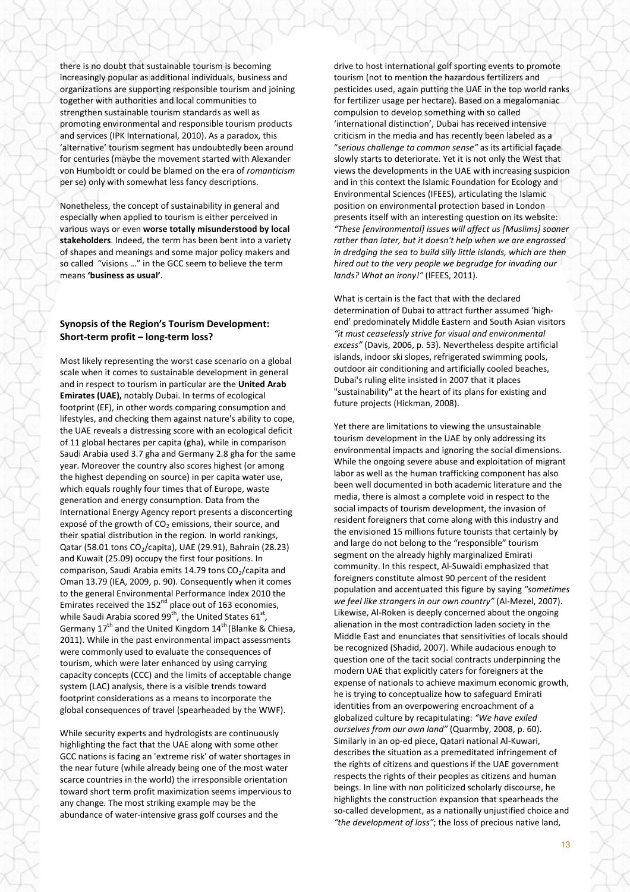there is no doubt that sustainable tourism is becoming increasingly popular as additional individuals, business and organizations are supporting responsible tourism and joining together with authorities and local communities to strengthen sustainable tourism standards as well as promoting environmental and responsible tourism products and services (IPK International, 2010). As a paradox, this 'alternative' tourism segment has undoubtedly been around for centuries (maybe the movement started with Alexander von Humboldt or could be blamed on the era of *romanticism* per se) only with somewhat less fancy descriptions.

Nonetheless, the concept of sustainability in general and especially when applied to tourism is either perceived in various ways or even **worse totally misunderstood by local stakeholders**. Indeed, the term has been bent into a variety of shapes and meanings and some major policy makers and so called "visions …" in the GCC seem to believe the term means **'business as usual'**.

### Synopsis of the Region's Tourism Development: Short-term profit – long-term loss?

Most likely representing the worst case scenario on a global scale when it comes to sustainable development in general and in respect to tourism in particular are the **United Arab Emirates (UAE),** notably Dubai. In terms of ecological footprint (EF), in other words comparing consumption and lifestyles, and checking them against nature's ability to cope, the UAE reveals a distressing score with an ecological deficit of 11 global hectares per capita (gha), while in comparison Saudi Arabia used 3.7 gha and Germany 2.8 gha for the same year. Moreover the country also scores highest (or among the highest depending on source) in per capita water use, which equals roughly four times that of Europe, waste generation and energy consumption. Data from the International Energy Agency report presents a disconcerting exposé of the growth of $CO_2$ emissions, their source, and their spatial distribution in the region. In world rankings, Qatar (58.01 tons $CO_2$/capita), UAE (29.91), Bahrain (28.23) and Kuwait (25.09) occupy the first four positions. In comparison, Saudi Arabia emits 14.79 tons $CO_2$/capita and Oman 13.79 (IEA, 2009, p. 90). Consequently when it comes to the general Environmental Performance Index 2010 the Emirates received the 152nd place out of 163 economies, while Saudi Arabia scored 99th, the United States 61st, Germany 17th and the United Kingdom 14th (Blanke & Chiesa, 2011). While in the past environmental impact assessments were commonly used to evaluate the consequences of tourism, which were later enhanced by using carrying capacity concepts (CCC) and the limits of acceptable change system (LAC) analysis, there is a visible trends toward footprint considerations as a means to incorporate the global consequences of travel (spearheaded by the WWF).

While security experts and hydrologists are continuously highlighting the fact that the UAE along with some other GCC nations is facing an 'extreme risk' of water shortages in the near future (while already being one of the most water scarce countries in the world) the irresponsible orientation toward short term profit maximization seems impervious to any change. The most striking example may be the abundance of water-intensive grass golf courses and the drive to host international golf sporting events to promote tourism (not to mention the hazardous fertilizers and pesticides used, again putting the UAE in the top world ranks for fertilizer usage per hectare). Based on a megalomaniac compulsion to develop something with so called 'international distinction', Dubai has received intensive criticism in the media and has recently been labeled as a "*serious challenge to common sense"* as its artificial façade slowly starts to deteriorate. Yet it is not only the West that views the developments in the UAE with increasing suspicion and in this context the Islamic Foundation for Ecology and Environmental Sciences (IFEES), articulating the Islamic position on environmental protection based in London presents itself with an interesting question on its website: *"These [environmental] issues will affect us [Muslims] sooner rather than later, but it doesn't help when we are engrossed in dredging the sea to build silly little islands, which are then hired out to the very people we begrudge for invading our lands? What an irony!"* (IFEES, 2011).

What is certain is the fact that with the declared determination of Dubai to attract further assumed 'high-end' predominately Middle Eastern and South Asian visitors *"it must ceaselessly strive for visual and environmental excess"* (Davis, 2006, p. 53). Nevertheless despite artificial islands, indoor ski slopes, refrigerated swimming pools, outdoor air conditioning and artificially cooled beaches, Dubai's ruling elite insisted in 2007 that it places "sustainability" at the heart of its plans for existing and future projects (Hickman, 2008).

Yet there are limitations to viewing the unsustainable tourism development in the UAE by only addressing its environmental impacts and ignoring the social dimensions. While the ongoing severe abuse and exploitation of migrant labor as well as the human trafficking component has also been well documented in both academic literature and the media, there is almost a complete void in respect to the social impacts of tourism development, the invasion of resident foreigners that come along with this industry and the envisioned 15 millions future tourists that certainly by and large do not belong to the "responsible" tourism segment on the already highly marginalized Emirati community. In this respect, Al-Suwaidi emphasized that foreigners constitute almost 90 percent of the resident population and accentuated this figure by saying *"sometimes we feel like strangers in our own country"* (Al-Mezel, 2007). Likewise, Al-Roken is deeply concerned about the ongoing alienation in the most contradiction laden society in the Middle East and enunciates that sensitivities of locals should be recognized (Shadid, 2007). While audacious enough to question one of the tacit social contracts underpinning the modern UAE that explicitly caters for foreigners at the expense of nationals to achieve maximum economic growth, he is trying to conceptualize how to safeguard Emirati identities from an overpowering encroachment of a globalized culture by recapitulating: *"We have exiled ourselves from our own land"* (Quarmby, 2008, p. 60). Similarly in an op-ed piece, Qatari national Al-Kuwari, describes the situation as a premeditated infringement of the rights of citizens and questions if the UAE government respects the rights of their peoples as citizens and human beings. In line with non politicized scholarly discourse, he highlights the construction expansion that spearheads the so-called development, as a nationally unjustified choice and *"the development of loss"*; the loss of precious native land,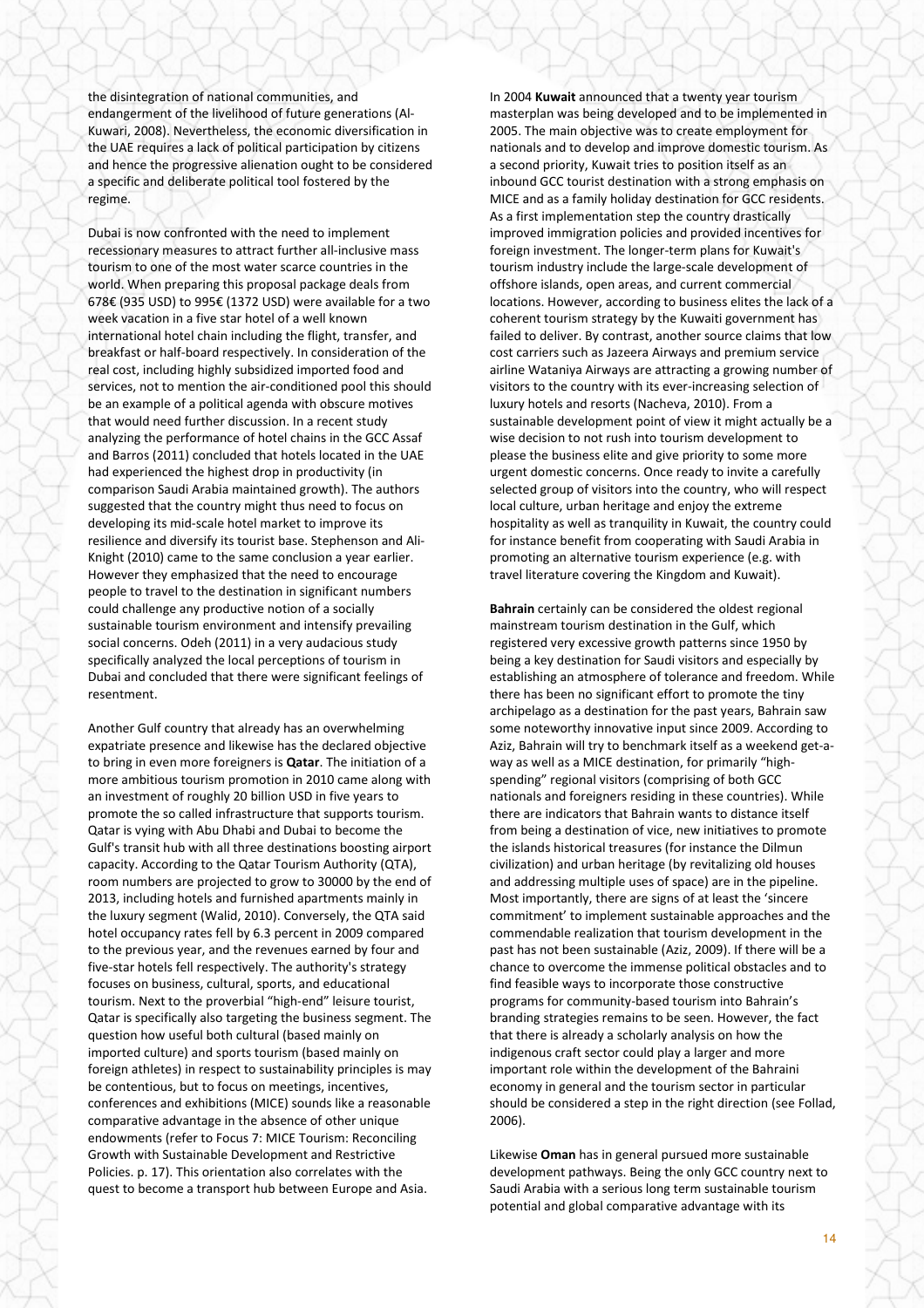the disintegration of national communities, and endangerment of the livelihood of future generations (Al-Kuwari, 2008). Nevertheless, the economic diversification in the UAE requires a lack of political participation by citizens and hence the progressive alienation ought to be considered a specific and deliberate political tool fostered by the regime.

Dubai is now confronted with the need to implement recessionary measures to attract further all-inclusive mass tourism to one of the most water scarce countries in the world. When preparing this proposal package deals from 678€ (935 USD) to 995€ (1372 USD) were available for a two week vacation in a five star hotel of a well known international hotel chain including the flight, transfer, and breakfast or half-board respectively. In consideration of the real cost, including highly subsidized imported food and services, not to mention the air-conditioned pool this should be an example of a political agenda with obscure motives that would need further discussion. In a recent study analyzing the performance of hotel chains in the GCC Assaf and Barros (2011) concluded that hotels located in the UAE had experienced the highest drop in productivity (in comparison Saudi Arabia maintained growth). The authors suggested that the country might thus need to focus on developing its mid-scale hotel market to improve its resilience and diversify its tourist base. Stephenson and Ali-Knight (2010) came to the same conclusion a year earlier. However they emphasized that the need to encourage people to travel to the destination in significant numbers could challenge any productive notion of a socially sustainable tourism environment and intensify prevailing social concerns. Odeh (2011) in a very audacious study specifically analyzed the local perceptions of tourism in Dubai and concluded that there were significant feelings of resentment.

Another Gulf country that already has an overwhelming expatriate presence and likewise has the declared objective to bring in even more foreigners is **Qatar**. The initiation of a more ambitious tourism promotion in 2010 came along with an investment of roughly 20 billion USD in five years to promote the so called infrastructure that supports tourism. Qatar is vying with Abu Dhabi and Dubai to become the Gulf's transit hub with all three destinations boosting airport capacity. According to the Qatar Tourism Authority (QTA), room numbers are projected to grow to 30000 by the end of 2013, including hotels and furnished apartments mainly in the luxury segment (Walid, 2010). Conversely, the QTA said hotel occupancy rates fell by 6.3 percent in 2009 compared to the previous year, and the revenues earned by four and five-star hotels fell respectively. The authority's strategy focuses on business, cultural, sports, and educational tourism. Next to the proverbial "high-end" leisure tourist, Qatar is specifically also targeting the business segment. The question how useful both cultural (based mainly on imported culture) and sports tourism (based mainly on foreign athletes) in respect to sustainability principles is may be contentious, but to focus on meetings, incentives, conferences and exhibitions (MICE) sounds like a reasonable comparative advantage in the absence of other unique endowments (refer to Focus 7: MICE Tourism: Reconciling Growth with Sustainable Development and Restrictive Policies. p. 17). This orientation also correlates with the quest to become a transport hub between Europe and Asia.

In 2004 **Kuwait** announced that a twenty year tourism masterplan was being developed and to be implemented in 2005. The main objective was to create employment for nationals and to develop and improve domestic tourism. As a second priority, Kuwait tries to position itself as an inbound GCC tourist destination with a strong emphasis on MICE and as a family holiday destination for GCC residents. As a first implementation step the country drastically improved immigration policies and provided incentives for foreign investment. The longer-term plans for Kuwait's tourism industry include the large-scale development of offshore islands, open areas, and current commercial locations. However, according to business elites the lack of a coherent tourism strategy by the Kuwaiti government has failed to deliver. By contrast, another source claims that low cost carriers such as Jazeera Airways and premium service airline Wataniya Airways are attracting a growing number of visitors to the country with its ever-increasing selection of luxury hotels and resorts (Nacheva, 2010). From a sustainable development point of view it might actually be a wise decision to not rush into tourism development to please the business elite and give priority to some more urgent domestic concerns. Once ready to invite a carefully selected group of visitors into the country, who will respect local culture, urban heritage and enjoy the extreme hospitality as well as tranquility in Kuwait, the country could for instance benefit from cooperating with Saudi Arabia in promoting an alternative tourism experience (e.g. with travel literature covering the Kingdom and Kuwait).

**Bahrain** certainly can be considered the oldest regional mainstream tourism destination in the Gulf, which registered very excessive growth patterns since 1950 by being a key destination for Saudi visitors and especially by establishing an atmosphere of tolerance and freedom. While there has been no significant effort to promote the tiny archipelago as a destination for the past years, Bahrain saw some noteworthy innovative input since 2009. According to Aziz, Bahrain will try to benchmark itself as a weekend get-a-way as well as a MICE destination, for primarily "high-spending" regional visitors (comprising of both GCC nationals and foreigners residing in these countries). While there are indicators that Bahrain wants to distance itself from being a destination of vice, new initiatives to promote the islands historical treasures (for instance the Dilmun civilization) and urban heritage (by revitalizing old houses and addressing multiple uses of space) are in the pipeline. Most importantly, there are signs of at least the 'sincere commitment' to implement sustainable approaches and the commendable realization that tourism development in the past has not been sustainable (Aziz, 2009). If there will be a chance to overcome the immense political obstacles and to find feasible ways to incorporate those constructive programs for community-based tourism into Bahrain's branding strategies remains to be seen. However, the fact that there is already a scholarly analysis on how the indigenous craft sector could play a larger and more important role within the development of the Bahraini economy in general and the tourism sector in particular should be considered a step in the right direction (see Follad, 2006).

Likewise **Oman** has in general pursued more sustainable development pathways. Being the only GCC country next to Saudi Arabia with a serious long term sustainable tourism potential and global comparative advantage with its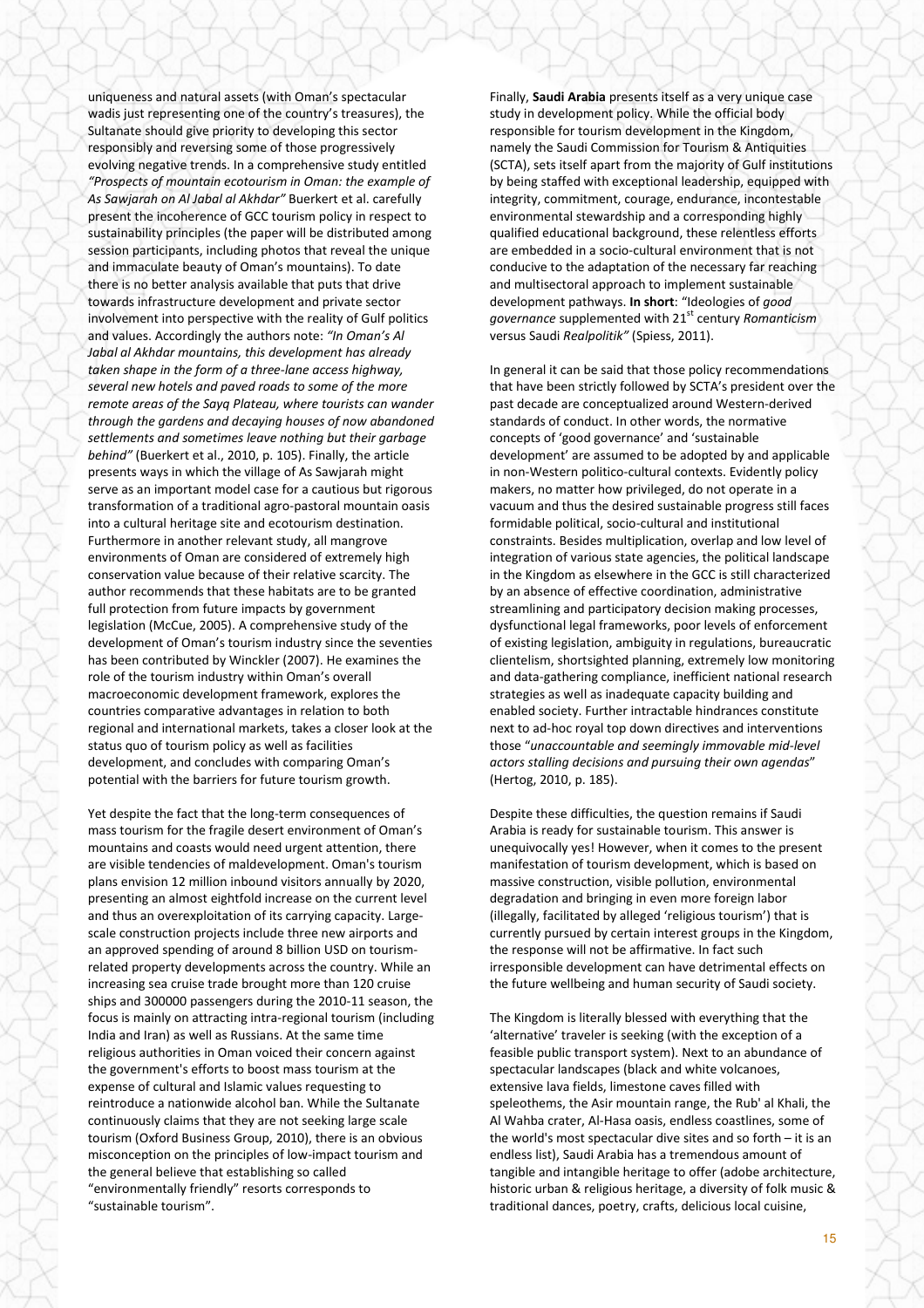uniqueness and natural assets (with Oman's spectacular wadis just representing one of the country's treasures), the Sultanate should give priority to developing this sector responsibly and reversing some of those progressively evolving negative trends. In a comprehensive study entitled *"Prospects of mountain ecotourism in Oman: the example of As Sawjarah on Al Jabal al Akhdar"* Buerkert et al. carefully present the incoherence of GCC tourism policy in respect to sustainability principles (the paper will be distributed among session participants, including photos that reveal the unique and immaculate beauty of Oman's mountains). To date there is no better analysis available that puts that drive towards infrastructure development and private sector involvement into perspective with the reality of Gulf politics and values. Accordingly the authors note: *"In Oman's Al Jabal al Akhdar mountains, this development has already taken shape in the form of a three-lane access highway, several new hotels and paved roads to some of the more remote areas of the Sayq Plateau, where tourists can wander through the gardens and decaying houses of now abandoned settlements and sometimes leave nothing but their garbage behind"* (Buerkert et al., 2010, p. 105). Finally, the article presents ways in which the village of As Sawjarah might serve as an important model case for a cautious but rigorous transformation of a traditional agro-pastoral mountain oasis into a cultural heritage site and ecotourism destination. Furthermore in another relevant study, all mangrove environments of Oman are considered of extremely high conservation value because of their relative scarcity. The author recommends that these habitats are to be granted full protection from future impacts by government legislation (McCue, 2005). A comprehensive study of the development of Oman's tourism industry since the seventies has been contributed by Winckler (2007). He examines the role of the tourism industry within Oman's overall macroeconomic development framework, explores the countries comparative advantages in relation to both regional and international markets, takes a closer look at the status quo of tourism policy as well as facilities development, and concludes with comparing Oman's potential with the barriers for future tourism growth.

Yet despite the fact that the long-term consequences of mass tourism for the fragile desert environment of Oman's mountains and coasts would need urgent attention, there are visible tendencies of maldevelopment. Oman's tourism plans envision 12 million inbound visitors annually by 2020, presenting an almost eightfold increase on the current level and thus an overexploitation of its carrying capacity. Large-scale construction projects include three new airports and an approved spending of around 8 billion USD on tourism-related property developments across the country. While an increasing sea cruise trade brought more than 120 cruise ships and 300000 passengers during the 2010-11 season, the focus is mainly on attracting intra-regional tourism (including India and Iran) as well as Russians. At the same time religious authorities in Oman voiced their concern against the government's efforts to boost mass tourism at the expense of cultural and Islamic values requesting to reintroduce a nationwide alcohol ban. While the Sultanate continuously claims that they are not seeking large scale tourism (Oxford Business Group, 2010), there is an obvious misconception on the principles of low-impact tourism and the general believe that establishing so called "environmentally friendly" resorts corresponds to "sustainable tourism".

Finally, **Saudi Arabia** presents itself as a very unique case study in development policy. While the official body responsible for tourism development in the Kingdom, namely the Saudi Commission for Tourism & Antiquities (SCTA), sets itself apart from the majority of Gulf institutions by being staffed with exceptional leadership, equipped with integrity, commitment, courage, endurance, incontestable environmental stewardship and a corresponding highly qualified educational background, these relentless efforts are embedded in a socio-cultural environment that is not conducive to the adaptation of the necessary far reaching and multisectoral approach to implement sustainable development pathways. **In short**: "Ideologies of *good governance* supplemented with 21st century *Romanticism* versus Saudi *Realpolitik"* (Spiess, 2011).

In general it can be said that those policy recommendations that have been strictly followed by SCTA's president over the past decade are conceptualized around Western-derived standards of conduct. In other words, the normative concepts of 'good governance' and 'sustainable development' are assumed to be adopted by and applicable in non-Western politico-cultural contexts. Evidently policy makers, no matter how privileged, do not operate in a vacuum and thus the desired sustainable progress still faces formidable political, socio-cultural and institutional constraints. Besides multiplication, overlap and low level of integration of various state agencies, the political landscape in the Kingdom as elsewhere in the GCC is still characterized by an absence of effective coordination, administrative streamlining and participatory decision making processes, dysfunctional legal frameworks, poor levels of enforcement of existing legislation, ambiguity in regulations, bureaucratic clientelism, shortsighted planning, extremely low monitoring and data-gathering compliance, inefficient national research strategies as well as inadequate capacity building and enabled society. Further intractable hindrances constitute next to ad-hoc royal top down directives and interventions those "*unaccountable and seemingly immovable mid-level actors stalling decisions and pursuing their own agendas*" (Hertog, 2010, p. 185).

Despite these difficulties, the question remains if Saudi Arabia is ready for sustainable tourism. This answer is unequivocally yes! However, when it comes to the present manifestation of tourism development, which is based on massive construction, visible pollution, environmental degradation and bringing in even more foreign labor (illegally, facilitated by alleged 'religious tourism') that is currently pursued by certain interest groups in the Kingdom, the response will not be affirmative. In fact such irresponsible development can have detrimental effects on the future wellbeing and human security of Saudi society.

The Kingdom is literally blessed with everything that the 'alternative' traveler is seeking (with the exception of a feasible public transport system). Next to an abundance of spectacular landscapes (black and white volcanoes, extensive lava fields, limestone caves filled with speleothems, the Asir mountain range, the Rub' al Khali, the Al Wahba crater, Al-Hasa oasis, endless coastlines, some of the world's most spectacular dive sites and so forth – it is an endless list), Saudi Arabia has a tremendous amount of tangible and intangible heritage to offer (adobe architecture, historic urban & religious heritage, a diversity of folk music & traditional dances, poetry, crafts, delicious local cuisine,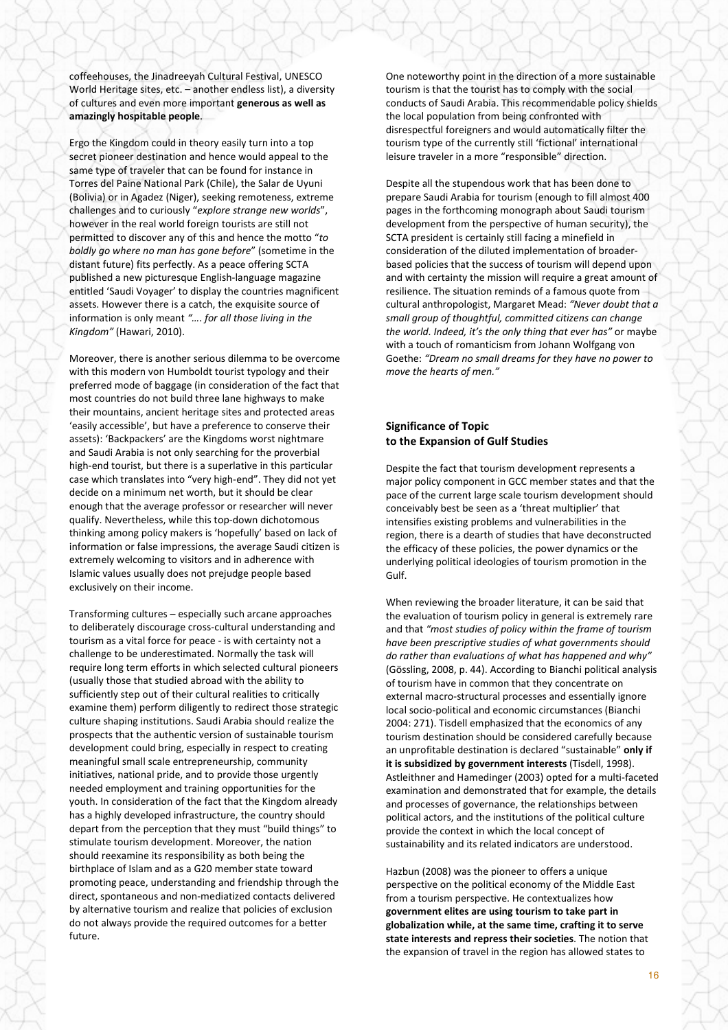coffeehouses, the Jinadreeyah Cultural Festival, UNESCO World Heritage sites, etc. – another endless list), a diversity of cultures and even more important **generous as well as amazingly hospitable people**.

Ergo the Kingdom could in theory easily turn into a top secret pioneer destination and hence would appeal to the same type of traveler that can be found for instance in Torres del Paine National Park (Chile), the Salar de Uyuni (Bolivia) or in Agadez (Niger), seeking remoteness, extreme challenges and to curiously "*explore strange new worlds*", however in the real world foreign tourists are still not permitted to discover any of this and hence the motto "*to boldly go where no man has gone before*" (sometime in the distant future) fits perfectly. As a peace offering SCTA published a new picturesque English-language magazine entitled 'Saudi Voyager' to display the countries magnificent assets. However there is a catch, the exquisite source of information is only meant *"…. for all those living in the Kingdom"* (Hawari, 2010).

Moreover, there is another serious dilemma to be overcome with this modern von Humboldt tourist typology and their preferred mode of baggage (in consideration of the fact that most countries do not build three lane highways to make their mountains, ancient heritage sites and protected areas 'easily accessible', but have a preference to conserve their assets): 'Backpackers' are the Kingdoms worst nightmare and Saudi Arabia is not only searching for the proverbial high-end tourist, but there is a superlative in this particular case which translates into "very high-end". They did not yet decide on a minimum net worth, but it should be clear enough that the average professor or researcher will never qualify. Nevertheless, while this top-down dichotomous thinking among policy makers is 'hopefully' based on lack of information or false impressions, the average Saudi citizen is extremely welcoming to visitors and in adherence with Islamic values usually does not prejudge people based exclusively on their income.

Transforming cultures – especially such arcane approaches to deliberately discourage cross-cultural understanding and tourism as a vital force for peace - is with certainty not a challenge to be underestimated. Normally the task will require long term efforts in which selected cultural pioneers (usually those that studied abroad with the ability to sufficiently step out of their cultural realities to critically examine them) perform diligently to redirect those strategic culture shaping institutions. Saudi Arabia should realize the prospects that the authentic version of sustainable tourism development could bring, especially in respect to creating meaningful small scale entrepreneurship, community initiatives, national pride, and to provide those urgently needed employment and training opportunities for the youth. In consideration of the fact that the Kingdom already has a highly developed infrastructure, the country should depart from the perception that they must "build things" to stimulate tourism development. Moreover, the nation should reexamine its responsibility as both being the birthplace of Islam and as a G20 member state toward promoting peace, understanding and friendship through the direct, spontaneous and non-mediatized contacts delivered by alternative tourism and realize that policies of exclusion do not always provide the required outcomes for a better future.

One noteworthy point in the direction of a more sustainable tourism is that the tourist has to comply with the social conducts of Saudi Arabia. This recommendable policy shields the local population from being confronted with disrespectful foreigners and would automatically filter the tourism type of the currently still 'fictional' international leisure traveler in a more "responsible" direction.

Despite all the stupendous work that has been done to prepare Saudi Arabia for tourism (enough to fill almost 400 pages in the forthcoming monograph about Saudi tourism development from the perspective of human security), the SCTA president is certainly still facing a minefield in consideration of the diluted implementation of broader-based policies that the success of tourism will depend upon and with certainty the mission will require a great amount of resilience. The situation reminds of a famous quote from cultural anthropologist, Margaret Mead: *"Never doubt that a small group of thoughtful, committed citizens can change the world. Indeed, it's the only thing that ever has"* or maybe with a touch of romanticism from Johann Wolfgang von Goethe: *"Dream no small dreams for they have no power to move the hearts of men."*

## Significance of Topic to the Expansion of Gulf Studies

Despite the fact that tourism development represents a major policy component in GCC member states and that the pace of the current large scale tourism development should conceivably best be seen as a 'threat multiplier' that intensifies existing problems and vulnerabilities in the region, there is a dearth of studies that have deconstructed the efficacy of these policies, the power dynamics or the underlying political ideologies of tourism promotion in the Gulf.

When reviewing the broader literature, it can be said that the evaluation of tourism policy in general is extremely rare and that *"most studies of policy within the frame of tourism have been prescriptive studies of what governments should do rather than evaluations of what has happened and why"* (Gössling, 2008, p. 44). According to Bianchi political analysis of tourism have in common that they concentrate on external macro-structural processes and essentially ignore local socio-political and economic circumstances (Bianchi 2004: 271). Tisdell emphasized that the economics of any tourism destination should be considered carefully because an unprofitable destination is declared "sustainable" **only if it is subsidized by government interests** (Tisdell, 1998). Astleithner and Hamedinger (2003) opted for a multi-faceted examination and demonstrated that for example, the details and processes of governance, the relationships between political actors, and the institutions of the political culture provide the context in which the local concept of sustainability and its related indicators are understood.

Hazbun (2008) was the pioneer to offers a unique perspective on the political economy of the Middle East from a tourism perspective. He contextualizes how **government elites are using tourism to take part in globalization while, at the same time, crafting it to serve state interests and repress their societies**. The notion that the expansion of travel in the region has allowed states to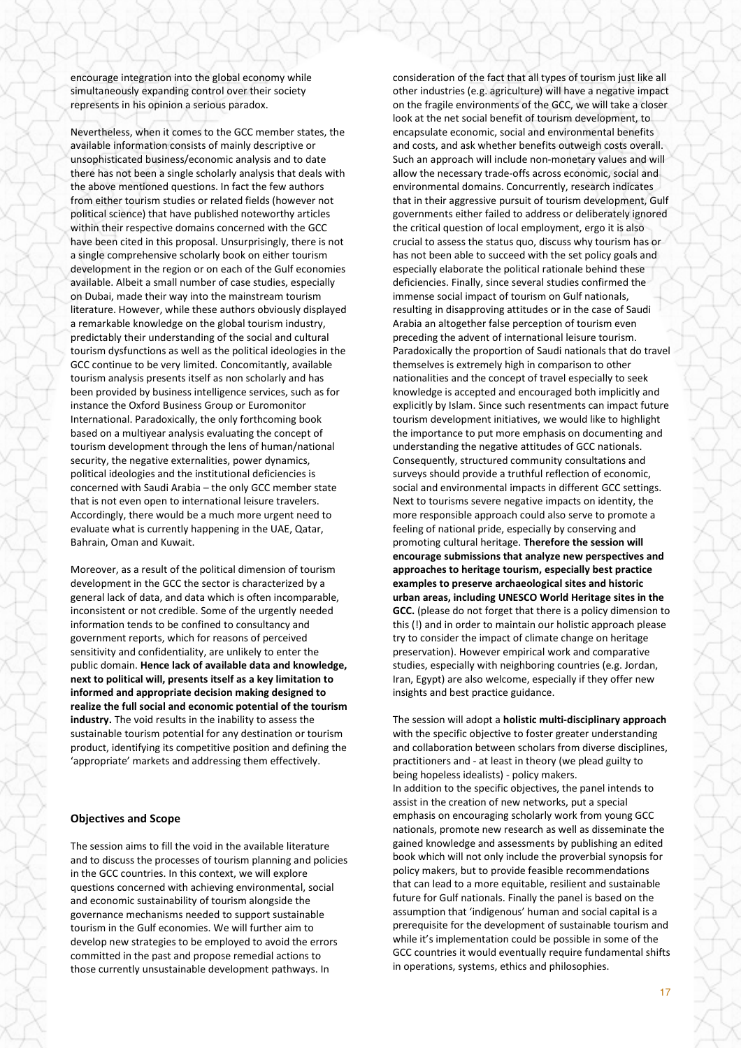encourage integration into the global economy while simultaneously expanding control over their society represents in his opinion a serious paradox.

Nevertheless, when it comes to the GCC member states, the available information consists of mainly descriptive or unsophisticated business/economic analysis and to date there has not been a single scholarly analysis that deals with the above mentioned questions. In fact the few authors from either tourism studies or related fields (however not political science) that have published noteworthy articles within their respective domains concerned with the GCC have been cited in this proposal. Unsurprisingly, there is not a single comprehensive scholarly book on either tourism development in the region or on each of the Gulf economies available. Albeit a small number of case studies, especially on Dubai, made their way into the mainstream tourism literature. However, while these authors obviously displayed a remarkable knowledge on the global tourism industry, predictably their understanding of the social and cultural tourism dysfunctions as well as the political ideologies in the GCC continue to be very limited. Concomitantly, available tourism analysis presents itself as non scholarly and has been provided by business intelligence services, such as for instance the Oxford Business Group or Euromonitor International. Paradoxically, the only forthcoming book based on a multiyear analysis evaluating the concept of tourism development through the lens of human/national security, the negative externalities, power dynamics, political ideologies and the institutional deficiencies is concerned with Saudi Arabia – the only GCC member state that is not even open to international leisure travelers. Accordingly, there would be a much more urgent need to evaluate what is currently happening in the UAE, Qatar, Bahrain, Oman and Kuwait.

Moreover, as a result of the political dimension of tourism development in the GCC the sector is characterized by a general lack of data, and data which is often incomparable, inconsistent or not credible. Some of the urgently needed information tends to be confined to consultancy and government reports, which for reasons of perceived sensitivity and confidentiality, are unlikely to enter the public domain. **Hence lack of available data and knowledge, next to political will, presents itself as a key limitation to informed and appropriate decision making designed to realize the full social and economic potential of the tourism industry.** The void results in the inability to assess the sustainable tourism potential for any destination or tourism product, identifying its competitive position and defining the 'appropriate' markets and addressing them effectively.

### Objectives and Scope

The session aims to fill the void in the available literature and to discuss the processes of tourism planning and policies in the GCC countries. In this context, we will explore questions concerned with achieving environmental, social and economic sustainability of tourism alongside the governance mechanisms needed to support sustainable tourism in the Gulf economies. We will further aim to develop new strategies to be employed to avoid the errors committed in the past and propose remedial actions to those currently unsustainable development pathways. In consideration of the fact that all types of tourism just like all other industries (e.g. agriculture) will have a negative impact on the fragile environments of the GCC, we will take a closer look at the net social benefit of tourism development, to encapsulate economic, social and environmental benefits and costs, and ask whether benefits outweigh costs overall. Such an approach will include non-monetary values and will allow the necessary trade-offs across economic, social and environmental domains. Concurrently, research indicates that in their aggressive pursuit of tourism development, Gulf governments either failed to address or deliberately ignored the critical question of local employment, ergo it is also crucial to assess the status quo, discuss why tourism has or has not been able to succeed with the set policy goals and especially elaborate the political rationale behind these deficiencies. Finally, since several studies confirmed the immense social impact of tourism on Gulf nationals, resulting in disapproving attitudes or in the case of Saudi Arabia an altogether false perception of tourism even preceding the advent of international leisure tourism. Paradoxically the proportion of Saudi nationals that do travel themselves is extremely high in comparison to other nationalities and the concept of travel especially to seek knowledge is accepted and encouraged both implicitly and explicitly by Islam. Since such resentments can impact future tourism development initiatives, we would like to highlight the importance to put more emphasis on documenting and understanding the negative attitudes of GCC nationals. Consequently, structured community consultations and surveys should provide a truthful reflection of economic, social and environmental impacts in different GCC settings. Next to tourisms severe negative impacts on identity, the more responsible approach could also serve to promote a feeling of national pride, especially by conserving and promoting cultural heritage. **Therefore the session will encourage submissions that analyze new perspectives and approaches to heritage tourism, especially best practice examples to preserve archaeological sites and historic urban areas, including UNESCO World Heritage sites in the GCC.** (please do not forget that there is a policy dimension to this (!) and in order to maintain our holistic approach please try to consider the impact of climate change on heritage preservation). However empirical work and comparative studies, especially with neighboring countries (e.g. Jordan, Iran, Egypt) are also welcome, especially if they offer new insights and best practice guidance.

The session will adopt a **holistic multi-disciplinary approach** with the specific objective to foster greater understanding and collaboration between scholars from diverse disciplines, practitioners and - at least in theory (we plead guilty to being hopeless idealists) - policy makers.
In addition to the specific objectives, the panel intends to assist in the creation of new networks, put a special emphasis on encouraging scholarly work from young GCC nationals, promote new research as well as disseminate the gained knowledge and assessments by publishing an edited book which will not only include the proverbial synopsis for policy makers, but to provide feasible recommendations that can lead to a more equitable, resilient and sustainable future for Gulf nationals. Finally the panel is based on the assumption that 'indigenous' human and social capital is a prerequisite for the development of sustainable tourism and while it's implementation could be possible in some of the GCC countries it would eventually require fundamental shifts in operations, systems, ethics and philosophies.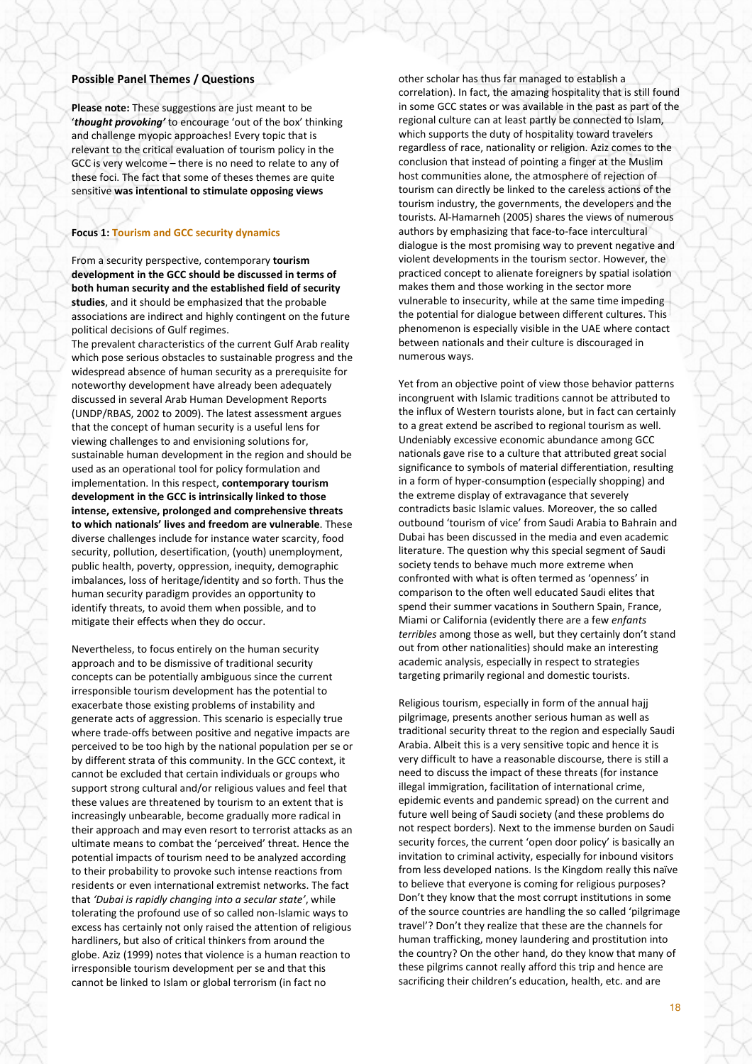### Possible Panel Themes / Questions

**Please note:** These suggestions are just meant to be '***thought provoking'*** to encourage 'out of the box' thinking and challenge myopic approaches! Every topic that is relevant to the critical evaluation of tourism policy in the GCC is very welcome – there is no need to relate to any of these foci. The fact that some of theses themes are quite sensitive **was intentional to stimulate opposing views**

#### Focus 1: Tourism and GCC security dynamics

From a security perspective, contemporary **tourism development in the GCC should be discussed in terms of both human security and the established field of security studies**, and it should be emphasized that the probable associations are indirect and highly contingent on the future political decisions of Gulf regimes.

The prevalent characteristics of the current Gulf Arab reality which pose serious obstacles to sustainable progress and the widespread absence of human security as a prerequisite for noteworthy development have already been adequately discussed in several Arab Human Development Reports (UNDP/RBAS, 2002 to 2009). The latest assessment argues that the concept of human security is a useful lens for viewing challenges to and envisioning solutions for, sustainable human development in the region and should be used as an operational tool for policy formulation and implementation. In this respect, **contemporary tourism development in the GCC is intrinsically linked to those intense, extensive, prolonged and comprehensive threats to which nationals' lives and freedom are vulnerable**. These diverse challenges include for instance water scarcity, food security, pollution, desertification, (youth) unemployment, public health, poverty, oppression, inequity, demographic imbalances, loss of heritage/identity and so forth. Thus the human security paradigm provides an opportunity to identify threats, to avoid them when possible, and to mitigate their effects when they do occur.

Nevertheless, to focus entirely on the human security approach and to be dismissive of traditional security concepts can be potentially ambiguous since the current irresponsible tourism development has the potential to exacerbate those existing problems of instability and generate acts of aggression. This scenario is especially true where trade-offs between positive and negative impacts are perceived to be too high by the national population per se or by different strata of this community. In the GCC context, it cannot be excluded that certain individuals or groups who support strong cultural and/or religious values and feel that these values are threatened by tourism to an extent that is increasingly unbearable, become gradually more radical in their approach and may even resort to terrorist attacks as an ultimate means to combat the 'perceived' threat. Hence the potential impacts of tourism need to be analyzed according to their probability to provoke such intense reactions from residents or even international extremist networks. The fact that *'Dubai is rapidly changing into a secular state'*, while tolerating the profound use of so called non-Islamic ways to excess has certainly not only raised the attention of religious hardliners, but also of critical thinkers from around the globe. Aziz (1999) notes that violence is a human reaction to irresponsible tourism development per se and that this cannot be linked to Islam or global terrorism (in fact no other scholar has thus far managed to establish a correlation). In fact, the amazing hospitality that is still found in some GCC states or was available in the past as part of the regional culture can at least partly be connected to Islam, which supports the duty of hospitality toward travelers regardless of race, nationality or religion. Aziz comes to the conclusion that instead of pointing a finger at the Muslim host communities alone, the atmosphere of rejection of tourism can directly be linked to the careless actions of the tourism industry, the governments, the developers and the tourists. Al-Hamarneh (2005) shares the views of numerous authors by emphasizing that face-to-face intercultural dialogue is the most promising way to prevent negative and violent developments in the tourism sector. However, the practiced concept to alienate foreigners by spatial isolation makes them and those working in the sector more vulnerable to insecurity, while at the same time impeding the potential for dialogue between different cultures. This phenomenon is especially visible in the UAE where contact between nationals and their culture is discouraged in numerous ways.

Yet from an objective point of view those behavior patterns incongruent with Islamic traditions cannot be attributed to the influx of Western tourists alone, but in fact can certainly to a great extend be ascribed to regional tourism as well. Undeniably excessive economic abundance among GCC nationals gave rise to a culture that attributed great social significance to symbols of material differentiation, resulting in a form of hyper-consumption (especially shopping) and the extreme display of extravagance that severely contradicts basic Islamic values. Moreover, the so called outbound 'tourism of vice' from Saudi Arabia to Bahrain and Dubai has been discussed in the media and even academic literature. The question why this special segment of Saudi society tends to behave much more extreme when confronted with what is often termed as 'openness' in comparison to the often well educated Saudi elites that spend their summer vacations in Southern Spain, France, Miami or California (evidently there are a few *enfants terribles* among those as well, but they certainly don't stand out from other nationalities) should make an interesting academic analysis, especially in respect to strategies targeting primarily regional and domestic tourists.

Religious tourism, especially in form of the annual hajj pilgrimage, presents another serious human as well as traditional security threat to the region and especially Saudi Arabia. Albeit this is a very sensitive topic and hence it is very difficult to have a reasonable discourse, there is still a need to discuss the impact of these threats (for instance illegal immigration, facilitation of international crime, epidemic events and pandemic spread) on the current and future well being of Saudi society (and these problems do not respect borders). Next to the immense burden on Saudi security forces, the current 'open door policy' is basically an invitation to criminal activity, especially for inbound visitors from less developed nations. Is the Kingdom really this naïve to believe that everyone is coming for religious purposes? Don't they know that the most corrupt institutions in some of the source countries are handling the so called 'pilgrimage travel'? Don't they realize that these are the channels for human trafficking, money laundering and prostitution into the country? On the other hand, do they know that many of these pilgrims cannot really afford this trip and hence are sacrificing their children's education, health, etc. and are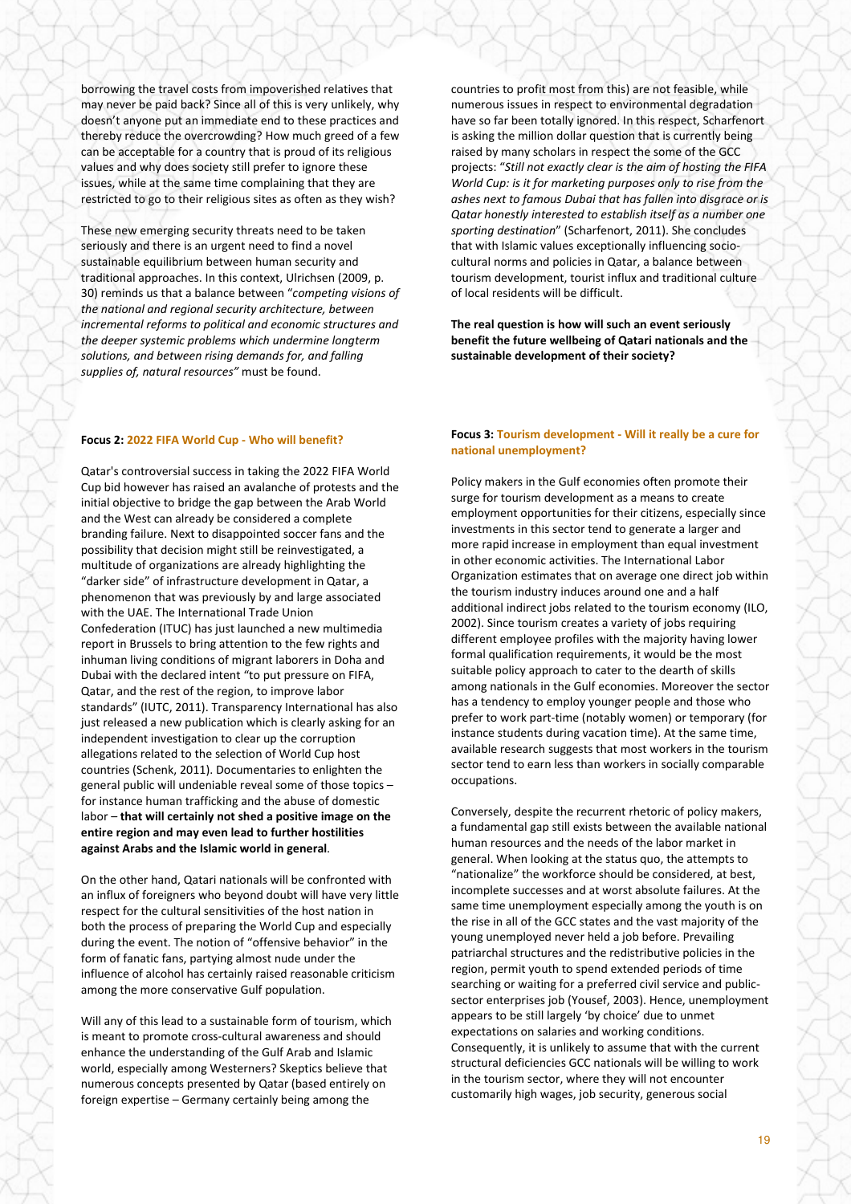borrowing the travel costs from impoverished relatives that may never be paid back? Since all of this is very unlikely, why doesn't anyone put an immediate end to these practices and thereby reduce the overcrowding? How much greed of a few can be acceptable for a country that is proud of its religious values and why does society still prefer to ignore these issues, while at the same time complaining that they are restricted to go to their religious sites as often as they wish?

These new emerging security threats need to be taken seriously and there is an urgent need to find a novel sustainable equilibrium between human security and traditional approaches. In this context, Ulrichsen (2009, p. 30) reminds us that a balance between "*competing visions of the national and regional security architecture, between incremental reforms to political and economic structures and the deeper systemic problems which undermine longterm solutions, and between rising demands for, and falling supplies of, natural resources*" must be found.

**Focus 2: 2022 FIFA World Cup - Who will benefit?**

Qatar's controversial success in taking the 2022 FIFA World Cup bid however has raised an avalanche of protests and the initial objective to bridge the gap between the Arab World and the West can already be considered a complete branding failure. Next to disappointed soccer fans and the possibility that decision might still be reinvestigated, a multitude of organizations are already highlighting the "darker side" of infrastructure development in Qatar, a phenomenon that was previously by and large associated with the UAE. The International Trade Union Confederation (ITUC) has just launched a new multimedia report in Brussels to bring attention to the few rights and inhuman living conditions of migrant laborers in Doha and Dubai with the declared intent "to put pressure on FIFA, Qatar, and the rest of the region, to improve labor standards" (IUTC, 2011). Transparency International has also just released a new publication which is clearly asking for an independent investigation to clear up the corruption allegations related to the selection of World Cup host countries (Schenk, 2011). Documentaries to enlighten the general public will undeniable reveal some of those topics – for instance human trafficking and the abuse of domestic labor – **that will certainly not shed a positive image on the entire region and may even lead to further hostilities against Arabs and the Islamic world in general**.

On the other hand, Qatari nationals will be confronted with an influx of foreigners who beyond doubt will have very little respect for the cultural sensitivities of the host nation in both the process of preparing the World Cup and especially during the event. The notion of "offensive behavior" in the form of fanatic fans, partying almost nude under the influence of alcohol has certainly raised reasonable criticism among the more conservative Gulf population.

Will any of this lead to a sustainable form of tourism, which is meant to promote cross-cultural awareness and should enhance the understanding of the Gulf Arab and Islamic world, especially among Westerners? Skeptics believe that numerous concepts presented by Qatar (based entirely on foreign expertise – Germany certainly being among the countries to profit most from this) are not feasible, while numerous issues in respect to environmental degradation have so far been totally ignored. In this respect, Scharfenort is asking the million dollar question that is currently being raised by many scholars in respect the some of the GCC projects: "*Still not exactly clear is the aim of hosting the FIFA World Cup: is it for marketing purposes only to rise from the ashes next to famous Dubai that has fallen into disgrace or is Qatar honestly interested to establish itself as a number one sporting destination*" (Scharfenort, 2011). She concludes that with Islamic values exceptionally influencing socio-cultural norms and policies in Qatar, a balance between tourism development, tourist influx and traditional culture of local residents will be difficult.

**The real question is how will such an event seriously benefit the future wellbeing of Qatari nationals and the sustainable development of their society?**

**Focus 3: Tourism development - Will it really be a cure for national unemployment?**

Policy makers in the Gulf economies often promote their surge for tourism development as a means to create employment opportunities for their citizens, especially since investments in this sector tend to generate a larger and more rapid increase in employment than equal investment in other economic activities. The International Labor Organization estimates that on average one direct job within the tourism industry induces around one and a half additional indirect jobs related to the tourism economy (ILO, 2002). Since tourism creates a variety of jobs requiring different employee profiles with the majority having lower formal qualification requirements, it would be the most suitable policy approach to cater to the dearth of skills among nationals in the Gulf economies. Moreover the sector has a tendency to employ younger people and those who prefer to work part-time (notably women) or temporary (for instance students during vacation time). At the same time, available research suggests that most workers in the tourism sector tend to earn less than workers in socially comparable occupations.

Conversely, despite the recurrent rhetoric of policy makers, a fundamental gap still exists between the available national human resources and the needs of the labor market in general. When looking at the status quo, the attempts to "nationalize" the workforce should be considered, at best, incomplete successes and at worst absolute failures. At the same time unemployment especially among the youth is on the rise in all of the GCC states and the vast majority of the young unemployed never held a job before. Prevailing patriarchal structures and the redistributive policies in the region, permit youth to spend extended periods of time searching or waiting for a preferred civil service and public-sector enterprises job (Yousef, 2003). Hence, unemployment appears to be still largely 'by choice' due to unmet expectations on salaries and working conditions. Consequently, it is unlikely to assume that with the current structural deficiencies GCC nationals will be willing to work in the tourism sector, where they will not encounter customarily high wages, job security, generous social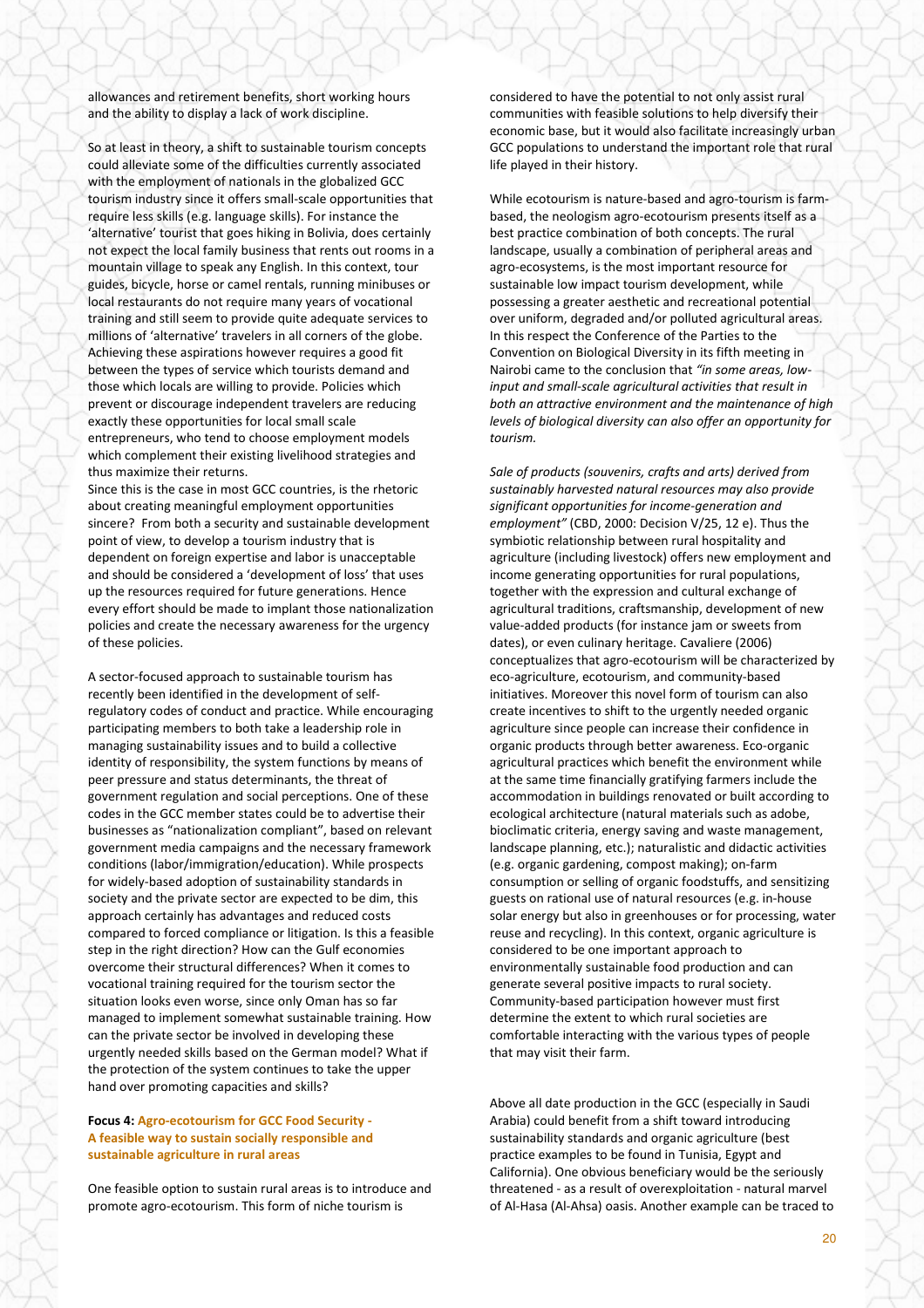allowances and retirement benefits, short working hours and the ability to display a lack of work discipline.

So at least in theory, a shift to sustainable tourism concepts could alleviate some of the difficulties currently associated with the employment of nationals in the globalized GCC tourism industry since it offers small-scale opportunities that require less skills (e.g. language skills). For instance the 'alternative' tourist that goes hiking in Bolivia, does certainly not expect the local family business that rents out rooms in a mountain village to speak any English. In this context, tour guides, bicycle, horse or camel rentals, running minibuses or local restaurants do not require many years of vocational training and still seem to provide quite adequate services to millions of 'alternative' travelers in all corners of the globe. Achieving these aspirations however requires a good fit between the types of service which tourists demand and those which locals are willing to provide. Policies which prevent or discourage independent travelers are reducing exactly these opportunities for local small scale entrepreneurs, who tend to choose employment models which complement their existing livelihood strategies and thus maximize their returns.
Since this is the case in most GCC countries, is the rhetoric about creating meaningful employment opportunities sincere? From both a security and sustainable development point of view, to develop a tourism industry that is dependent on foreign expertise and labor is unacceptable and should be considered a 'development of loss' that uses up the resources required for future generations. Hence every effort should be made to implant those nationalization policies and create the necessary awareness for the urgency of these policies.

A sector-focused approach to sustainable tourism has recently been identified in the development of self-regulatory codes of conduct and practice. While encouraging participating members to both take a leadership role in managing sustainability issues and to build a collective identity of responsibility, the system functions by means of peer pressure and status determinants, the threat of government regulation and social perceptions. One of these codes in the GCC member states could be to advertise their businesses as "nationalization compliant", based on relevant government media campaigns and the necessary framework conditions (labor/immigration/education). While prospects for widely-based adoption of sustainability standards in society and the private sector are expected to be dim, this approach certainly has advantages and reduced costs compared to forced compliance or litigation. Is this a feasible step in the right direction? How can the Gulf economies overcome their structural differences? When it comes to vocational training required for the tourism sector the situation looks even worse, since only Oman has so far managed to implement somewhat sustainable training. How can the private sector be involved in developing these urgently needed skills based on the German model? What if the protection of the system continues to take the upper hand over promoting capacities and skills?

**Focus 4: Agro-ecotourism for GCC Food Security - A feasible way to sustain socially responsible and sustainable agriculture in rural areas**

One feasible option to sustain rural areas is to introduce and promote agro-ecotourism. This form of niche tourism is considered to have the potential to not only assist rural communities with feasible solutions to help diversify their economic base, but it would also facilitate increasingly urban GCC populations to understand the important role that rural life played in their history.

While ecotourism is nature-based and agro-tourism is farm-based, the neologism agro-ecotourism presents itself as a best practice combination of both concepts. The rural landscape, usually a combination of peripheral areas and agro-ecosystems, is the most important resource for sustainable low impact tourism development, while possessing a greater aesthetic and recreational potential over uniform, degraded and/or polluted agricultural areas. In this respect the Conference of the Parties to the Convention on Biological Diversity in its fifth meeting in Nairobi came to the conclusion that *"in some areas, low-input and small-scale agricultural activities that result in both an attractive environment and the maintenance of high levels of biological diversity can also offer an opportunity for tourism.*

*Sale of products (souvenirs, crafts and arts) derived from sustainably harvested natural resources may also provide significant opportunities for income-generation and employment"* (CBD, 2000: Decision V/25, 12 e). Thus the symbiotic relationship between rural hospitality and agriculture (including livestock) offers new employment and income generating opportunities for rural populations, together with the expression and cultural exchange of agricultural traditions, craftsmanship, development of new value-added products (for instance jam or sweets from dates), or even culinary heritage. Cavaliere (2006) conceptualizes that agro-ecotourism will be characterized by eco-agriculture, ecotourism, and community-based initiatives. Moreover this novel form of tourism can also create incentives to shift to the urgently needed organic agriculture since people can increase their confidence in organic products through better awareness. Eco-organic agricultural practices which benefit the environment while at the same time financially gratifying farmers include the accommodation in buildings renovated or built according to ecological architecture (natural materials such as adobe, bioclimatic criteria, energy saving and waste management, landscape planning, etc.); naturalistic and didactic activities (e.g. organic gardening, compost making); on-farm consumption or selling of organic foodstuffs, and sensitizing guests on rational use of natural resources (e.g. in-house solar energy but also in greenhouses or for processing, water reuse and recycling). In this context, organic agriculture is considered to be one important approach to environmentally sustainable food production and can generate several positive impacts to rural society. Community-based participation however must first determine the extent to which rural societies are comfortable interacting with the various types of people that may visit their farm.

Above all date production in the GCC (especially in Saudi Arabia) could benefit from a shift toward introducing sustainability standards and organic agriculture (best practice examples to be found in Tunisia, Egypt and California). One obvious beneficiary would be the seriously threatened - as a result of overexploitation - natural marvel of Al-Hasa (Al-Ahsa) oasis. Another example can be traced to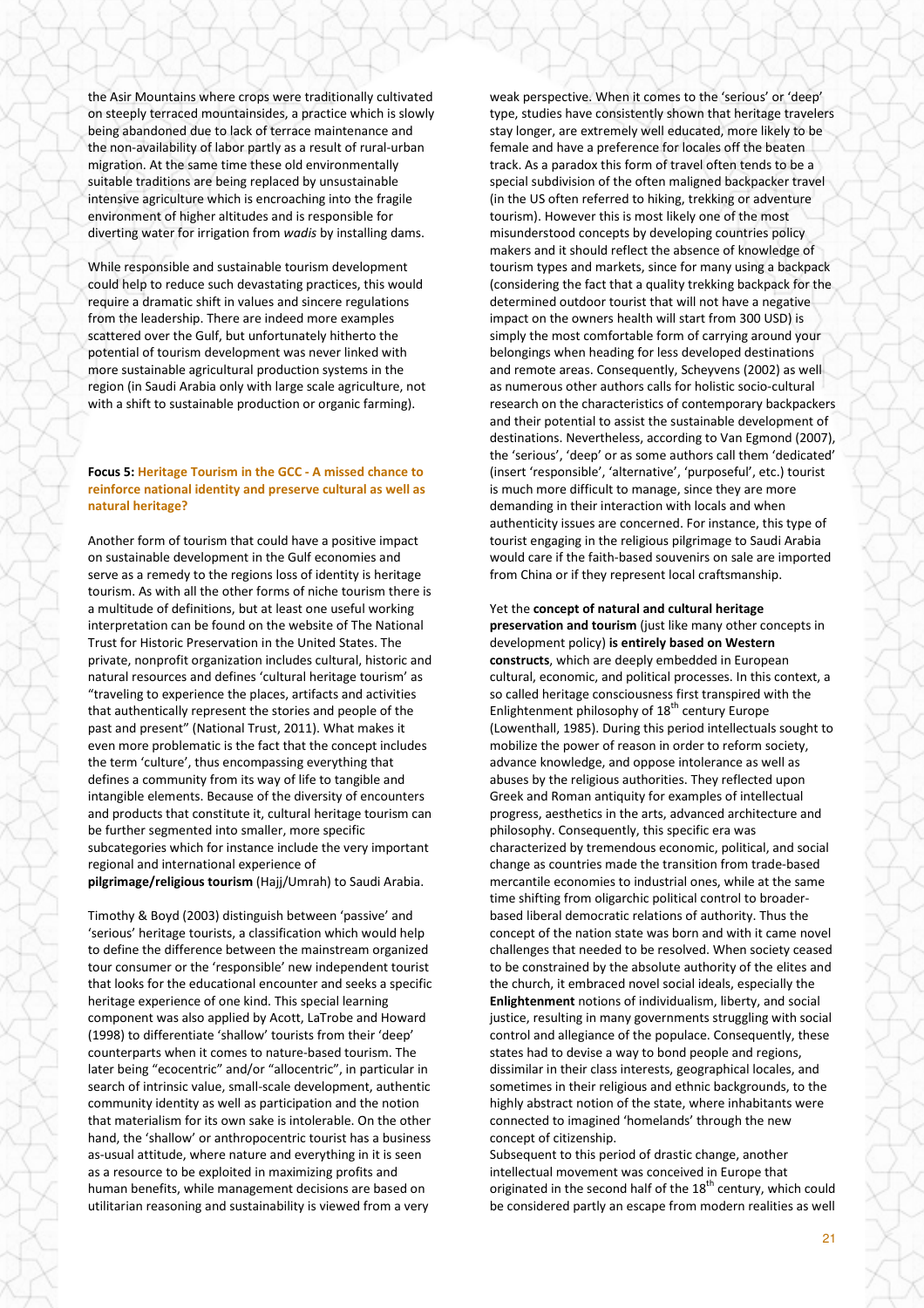the Asir Mountains where crops were traditionally cultivated on steeply terraced mountainsides, a practice which is slowly being abandoned due to lack of terrace maintenance and the non-availability of labor partly as a result of rural-urban migration. At the same time these old environmentally suitable traditions are being replaced by unsustainable intensive agriculture which is encroaching into the fragile environment of higher altitudes and is responsible for diverting water for irrigation from *wadis* by installing dams.

While responsible and sustainable tourism development could help to reduce such devastating practices, this would require a dramatic shift in values and sincere regulations from the leadership. There are indeed more examples scattered over the Gulf, but unfortunately hitherto the potential of tourism development was never linked with more sustainable agricultural production systems in the region (in Saudi Arabia only with large scale agriculture, not with a shift to sustainable production or organic farming).

**Focus 5: Heritage Tourism in the GCC - A missed chance to reinforce national identity and preserve cultural as well as natural heritage?**

Another form of tourism that could have a positive impact on sustainable development in the Gulf economies and serve as a remedy to the regions loss of identity is heritage tourism. As with all the other forms of niche tourism there is a multitude of definitions, but at least one useful working interpretation can be found on the website of The National Trust for Historic Preservation in the United States. The private, nonprofit organization includes cultural, historic and natural resources and defines 'cultural heritage tourism' as "traveling to experience the places, artifacts and activities that authentically represent the stories and people of the past and present" (National Trust, 2011). What makes it even more problematic is the fact that the concept includes the term 'culture', thus encompassing everything that defines a community from its way of life to tangible and intangible elements. Because of the diversity of encounters and products that constitute it, cultural heritage tourism can be further segmented into smaller, more specific subcategories which for instance include the very important regional and international experience of **pilgrimage/religious tourism** (Hajj/Umrah) to Saudi Arabia.

Timothy & Boyd (2003) distinguish between 'passive' and 'serious' heritage tourists, a classification which would help to define the difference between the mainstream organized tour consumer or the 'responsible' new independent tourist that looks for the educational encounter and seeks a specific heritage experience of one kind. This special learning component was also applied by Acott, LaTrobe and Howard (1998) to differentiate 'shallow' tourists from their 'deep' counterparts when it comes to nature-based tourism. The later being "ecocentric" and/or "allocentric", in particular in search of intrinsic value, small-scale development, authentic community identity as well as participation and the notion that materialism for its own sake is intolerable. On the other hand, the 'shallow' or anthropocentric tourist has a business as-usual attitude, where nature and everything in it is seen as a resource to be exploited in maximizing profits and human benefits, while management decisions are based on utilitarian reasoning and sustainability is viewed from a very weak perspective. When it comes to the 'serious' or 'deep' type, studies have consistently shown that heritage travelers stay longer, are extremely well educated, more likely to be female and have a preference for locales off the beaten track. As a paradox this form of travel often tends to be a special subdivision of the often maligned backpacker travel (in the US often referred to hiking, trekking or adventure tourism). However this is most likely one of the most misunderstood concepts by developing countries policy makers and it should reflect the absence of knowledge of tourism types and markets, since for many using a backpack (considering the fact that a quality trekking backpack for the determined outdoor tourist that will not have a negative impact on the owners health will start from 300 USD) is simply the most comfortable form of carrying around your belongings when heading for less developed destinations and remote areas. Consequently, Scheyvens (2002) as well as numerous other authors calls for holistic socio-cultural research on the characteristics of contemporary backpackers and their potential to assist the sustainable development of destinations. Nevertheless, according to Van Egmond (2007), the 'serious', 'deep' or as some authors call them 'dedicated' (insert 'responsible', 'alternative', 'purposeful', etc.) tourist is much more difficult to manage, since they are more demanding in their interaction with locals and when authenticity issues are concerned. For instance, this type of tourist engaging in the religious pilgrimage to Saudi Arabia would care if the faith-based souvenirs on sale are imported from China or if they represent local craftsmanship.

Yet the **concept of natural and cultural heritage preservation and tourism** (just like many other concepts in development policy) **is entirely based on Western constructs**, which are deeply embedded in European cultural, economic, and political processes. In this context, a so called heritage consciousness first transpired with the Enlightenment philosophy of 18th century Europe (Lowenthall, 1985). During this period intellectuals sought to mobilize the power of reason in order to reform society, advance knowledge, and oppose intolerance as well as abuses by the religious authorities. They reflected upon Greek and Roman antiquity for examples of intellectual progress, aesthetics in the arts, advanced architecture and philosophy. Consequently, this specific era was characterized by tremendous economic, political, and social change as countries made the transition from trade-based mercantile economies to industrial ones, while at the same time shifting from oligarchic political control to broader-based liberal democratic relations of authority. Thus the concept of the nation state was born and with it came novel challenges that needed to be resolved. When society ceased to be constrained by the absolute authority of the elites and the church, it embraced novel social ideals, especially the **Enlightenment** notions of individualism, liberty, and social justice, resulting in many governments struggling with social control and allegiance of the populace. Consequently, these states had to devise a way to bond people and regions, dissimilar in their class interests, geographical locales, and sometimes in their religious and ethnic backgrounds, to the highly abstract notion of the state, where inhabitants were connected to imagined 'homelands' through the new concept of citizenship.

Subsequent to this period of drastic change, another intellectual movement was conceived in Europe that originated in the second half of the 18th century, which could be considered partly an escape from modern realities as well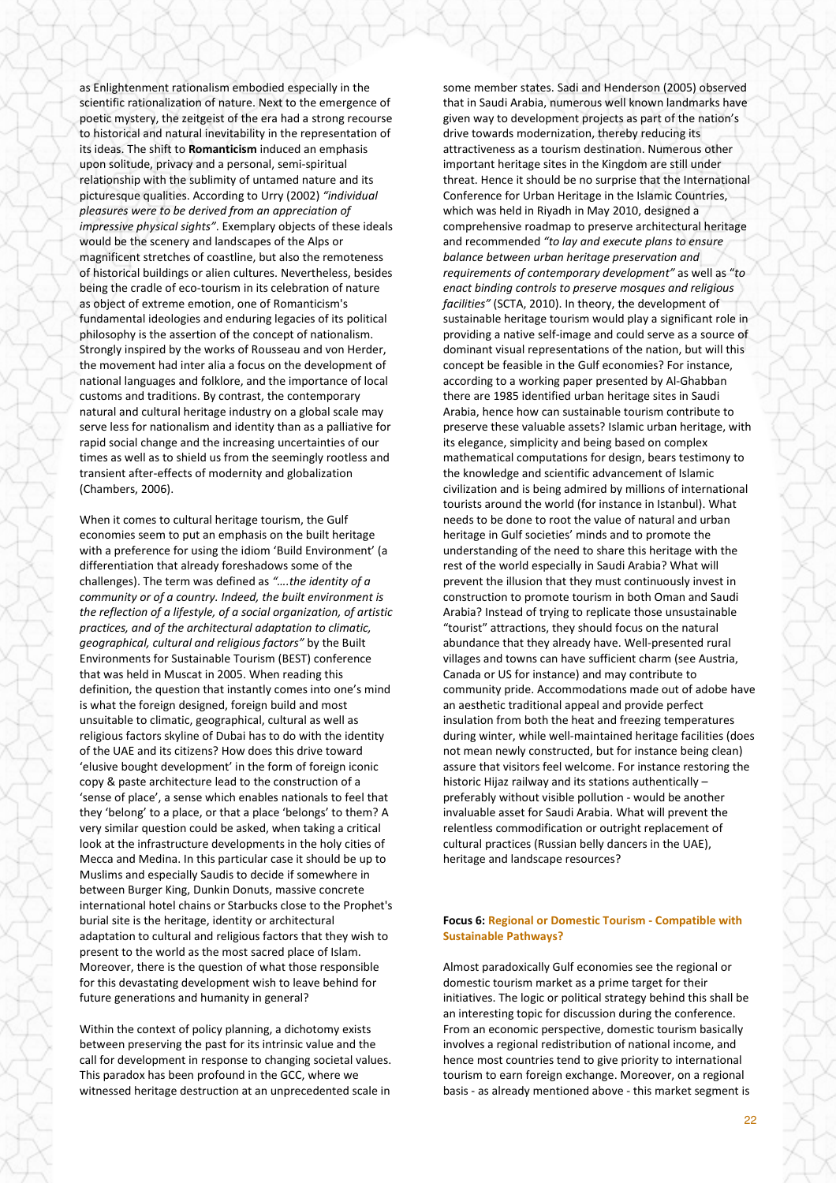as Enlightenment rationalism embodied especially in the scientific rationalization of nature. Next to the emergence of poetic mystery, the zeitgeist of the era had a strong recourse to historical and natural inevitability in the representation of its ideas. The shift to **Romanticism** induced an emphasis upon solitude, privacy and a personal, semi-spiritual relationship with the sublimity of untamed nature and its picturesque qualities. According to Urry (2002) *"individual pleasures were to be derived from an appreciation of impressive physical sights"*. Exemplary objects of these ideals would be the scenery and landscapes of the Alps or magnificent stretches of coastline, but also the remoteness of historical buildings or alien cultures. Nevertheless, besides being the cradle of eco-tourism in its celebration of nature as object of extreme emotion, one of Romanticism's fundamental ideologies and enduring legacies of its political philosophy is the assertion of the concept of nationalism. Strongly inspired by the works of Rousseau and von Herder, the movement had inter alia a focus on the development of national languages and folklore, and the importance of local customs and traditions. By contrast, the contemporary natural and cultural heritage industry on a global scale may serve less for nationalism and identity than as a palliative for rapid social change and the increasing uncertainties of our times as well as to shield us from the seemingly rootless and transient after-effects of modernity and globalization (Chambers, 2006).

When it comes to cultural heritage tourism, the Gulf economies seem to put an emphasis on the built heritage with a preference for using the idiom 'Build Environment' (a differentiation that already foreshadows some of the challenges). The term was defined as *"….the identity of a community or of a country. Indeed, the built environment is the reflection of a lifestyle, of a social organization, of artistic practices, and of the architectural adaptation to climatic, geographical, cultural and religious factors"* by the Built Environments for Sustainable Tourism (BEST) conference that was held in Muscat in 2005. When reading this definition, the question that instantly comes into one's mind is what the foreign designed, foreign build and most unsuitable to climatic, geographical, cultural as well as religious factors skyline of Dubai has to do with the identity of the UAE and its citizens? How does this drive toward 'elusive bought development' in the form of foreign iconic copy & paste architecture lead to the construction of a 'sense of place', a sense which enables nationals to feel that they 'belong' to a place, or that a place 'belongs' to them? A very similar question could be asked, when taking a critical look at the infrastructure developments in the holy cities of Mecca and Medina. In this particular case it should be up to Muslims and especially Saudis to decide if somewhere in between Burger King, Dunkin Donuts, massive concrete international hotel chains or Starbucks close to the Prophet's burial site is the heritage, identity or architectural adaptation to cultural and religious factors that they wish to present to the world as the most sacred place of Islam. Moreover, there is the question of what those responsible for this devastating development wish to leave behind for future generations and humanity in general?

Within the context of policy planning, a dichotomy exists between preserving the past for its intrinsic value and the call for development in response to changing societal values. This paradox has been profound in the GCC, where we witnessed heritage destruction at an unprecedented scale in some member states. Sadi and Henderson (2005) observed that in Saudi Arabia, numerous well known landmarks have given way to development projects as part of the nation's drive towards modernization, thereby reducing its attractiveness as a tourism destination. Numerous other important heritage sites in the Kingdom are still under threat. Hence it should be no surprise that the International Conference for Urban Heritage in the Islamic Countries, which was held in Riyadh in May 2010, designed a comprehensive roadmap to preserve architectural heritage and recommended *"to lay and execute plans to ensure balance between urban heritage preservation and requirements of contemporary development"* as well as *"to enact binding controls to preserve mosques and religious facilities"* (SCTA, 2010). In theory, the development of sustainable heritage tourism would play a significant role in providing a native self-image and could serve as a source of dominant visual representations of the nation, but will this concept be feasible in the Gulf economies? For instance, according to a working paper presented by Al-Ghabban there are 1985 identified urban heritage sites in Saudi Arabia, hence how can sustainable tourism contribute to preserve these valuable assets? Islamic urban heritage, with its elegance, simplicity and being based on complex mathematical computations for design, bears testimony to the knowledge and scientific advancement of Islamic civilization and is being admired by millions of international tourists around the world (for instance in Istanbul). What needs to be done to root the value of natural and urban heritage in Gulf societies' minds and to promote the understanding of the need to share this heritage with the rest of the world especially in Saudi Arabia? What will prevent the illusion that they must continuously invest in construction to promote tourism in both Oman and Saudi Arabia? Instead of trying to replicate those unsustainable "tourist" attractions, they should focus on the natural abundance that they already have. Well-presented rural villages and towns can have sufficient charm (see Austria, Canada or US for instance) and may contribute to community pride. Accommodations made out of adobe have an aesthetic traditional appeal and provide perfect insulation from both the heat and freezing temperatures during winter, while well-maintained heritage facilities (does not mean newly constructed, but for instance being clean) assure that visitors feel welcome. For instance restoring the historic Hijaz railway and its stations authentically – preferably without visible pollution - would be another invaluable asset for Saudi Arabia. What will prevent the relentless commodification or outright replacement of cultural practices (Russian belly dancers in the UAE), heritage and landscape resources?

### Focus 6: Regional or Domestic Tourism - Compatible with Sustainable Pathways?

Almost paradoxically Gulf economies see the regional or domestic tourism market as a prime target for their initiatives. The logic or political strategy behind this shall be an interesting topic for discussion during the conference. From an economic perspective, domestic tourism basically involves a regional redistribution of national income, and hence most countries tend to give priority to international tourism to earn foreign exchange. Moreover, on a regional basis - as already mentioned above - this market segment is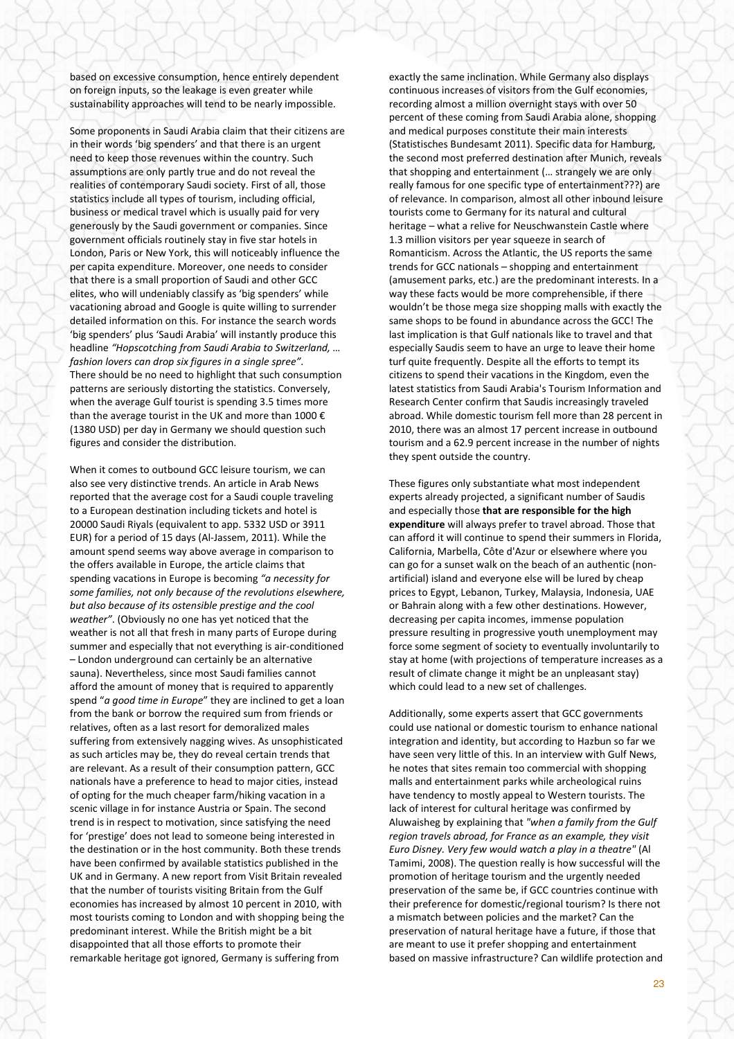based on excessive consumption, hence entirely dependent on foreign inputs, so the leakage is even greater while sustainability approaches will tend to be nearly impossible.

Some proponents in Saudi Arabia claim that their citizens are in their words 'big spenders' and that there is an urgent need to keep those revenues within the country. Such assumptions are only partly true and do not reveal the realities of contemporary Saudi society. First of all, those statistics include all types of tourism, including official, business or medical travel which is usually paid for very generously by the Saudi government or companies. Since government officials routinely stay in five star hotels in London, Paris or New York, this will noticeably influence the per capita expenditure. Moreover, one needs to consider that there is a small proportion of Saudi and other GCC elites, who will undeniably classify as 'big spenders' while vacationing abroad and Google is quite willing to surrender detailed information on this. For instance the search words 'big spenders' plus 'Saudi Arabia' will instantly produce this headline *"Hopscotching from Saudi Arabia to Switzerland, … fashion lovers can drop six figures in a single spree"*. There should be no need to highlight that such consumption patterns are seriously distorting the statistics. Conversely, when the average Gulf tourist is spending 3.5 times more than the average tourist in the UK and more than 1000 € (1380 USD) per day in Germany we should question such figures and consider the distribution.

When it comes to outbound GCC leisure tourism, we can also see very distinctive trends. An article in Arab News reported that the average cost for a Saudi couple traveling to a European destination including tickets and hotel is 20000 Saudi Riyals (equivalent to app. 5332 USD or 3911 EUR) for a period of 15 days (Al-Jassem, 2011). While the amount spend seems way above average in comparison to the offers available in Europe, the article claims that spending vacations in Europe is becoming *"a necessity for some families, not only because of the revolutions elsewhere, but also because of its ostensible prestige and the cool weather"*. (Obviously no one has yet noticed that the weather is not all that fresh in many parts of Europe during summer and especially that not everything is air-conditioned – London underground can certainly be an alternative sauna). Nevertheless, since most Saudi families cannot afford the amount of money that is required to apparently spend "*a good time in Europe*" they are inclined to get a loan from the bank or borrow the required sum from friends or relatives, often as a last resort for demoralized males suffering from extensively nagging wives. As unsophisticated as such articles may be, they do reveal certain trends that are relevant. As a result of their consumption pattern, GCC nationals have a preference to head to major cities, instead of opting for the much cheaper farm/hiking vacation in a scenic village in for instance Austria or Spain. The second trend is in respect to motivation, since satisfying the need for 'prestige' does not lead to someone being interested in the destination or in the host community. Both these trends have been confirmed by available statistics published in the UK and in Germany. A new report from Visit Britain revealed that the number of tourists visiting Britain from the Gulf economies has increased by almost 10 percent in 2010, with most tourists coming to London and with shopping being the predominant interest. While the British might be a bit disappointed that all those efforts to promote their remarkable heritage got ignored, Germany is suffering from exactly the same inclination. While Germany also displays continuous increases of visitors from the Gulf economies, recording almost a million overnight stays with over 50 percent of these coming from Saudi Arabia alone, shopping and medical purposes constitute their main interests (Statistisches Bundesamt 2011). Specific data for Hamburg, the second most preferred destination after Munich, reveals that shopping and entertainment (… strangely we are only really famous for one specific type of entertainment???) are of relevance. In comparison, almost all other inbound leisure tourists come to Germany for its natural and cultural heritage – what a relive for Neuschwanstein Castle where 1.3 million visitors per year squeeze in search of Romanticism. Across the Atlantic, the US reports the same trends for GCC nationals – shopping and entertainment (amusement parks, etc.) are the predominant interests. In a way these facts would be more comprehensible, if there wouldn't be those mega size shopping malls with exactly the same shops to be found in abundance across the GCC! The last implication is that Gulf nationals like to travel and that especially Saudis seem to have an urge to leave their home turf quite frequently. Despite all the efforts to tempt its citizens to spend their vacations in the Kingdom, even the latest statistics from Saudi Arabia's Tourism Information and Research Center confirm that Saudis increasingly traveled abroad. While domestic tourism fell more than 28 percent in 2010, there was an almost 17 percent increase in outbound tourism and a 62.9 percent increase in the number of nights they spent outside the country.

These figures only substantiate what most independent experts already projected, a significant number of Saudis and especially those **that are responsible for the high expenditure** will always prefer to travel abroad. Those that can afford it will continue to spend their summers in Florida, California, Marbella, Côte d'Azur or elsewhere where you can go for a sunset walk on the beach of an authentic (non-artificial) island and everyone else will be lured by cheap prices to Egypt, Lebanon, Turkey, Malaysia, Indonesia, UAE or Bahrain along with a few other destinations. However, decreasing per capita incomes, immense population pressure resulting in progressive youth unemployment may force some segment of society to eventually involuntarily to stay at home (with projections of temperature increases as a result of climate change it might be an unpleasant stay) which could lead to a new set of challenges.

Additionally, some experts assert that GCC governments could use national or domestic tourism to enhance national integration and identity, but according to Hazbun so far we have seen very little of this. In an interview with Gulf News, he notes that sites remain too commercial with shopping malls and entertainment parks while archeological ruins have tendency to mostly appeal to Western tourists. The lack of interest for cultural heritage was confirmed by Aluwaisheg by explaining that *"when a family from the Gulf region travels abroad, for France as an example, they visit Euro Disney. Very few would watch a play in a theatre"* (Al Tamimi, 2008). The question really is how successful will the promotion of heritage tourism and the urgently needed preservation of the same be, if GCC countries continue with their preference for domestic/regional tourism? Is there not a mismatch between policies and the market? Can the preservation of natural heritage have a future, if those that are meant to use it prefer shopping and entertainment based on massive infrastructure? Can wildlife protection and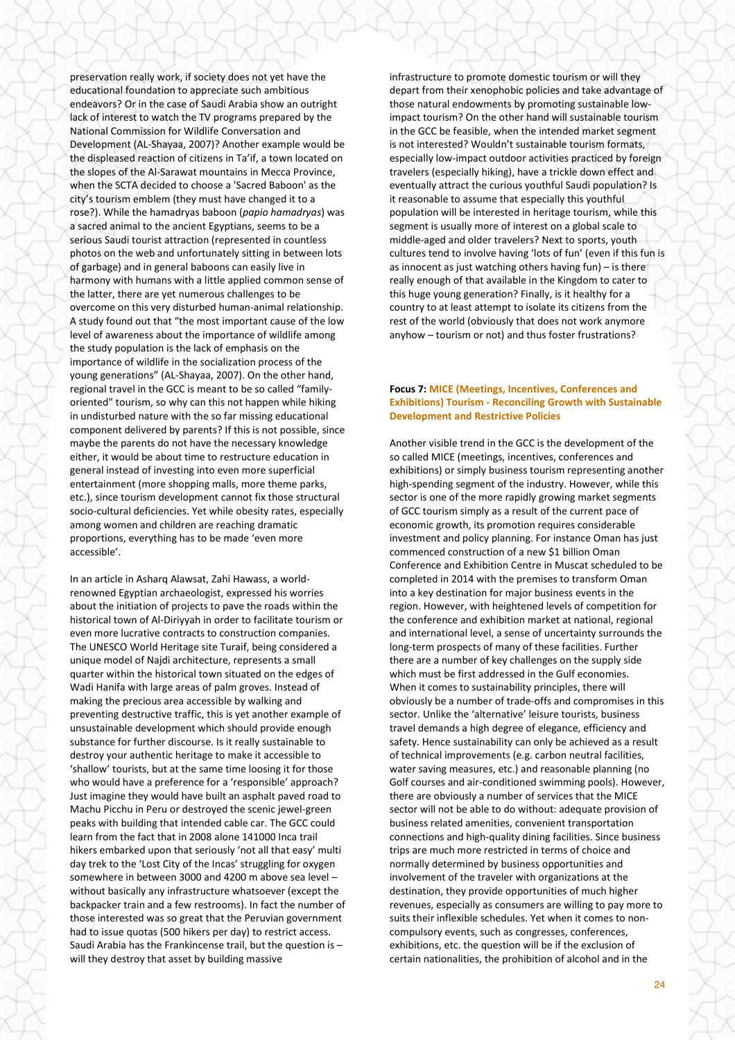preservation really work, if society does not yet have the educational foundation to appreciate such ambitious endeavors? Or in the case of Saudi Arabia show an outright lack of interest to watch the TV programs prepared by the National Commission for Wildlife Conversation and Development (AL-Shayaa, 2007)? Another example would be the displeased reaction of citizens in Ta'if, a town located on the slopes of the Al-Sarawat mountains in Mecca Province, when the SCTA decided to choose a 'Sacred Baboon' as the city's tourism emblem (they must have changed it to a rose?). While the hamadryas baboon (*papio hamadryas*) was a sacred animal to the ancient Egyptians, seems to be a serious Saudi tourist attraction (represented in countless photos on the web and unfortunately sitting in between lots of garbage) and in general baboons can easily live in harmony with humans with a little applied common sense of the latter, there are yet numerous challenges to be overcome on this very disturbed human-animal relationship. A study found out that "the most important cause of the low level of awareness about the importance of wildlife among the study population is the lack of emphasis on the importance of wildlife in the socialization process of the young generations" (AL-Shayaa, 2007). On the other hand, regional travel in the GCC is meant to be so called "family-oriented" tourism, so why can this not happen while hiking in undisturbed nature with the so far missing educational component delivered by parents? If this is not possible, since maybe the parents do not have the necessary knowledge either, it would be about time to restructure education in general instead of investing into even more superficial entertainment (more shopping malls, more theme parks, etc.), since tourism development cannot fix those structural socio-cultural deficiencies. Yet while obesity rates, especially among women and children are reaching dramatic proportions, everything has to be made 'even more accessible'.

In an article in Asharq Alawsat, Zahi Hawass, a world-renowned Egyptian archaeologist, expressed his worries about the initiation of projects to pave the roads within the historical town of Al-Diriyyah in order to facilitate tourism or even more lucrative contracts to construction companies. The UNESCO World Heritage site Turaif, being considered a unique model of Najdi architecture, represents a small quarter within the historical town situated on the edges of Wadi Hanifa with large areas of palm groves. Instead of making the precious area accessible by walking and preventing destructive traffic, this is yet another example of unsustainable development which should provide enough substance for further discourse. Is it really sustainable to destroy your authentic heritage to make it accessible to 'shallow' tourists, but at the same time loosing it for those who would have a preference for a 'responsible' approach? Just imagine they would have built an asphalt paved road to Machu Picchu in Peru or destroyed the scenic jewel-green peaks with building that intended cable car. The GCC could learn from the fact that in 2008 alone 141000 Inca trail hikers embarked upon that seriously 'not all that easy' multi day trek to the 'Lost City of the Incas' struggling for oxygen somewhere in between 3000 and 4200 m above sea level – without basically any infrastructure whatsoever (except the backpacker train and a few restrooms). In fact the number of those interested was so great that the Peruvian government had to issue quotas (500 hikers per day) to restrict access. Saudi Arabia has the Frankincense trail, but the question is – will they destroy that asset by building massive infrastructure to promote domestic tourism or will they depart from their xenophobic policies and take advantage of those natural endowments by promoting sustainable low-impact tourism? On the other hand will sustainable tourism in the GCC be feasible, when the intended market segment is not interested? Wouldn't sustainable tourism formats, especially low-impact outdoor activities practiced by foreign travelers (especially hiking), have a trickle down effect and eventually attract the curious youthful Saudi population? Is it reasonable to assume that especially this youthful population will be interested in heritage tourism, while this segment is usually more of interest on a global scale to middle-aged and older travelers? Next to sports, youth cultures tend to involve having 'lots of fun' (even if this fun is as innocent as just watching others having fun) – is there really enough of that available in the Kingdom to cater to this huge young generation? Finally, is it healthy for a country to at least attempt to isolate its citizens from the rest of the world (obviously that does not work anymore anyhow – tourism or not) and thus foster frustrations?

**Focus 7: MICE (Meetings, Incentives, Conferences and Exhibitions) Tourism - Reconciling Growth with Sustainable Development and Restrictive Policies**

Another visible trend in the GCC is the development of the so called MICE (meetings, incentives, conferences and exhibitions) or simply business tourism representing another high-spending segment of the industry. However, while this sector is one of the more rapidly growing market segments of GCC tourism simply as a result of the current pace of economic growth, its promotion requires considerable investment and policy planning. For instance Oman has just commenced construction of a new $1 billion Oman Conference and Exhibition Centre in Muscat scheduled to be completed in 2014 with the premises to transform Oman into a key destination for major business events in the region. However, with heightened levels of competition for the conference and exhibition market at national, regional and international level, a sense of uncertainty surrounds the long-term prospects of many of these facilities. Further there are a number of key challenges on the supply side which must be first addressed in the Gulf economies. When it comes to sustainability principles, there will obviously be a number of trade-offs and compromises in this sector. Unlike the 'alternative' leisure tourists, business travel demands a high degree of elegance, efficiency and safety. Hence sustainability can only be achieved as a result of technical improvements (e.g. carbon neutral facilities, water saving measures, etc.) and reasonable planning (no Golf courses and air-conditioned swimming pools). However, there are obviously a number of services that the MICE sector will not be able to do without: adequate provision of business related amenities, convenient transportation connections and high-quality dining facilities. Since business trips are much more restricted in terms of choice and normally determined by business opportunities and involvement of the traveler with organizations at the destination, they provide opportunities of much higher revenues, especially as consumers are willing to pay more to suits their inflexible schedules. Yet when it comes to non-compulsory events, such as congresses, conferences, exhibitions, etc. the question will be if the exclusion of certain nationalities, the prohibition of alcohol and in the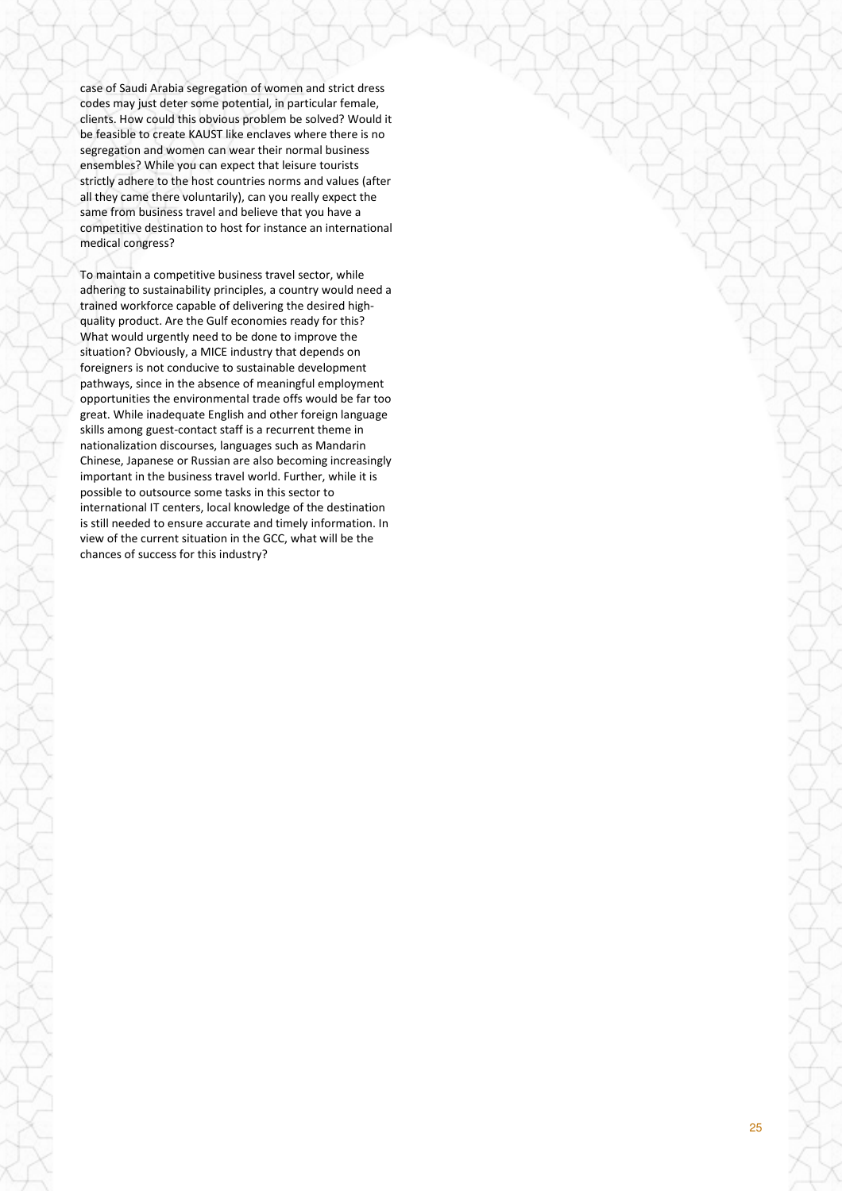case of Saudi Arabia segregation of women and strict dress codes may just deter some potential, in particular female, clients. How could this obvious problem be solved? Would it be feasible to create KAUST like enclaves where there is no segregation and women can wear their normal business ensembles? While you can expect that leisure tourists strictly adhere to the host countries norms and values (after all they came there voluntarily), can you really expect the same from business travel and believe that you have a competitive destination to host for instance an international medical congress?

To maintain a competitive business travel sector, while adhering to sustainability principles, a country would need a trained workforce capable of delivering the desired high-quality product. Are the Gulf economies ready for this? What would urgently need to be done to improve the situation? Obviously, a MICE industry that depends on foreigners is not conducive to sustainable development pathways, since in the absence of meaningful employment opportunities the environmental trade offs would be far too great. While inadequate English and other foreign language skills among guest-contact staff is a recurrent theme in nationalization discourses, languages such as Mandarin Chinese, Japanese or Russian are also becoming increasingly important in the business travel world. Further, while it is possible to outsource some tasks in this sector to international IT centers, local knowledge of the destination is still needed to ensure accurate and timely information. In view of the current situation in the GCC, what will be the chances of success for this industry?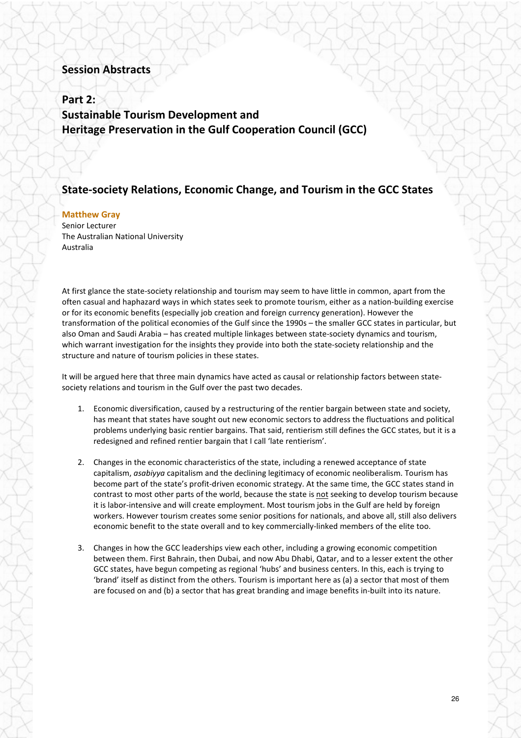## Session Abstracts

## Part 2:
## Sustainable Tourism Development and Heritage Preservation in the Gulf Cooperation Council (GCC)

### State-society Relations, Economic Change, and Tourism in the GCC States

**Matthew Gray**
Senior Lecturer
The Australian National University
Australia

At first glance the state-society relationship and tourism may seem to have little in common, apart from the often casual and haphazard ways in which states seek to promote tourism, either as a nation-building exercise or for its economic benefits (especially job creation and foreign currency generation). However the transformation of the political economies of the Gulf since the 1990s – the smaller GCC states in particular, but also Oman and Saudi Arabia – has created multiple linkages between state-society dynamics and tourism, which warrant investigation for the insights they provide into both the state-society relationship and the structure and nature of tourism policies in these states.

It will be argued here that three main dynamics have acted as causal or relationship factors between state-society relations and tourism in the Gulf over the past two decades.

1. Economic diversification, caused by a restructuring of the rentier bargain between state and society, has meant that states have sought out new economic sectors to address the fluctuations and political problems underlying basic rentier bargains. That said, rentierism still defines the GCC states, but it is a redesigned and refined rentier bargain that I call 'late rentierism'.

2. Changes in the economic characteristics of the state, including a renewed acceptance of state capitalism, *asabiyya* capitalism and the declining legitimacy of economic neoliberalism. Tourism has become part of the state's profit-driven economic strategy. At the same time, the GCC states stand in contrast to most other parts of the world, because the state is <u>not</u> seeking to develop tourism because it is labor-intensive and will create employment. Most tourism jobs in the Gulf are held by foreign workers. However tourism creates some senior positions for nationals, and above all, still also delivers economic benefit to the state overall and to key commercially-linked members of the elite too.

3. Changes in how the GCC leaderships view each other, including a growing economic competition between them. First Bahrain, then Dubai, and now Abu Dhabi, Qatar, and to a lesser extent the other GCC states, have begun competing as regional 'hubs' and business centers. In this, each is trying to 'brand' itself as distinct from the others. Tourism is important here as (a) a sector that most of them are focused on and (b) a sector that has great branding and image benefits in-built into its nature.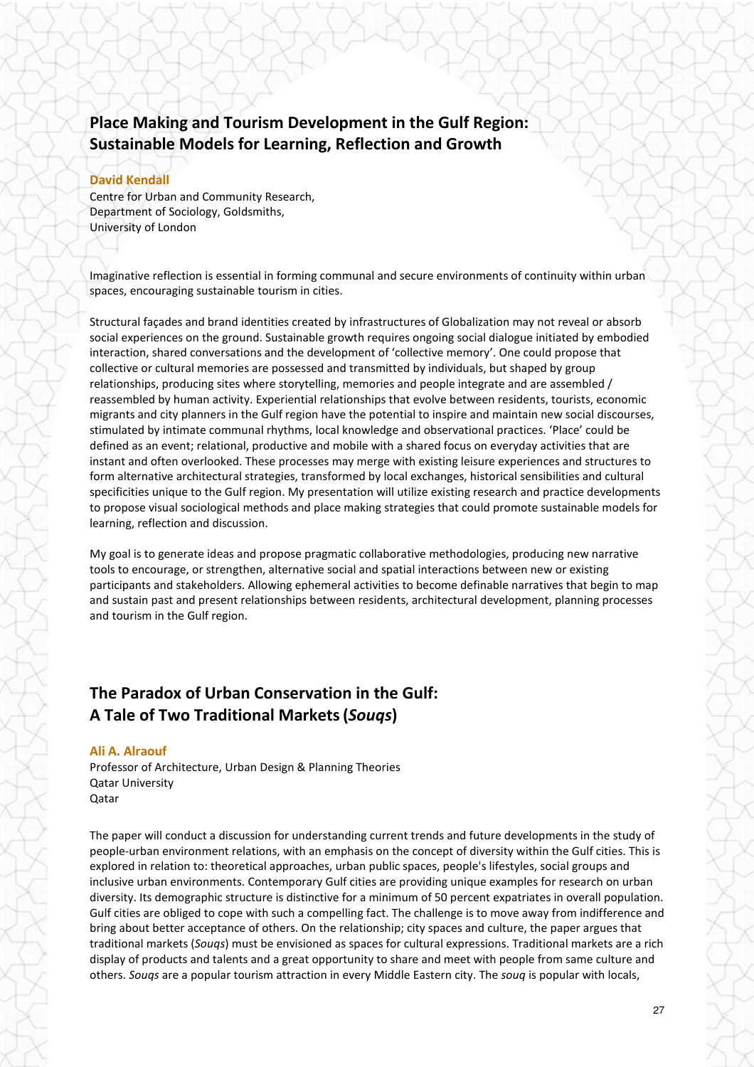## Place Making and Tourism Development in the Gulf Region: Sustainable Models for Learning, Reflection and Growth

**David Kendall**
Centre for Urban and Community Research,
Department of Sociology, Goldsmiths,
University of London

Imaginative reflection is essential in forming communal and secure environments of continuity within urban spaces, encouraging sustainable tourism in cities.

Structural façades and brand identities created by infrastructures of Globalization may not reveal or absorb social experiences on the ground. Sustainable growth requires ongoing social dialogue initiated by embodied interaction, shared conversations and the development of 'collective memory'. One could propose that collective or cultural memories are possessed and transmitted by individuals, but shaped by group relationships, producing sites where storytelling, memories and people integrate and are assembled / reassembled by human activity. Experiential relationships that evolve between residents, tourists, economic migrants and city planners in the Gulf region have the potential to inspire and maintain new social discourses, stimulated by intimate communal rhythms, local knowledge and observational practices. 'Place' could be defined as an event; relational, productive and mobile with a shared focus on everyday activities that are instant and often overlooked. These processes may merge with existing leisure experiences and structures to form alternative architectural strategies, transformed by local exchanges, historical sensibilities and cultural specificities unique to the Gulf region. My presentation will utilize existing research and practice developments to propose visual sociological methods and place making strategies that could promote sustainable models for learning, reflection and discussion.

My goal is to generate ideas and propose pragmatic collaborative methodologies, producing new narrative tools to encourage, or strengthen, alternative social and spatial interactions between new or existing participants and stakeholders. Allowing ephemeral activities to become definable narratives that begin to map and sustain past and present relationships between residents, architectural development, planning processes and tourism in the Gulf region.

## The Paradox of Urban Conservation in the Gulf: A Tale of Two Traditional Markets (*Souqs*)

**Ali A. Alraouf**
Professor of Architecture, Urban Design & Planning Theories
Qatar University
Qatar

The paper will conduct a discussion for understanding current trends and future developments in the study of people-urban environment relations, with an emphasis on the concept of diversity within the Gulf cities. This is explored in relation to: theoretical approaches, urban public spaces, people's lifestyles, social groups and inclusive urban environments. Contemporary Gulf cities are providing unique examples for research on urban diversity. Its demographic structure is distinctive for a minimum of 50 percent expatriates in overall population. Gulf cities are obliged to cope with such a compelling fact. The challenge is to move away from indifference and bring about better acceptance of others. On the relationship; city spaces and culture, the paper argues that traditional markets (*Souqs*) must be envisioned as spaces for cultural expressions. Traditional markets are a rich display of products and talents and a great opportunity to share and meet with people from same culture and others. *Souqs* are a popular tourism attraction in every Middle Eastern city. The *souq* is popular with locals,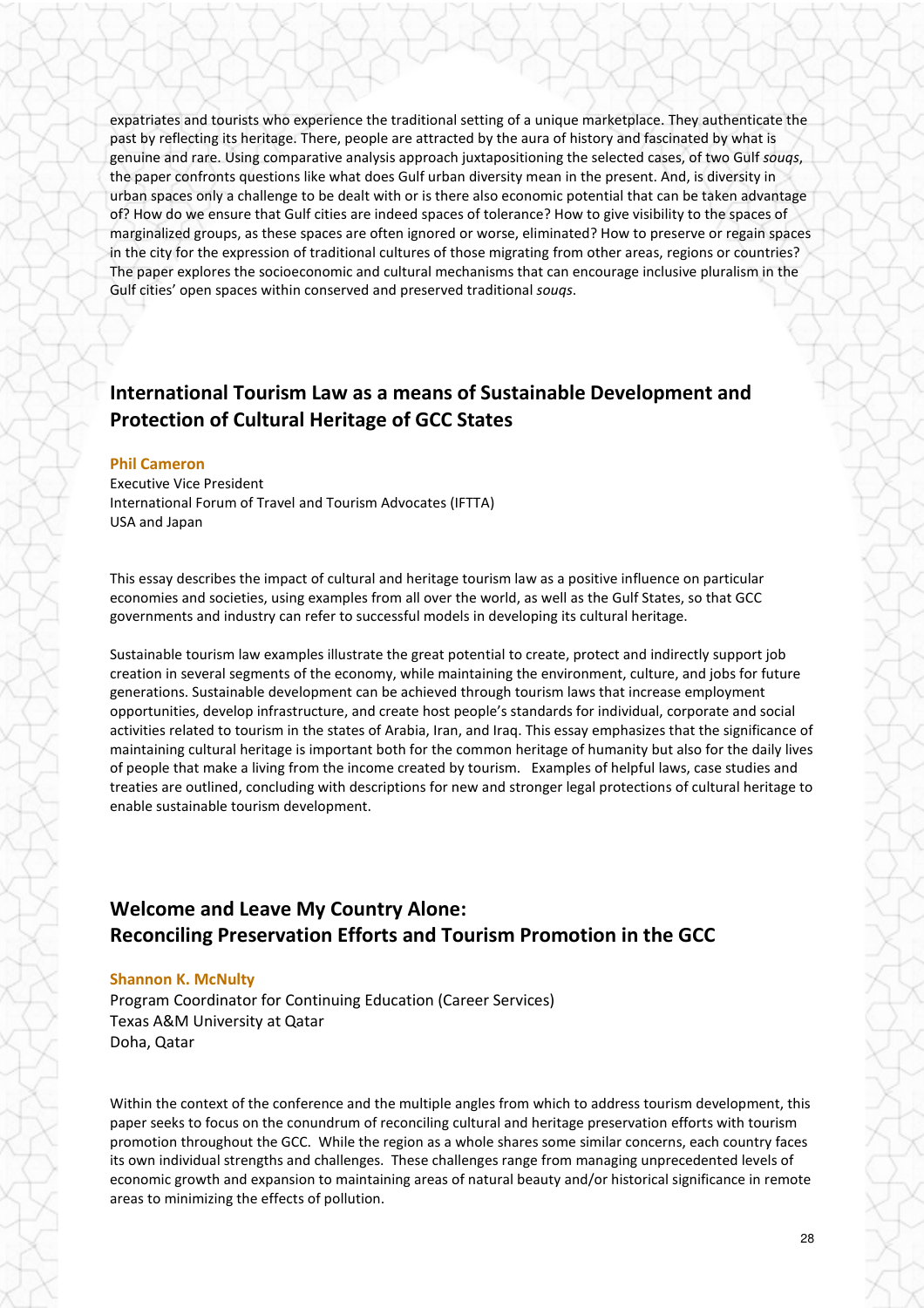expatriates and tourists who experience the traditional setting of a unique marketplace. They authenticate the past by reflecting its heritage. There, people are attracted by the aura of history and fascinated by what is genuine and rare. Using comparative analysis approach juxtapositioning the selected cases, of two Gulf *souqs*, the paper confronts questions like what does Gulf urban diversity mean in the present. And, is diversity in urban spaces only a challenge to be dealt with or is there also economic potential that can be taken advantage of? How do we ensure that Gulf cities are indeed spaces of tolerance? How to give visibility to the spaces of marginalized groups, as these spaces are often ignored or worse, eliminated? How to preserve or regain spaces in the city for the expression of traditional cultures of those migrating from other areas, regions or countries? The paper explores the socioeconomic and cultural mechanisms that can encourage inclusive pluralism in the Gulf cities' open spaces within conserved and preserved traditional *souqs*.

## International Tourism Law as a means of Sustainable Development and Protection of Cultural Heritage of GCC States

**Phil Cameron**
Executive Vice President
International Forum of Travel and Tourism Advocates (IFTTA)
USA and Japan

This essay describes the impact of cultural and heritage tourism law as a positive influence on particular economies and societies, using examples from all over the world, as well as the Gulf States, so that GCC governments and industry can refer to successful models in developing its cultural heritage.

Sustainable tourism law examples illustrate the great potential to create, protect and indirectly support job creation in several segments of the economy, while maintaining the environment, culture, and jobs for future generations. Sustainable development can be achieved through tourism laws that increase employment opportunities, develop infrastructure, and create host people's standards for individual, corporate and social activities related to tourism in the states of Arabia, Iran, and Iraq. This essay emphasizes that the significance of maintaining cultural heritage is important both for the common heritage of humanity but also for the daily lives of people that make a living from the income created by tourism. Examples of helpful laws, case studies and treaties are outlined, concluding with descriptions for new and stronger legal protections of cultural heritage to enable sustainable tourism development.

## Welcome and Leave My Country Alone: Reconciling Preservation Efforts and Tourism Promotion in the GCC

**Shannon K. McNulty**
Program Coordinator for Continuing Education (Career Services)
Texas A&M University at Qatar
Doha, Qatar

Within the context of the conference and the multiple angles from which to address tourism development, this paper seeks to focus on the conundrum of reconciling cultural and heritage preservation efforts with tourism promotion throughout the GCC. While the region as a whole shares some similar concerns, each country faces its own individual strengths and challenges. These challenges range from managing unprecedented levels of economic growth and expansion to maintaining areas of natural beauty and/or historical significance in remote areas to minimizing the effects of pollution.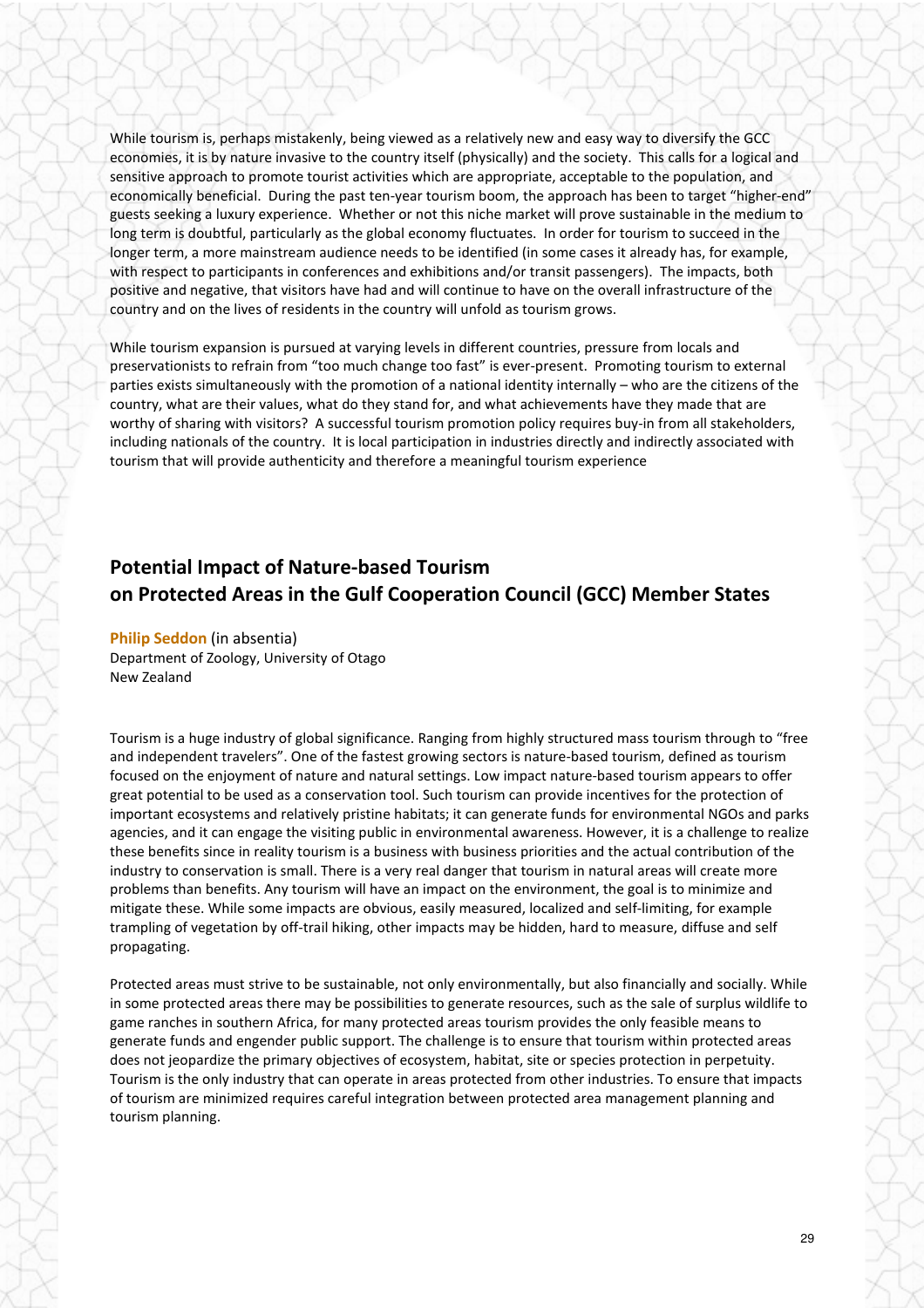While tourism is, perhaps mistakenly, being viewed as a relatively new and easy way to diversify the GCC economies, it is by nature invasive to the country itself (physically) and the society. This calls for a logical and sensitive approach to promote tourist activities which are appropriate, acceptable to the population, and economically beneficial. During the past ten-year tourism boom, the approach has been to target "higher-end" guests seeking a luxury experience. Whether or not this niche market will prove sustainable in the medium to long term is doubtful, particularly as the global economy fluctuates. In order for tourism to succeed in the longer term, a more mainstream audience needs to be identified (in some cases it already has, for example, with respect to participants in conferences and exhibitions and/or transit passengers). The impacts, both positive and negative, that visitors have had and will continue to have on the overall infrastructure of the country and on the lives of residents in the country will unfold as tourism grows.

While tourism expansion is pursued at varying levels in different countries, pressure from locals and preservationists to refrain from "too much change too fast" is ever-present. Promoting tourism to external parties exists simultaneously with the promotion of a national identity internally – who are the citizens of the country, what are their values, what do they stand for, and what achievements have they made that are worthy of sharing with visitors? A successful tourism promotion policy requires buy-in from all stakeholders, including nationals of the country. It is local participation in industries directly and indirectly associated with tourism that will provide authenticity and therefore a meaningful tourism experience

## Potential Impact of Nature-based Tourism on Protected Areas in the Gulf Cooperation Council (GCC) Member States

**Philip Seddon** (in absentia)
Department of Zoology, University of Otago
New Zealand

Tourism is a huge industry of global significance. Ranging from highly structured mass tourism through to "free and independent travelers". One of the fastest growing sectors is nature-based tourism, defined as tourism focused on the enjoyment of nature and natural settings. Low impact nature-based tourism appears to offer great potential to be used as a conservation tool. Such tourism can provide incentives for the protection of important ecosystems and relatively pristine habitats; it can generate funds for environmental NGOs and parks agencies, and it can engage the visiting public in environmental awareness. However, it is a challenge to realize these benefits since in reality tourism is a business with business priorities and the actual contribution of the industry to conservation is small. There is a very real danger that tourism in natural areas will create more problems than benefits. Any tourism will have an impact on the environment, the goal is to minimize and mitigate these. While some impacts are obvious, easily measured, localized and self-limiting, for example trampling of vegetation by off-trail hiking, other impacts may be hidden, hard to measure, diffuse and self propagating.

Protected areas must strive to be sustainable, not only environmentally, but also financially and socially. While in some protected areas there may be possibilities to generate resources, such as the sale of surplus wildlife to game ranches in southern Africa, for many protected areas tourism provides the only feasible means to generate funds and engender public support. The challenge is to ensure that tourism within protected areas does not jeopardize the primary objectives of ecosystem, habitat, site or species protection in perpetuity. Tourism is the only industry that can operate in areas protected from other industries. To ensure that impacts of tourism are minimized requires careful integration between protected area management planning and tourism planning.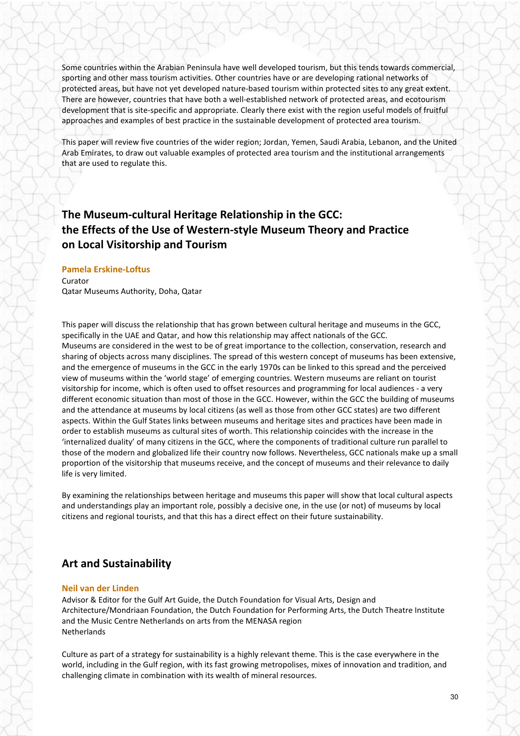Some countries within the Arabian Peninsula have well developed tourism, but this tends towards commercial, sporting and other mass tourism activities. Other countries have or are developing rational networks of protected areas, but have not yet developed nature-based tourism within protected sites to any great extent. There are however, countries that have both a well-established network of protected areas, and ecotourism development that is site-specific and appropriate. Clearly there exist with the region useful models of fruitful approaches and examples of best practice in the sustainable development of protected area tourism.

This paper will review five countries of the wider region; Jordan, Yemen, Saudi Arabia, Lebanon, and the United Arab Emirates, to draw out valuable examples of protected area tourism and the institutional arrangements that are used to regulate this.

## The Museum-cultural Heritage Relationship in the GCC: the Effects of the Use of Western-style Museum Theory and Practice on Local Visitorship and Tourism

**Pamela Erskine-Loftus**
Curator
Qatar Museums Authority, Doha, Qatar

This paper will discuss the relationship that has grown between cultural heritage and museums in the GCC, specifically in the UAE and Qatar, and how this relationship may affect nationals of the GCC. Museums are considered in the west to be of great importance to the collection, conservation, research and sharing of objects across many disciplines. The spread of this western concept of museums has been extensive, and the emergence of museums in the GCC in the early 1970s can be linked to this spread and the perceived view of museums within the 'world stage' of emerging countries. Western museums are reliant on tourist visitorship for income, which is often used to offset resources and programming for local audiences - a very different economic situation than most of those in the GCC. However, within the GCC the building of museums and the attendance at museums by local citizens (as well as those from other GCC states) are two different aspects. Within the Gulf States links between museums and heritage sites and practices have been made in order to establish museums as cultural sites of worth. This relationship coincides with the increase in the 'internalized duality' of many citizens in the GCC, where the components of traditional culture run parallel to those of the modern and globalized life their country now follows. Nevertheless, GCC nationals make up a small proportion of the visitorship that museums receive, and the concept of museums and their relevance to daily life is very limited.

By examining the relationships between heritage and museums this paper will show that local cultural aspects and understandings play an important role, possibly a decisive one, in the use (or not) of museums by local citizens and regional tourists, and that this has a direct effect on their future sustainability.

## Art and Sustainability

**Neil van der Linden**
Advisor & Editor for the Gulf Art Guide, the Dutch Foundation for Visual Arts, Design and Architecture/Mondriaan Foundation, the Dutch Foundation for Performing Arts, the Dutch Theatre Institute and the Music Centre Netherlands on arts from the MENASA region
Netherlands

Culture as part of a strategy for sustainability is a highly relevant theme. This is the case everywhere in the world, including in the Gulf region, with its fast growing metropolises, mixes of innovation and tradition, and challenging climate in combination with its wealth of mineral resources.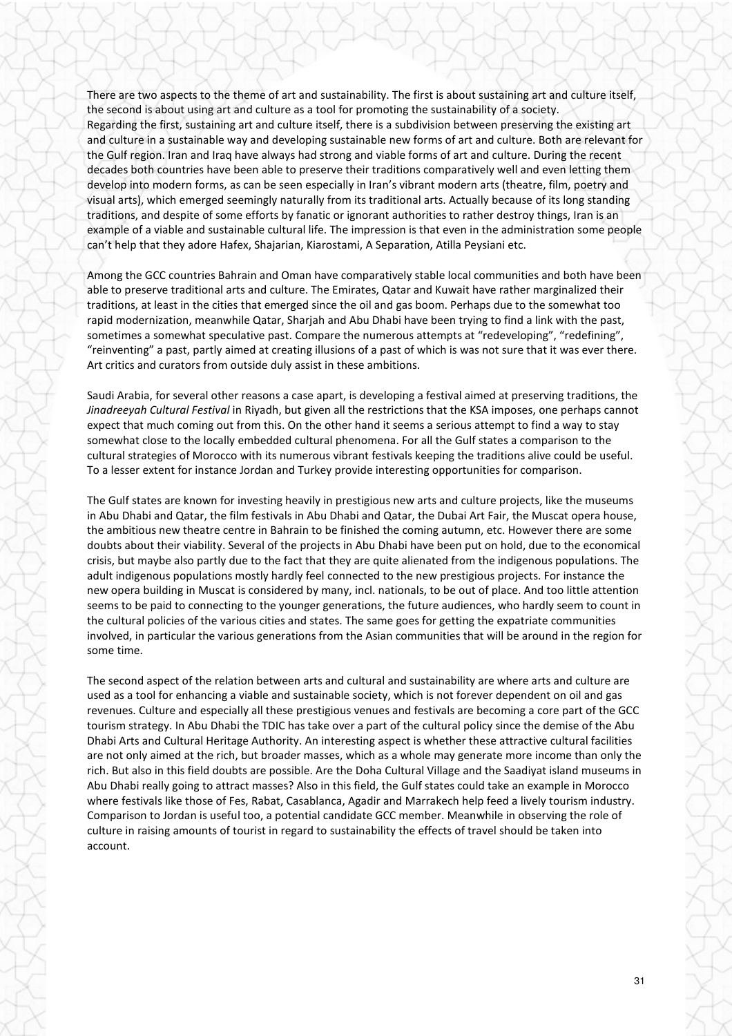There are two aspects to the theme of art and sustainability. The first is about sustaining art and culture itself, the second is about using art and culture as a tool for promoting the sustainability of a society.
Regarding the first, sustaining art and culture itself, there is a subdivision between preserving the existing art and culture in a sustainable way and developing sustainable new forms of art and culture. Both are relevant for the Gulf region. Iran and Iraq have always had strong and viable forms of art and culture. During the recent decades both countries have been able to preserve their traditions comparatively well and even letting them develop into modern forms, as can be seen especially in Iran's vibrant modern arts (theatre, film, poetry and visual arts), which emerged seemingly naturally from its traditional arts. Actually because of its long standing traditions, and despite of some efforts by fanatic or ignorant authorities to rather destroy things, Iran is an example of a viable and sustainable cultural life. The impression is that even in the administration some people can't help that they adore Hafex, Shajarian, Kiarostami, A Separation, Atilla Peysiani etc.

Among the GCC countries Bahrain and Oman have comparatively stable local communities and both have been able to preserve traditional arts and culture. The Emirates, Qatar and Kuwait have rather marginalized their traditions, at least in the cities that emerged since the oil and gas boom. Perhaps due to the somewhat too rapid modernization, meanwhile Qatar, Sharjah and Abu Dhabi have been trying to find a link with the past, sometimes a somewhat speculative past. Compare the numerous attempts at "redeveloping", "redefining", "reinventing" a past, partly aimed at creating illusions of a past of which is was not sure that it was ever there. Art critics and curators from outside duly assist in these ambitions.

Saudi Arabia, for several other reasons a case apart, is developing a festival aimed at preserving traditions, the *Jinadreeyah Cultural Festival* in Riyadh, but given all the restrictions that the KSA imposes, one perhaps cannot expect that much coming out from this. On the other hand it seems a serious attempt to find a way to stay somewhat close to the locally embedded cultural phenomena. For all the Gulf states a comparison to the cultural strategies of Morocco with its numerous vibrant festivals keeping the traditions alive could be useful. To a lesser extent for instance Jordan and Turkey provide interesting opportunities for comparison.

The Gulf states are known for investing heavily in prestigious new arts and culture projects, like the museums in Abu Dhabi and Qatar, the film festivals in Abu Dhabi and Qatar, the Dubai Art Fair, the Muscat opera house, the ambitious new theatre centre in Bahrain to be finished the coming autumn, etc. However there are some doubts about their viability. Several of the projects in Abu Dhabi have been put on hold, due to the economical crisis, but maybe also partly due to the fact that they are quite alienated from the indigenous populations. The adult indigenous populations mostly hardly feel connected to the new prestigious projects. For instance the new opera building in Muscat is considered by many, incl. nationals, to be out of place. And too little attention seems to be paid to connecting to the younger generations, the future audiences, who hardly seem to count in the cultural policies of the various cities and states. The same goes for getting the expatriate communities involved, in particular the various generations from the Asian communities that will be around in the region for some time.

The second aspect of the relation between arts and cultural and sustainability are where arts and culture are used as a tool for enhancing a viable and sustainable society, which is not forever dependent on oil and gas revenues. Culture and especially all these prestigious venues and festivals are becoming a core part of the GCC tourism strategy. In Abu Dhabi the TDIC has take over a part of the cultural policy since the demise of the Abu Dhabi Arts and Cultural Heritage Authority. An interesting aspect is whether these attractive cultural facilities are not only aimed at the rich, but broader masses, which as a whole may generate more income than only the rich. But also in this field doubts are possible. Are the Doha Cultural Village and the Saadiyat island museums in Abu Dhabi really going to attract masses? Also in this field, the Gulf states could take an example in Morocco where festivals like those of Fes, Rabat, Casablanca, Agadir and Marrakech help feed a lively tourism industry. Comparison to Jordan is useful too, a potential candidate GCC member. Meanwhile in observing the role of culture in raising amounts of tourist in regard to sustainability the effects of travel should be taken into account.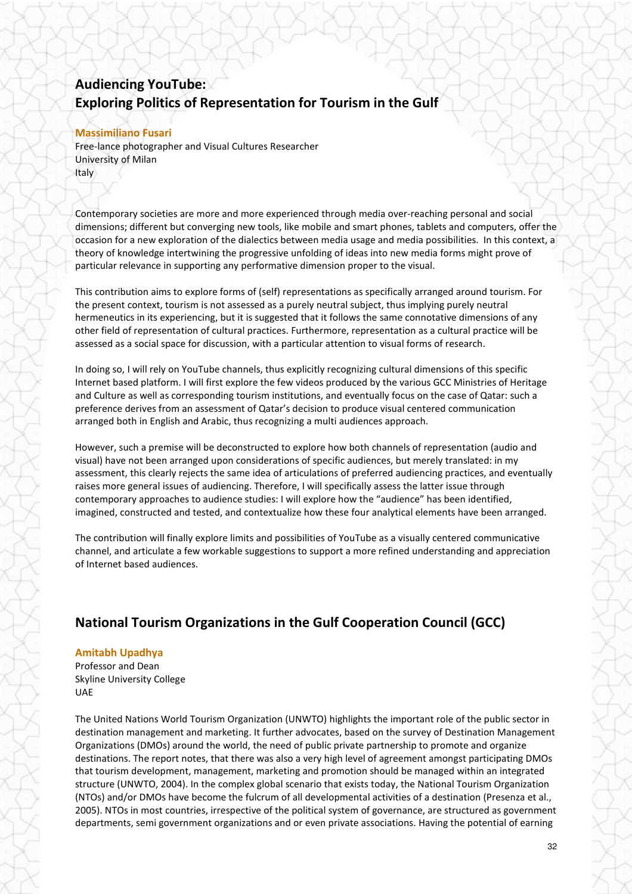## Audiencing YouTube: Exploring Politics of Representation for Tourism in the Gulf

**Massimiliano Fusari**
Free-lance photographer and Visual Cultures Researcher
University of Milan
Italy

Contemporary societies are more and more experienced through media over-reaching personal and social dimensions; different but converging new tools, like mobile and smart phones, tablets and computers, offer the occasion for a new exploration of the dialectics between media usage and media possibilities. In this context, a theory of knowledge intertwining the progressive unfolding of ideas into new media forms might prove of particular relevance in supporting any performative dimension proper to the visual.

This contribution aims to explore forms of (self) representations as specifically arranged around tourism. For the present context, tourism is not assessed as a purely neutral subject, thus implying purely neutral hermeneutics in its experiencing, but it is suggested that it follows the same connotative dimensions of any other field of representation of cultural practices. Furthermore, representation as a cultural practice will be assessed as a social space for discussion, with a particular attention to visual forms of research.

In doing so, I will rely on YouTube channels, thus explicitly recognizing cultural dimensions of this specific Internet based platform. I will first explore the few videos produced by the various GCC Ministries of Heritage and Culture as well as corresponding tourism institutions, and eventually focus on the case of Qatar: such a preference derives from an assessment of Qatar's decision to produce visual centered communication arranged both in English and Arabic, thus recognizing a multi audiences approach.

However, such a premise will be deconstructed to explore how both channels of representation (audio and visual) have not been arranged upon considerations of specific audiences, but merely translated: in my assessment, this clearly rejects the same idea of articulations of preferred audiencing practices, and eventually raises more general issues of audiencing. Therefore, I will specifically assess the latter issue through contemporary approaches to audience studies: I will explore how the "audience" has been identified, imagined, constructed and tested, and contextualize how these four analytical elements have been arranged.

The contribution will finally explore limits and possibilities of YouTube as a visually centered communicative channel, and articulate a few workable suggestions to support a more refined understanding and appreciation of Internet based audiences.

## National Tourism Organizations in the Gulf Cooperation Council (GCC)

**Amitabh Upadhya**
Professor and Dean
Skyline University College
UAE

The United Nations World Tourism Organization (UNWTO) highlights the important role of the public sector in destination management and marketing. It further advocates, based on the survey of Destination Management Organizations (DMOs) around the world, the need of public private partnership to promote and organize destinations. The report notes, that there was also a very high level of agreement amongst participating DMOs that tourism development, management, marketing and promotion should be managed within an integrated structure (UNWTO, 2004). In the complex global scenario that exists today, the National Tourism Organization (NTOs) and/or DMOs have become the fulcrum of all developmental activities of a destination (Presenza et al., 2005). NTOs in most countries, irrespective of the political system of governance, are structured as government departments, semi government organizations and or even private associations. Having the potential of earning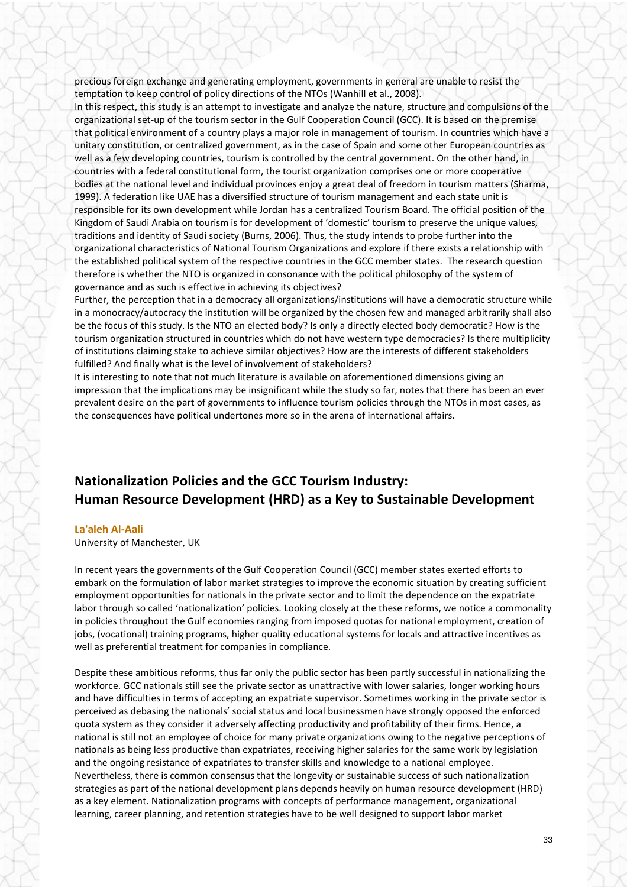precious foreign exchange and generating employment, governments in general are unable to resist the temptation to keep control of policy directions of the NTOs (Wanhill et al., 2008).

In this respect, this study is an attempt to investigate and analyze the nature, structure and compulsions of the organizational set-up of the tourism sector in the Gulf Cooperation Council (GCC). It is based on the premise that political environment of a country plays a major role in management of tourism. In countries which have a unitary constitution, or centralized government, as in the case of Spain and some other European countries as well as a few developing countries, tourism is controlled by the central government. On the other hand, in countries with a federal constitutional form, the tourist organization comprises one or more cooperative bodies at the national level and individual provinces enjoy a great deal of freedom in tourism matters (Sharma, 1999). A federation like UAE has a diversified structure of tourism management and each state unit is responsible for its own development while Jordan has a centralized Tourism Board. The official position of the Kingdom of Saudi Arabia on tourism is for development of 'domestic' tourism to preserve the unique values, traditions and identity of Saudi society (Burns, 2006). Thus, the study intends to probe further into the organizational characteristics of National Tourism Organizations and explore if there exists a relationship with the established political system of the respective countries in the GCC member states. The research question therefore is whether the NTO is organized in consonance with the political philosophy of the system of governance and as such is effective in achieving its objectives?

Further, the perception that in a democracy all organizations/institutions will have a democratic structure while in a monocracy/autocracy the institution will be organized by the chosen few and managed arbitrarily shall also be the focus of this study. Is the NTO an elected body? Is only a directly elected body democratic? How is the tourism organization structured in countries which do not have western type democracies? Is there multiplicity of institutions claiming stake to achieve similar objectives? How are the interests of different stakeholders fulfilled? And finally what is the level of involvement of stakeholders?

It is interesting to note that not much literature is available on aforementioned dimensions giving an impression that the implications may be insignificant while the study so far, notes that there has been an ever prevalent desire on the part of governments to influence tourism policies through the NTOs in most cases, as the consequences have political undertones more so in the arena of international affairs.

## Nationalization Policies and the GCC Tourism Industry: Human Resource Development (HRD) as a Key to Sustainable Development

**La'aleh Al-Aali**

University of Manchester, UK

In recent years the governments of the Gulf Cooperation Council (GCC) member states exerted efforts to embark on the formulation of labor market strategies to improve the economic situation by creating sufficient employment opportunities for nationals in the private sector and to limit the dependence on the expatriate labor through so called 'nationalization' policies. Looking closely at the these reforms, we notice a commonality in policies throughout the Gulf economies ranging from imposed quotas for national employment, creation of jobs, (vocational) training programs, higher quality educational systems for locals and attractive incentives as well as preferential treatment for companies in compliance.

Despite these ambitious reforms, thus far only the public sector has been partly successful in nationalizing the workforce. GCC nationals still see the private sector as unattractive with lower salaries, longer working hours and have difficulties in terms of accepting an expatriate supervisor. Sometimes working in the private sector is perceived as debasing the nationals' social status and local businessmen have strongly opposed the enforced quota system as they consider it adversely affecting productivity and profitability of their firms. Hence, a national is still not an employee of choice for many private organizations owing to the negative perceptions of nationals as being less productive than expatriates, receiving higher salaries for the same work by legislation and the ongoing resistance of expatriates to transfer skills and knowledge to a national employee.

Nevertheless, there is common consensus that the longevity or sustainable success of such nationalization strategies as part of the national development plans depends heavily on human resource development (HRD) as a key element. Nationalization programs with concepts of performance management, organizational learning, career planning, and retention strategies have to be well designed to support labor market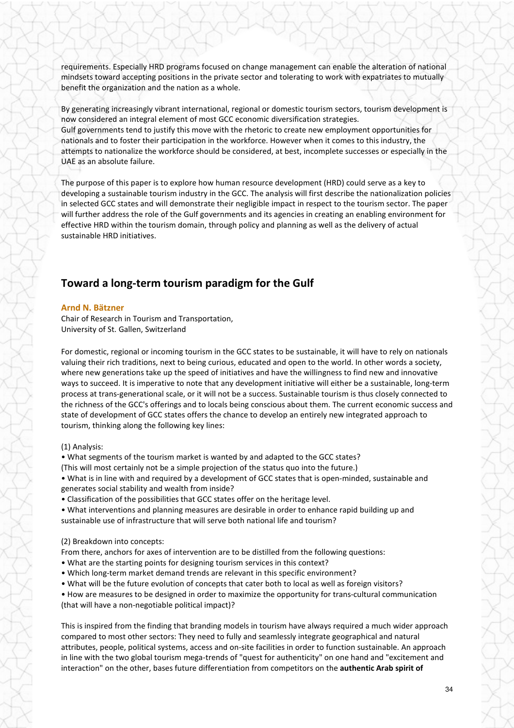requirements. Especially HRD programs focused on change management can enable the alteration of national mindsets toward accepting positions in the private sector and tolerating to work with expatriates to mutually benefit the organization and the nation as a whole.

By generating increasingly vibrant international, regional or domestic tourism sectors, tourism development is now considered an integral element of most GCC economic diversification strategies.
Gulf governments tend to justify this move with the rhetoric to create new employment opportunities for nationals and to foster their participation in the workforce. However when it comes to this industry, the attempts to nationalize the workforce should be considered, at best, incomplete successes or especially in the UAE as an absolute failure.

The purpose of this paper is to explore how human resource development (HRD) could serve as a key to developing a sustainable tourism industry in the GCC. The analysis will first describe the nationalization policies in selected GCC states and will demonstrate their negligible impact in respect to the tourism sector. The paper will further address the role of the Gulf governments and its agencies in creating an enabling environment for effective HRD within the tourism domain, through policy and planning as well as the delivery of actual sustainable HRD initiatives.

## Toward a long-term tourism paradigm for the Gulf

**Arnd N. Bätzner**

Chair of Research in Tourism and Transportation,
University of St. Gallen, Switzerland

For domestic, regional or incoming tourism in the GCC states to be sustainable, it will have to rely on nationals valuing their rich traditions, next to being curious, educated and open to the world. In other words a society, where new generations take up the speed of initiatives and have the willingness to find new and innovative ways to succeed. It is imperative to note that any development initiative will either be a sustainable, long-term process at trans-generational scale, or it will not be a success. Sustainable tourism is thus closely connected to the richness of the GCC's offerings and to locals being conscious about them. The current economic success and state of development of GCC states offers the chance to develop an entirely new integrated approach to tourism, thinking along the following key lines:

(1) Analysis:

- What segments of the tourism market is wanted by and adapted to the GCC states?
(This will most certainly not be a simple projection of the status quo into the future.)
- What is in line with and required by a development of GCC states that is open-minded, sustainable and generates social stability and wealth from inside?
- Classification of the possibilities that GCC states offer on the heritage level.
- What interventions and planning measures are desirable in order to enhance rapid building up and sustainable use of infrastructure that will serve both national life and tourism?

(2) Breakdown into concepts:

From there, anchors for axes of intervention are to be distilled from the following questions:

- What are the starting points for designing tourism services in this context?
- Which long-term market demand trends are relevant in this specific environment?
- What will be the future evolution of concepts that cater both to local as well as foreign visitors?
- How are measures to be designed in order to maximize the opportunity for trans-cultural communication (that will have a non-negotiable political impact)?

This is inspired from the finding that branding models in tourism have always required a much wider approach compared to most other sectors: They need to fully and seamlessly integrate geographical and natural attributes, people, political systems, access and on-site facilities in order to function sustainable. An approach in line with the two global tourism mega-trends of "quest for authenticity" on one hand and "excitement and interaction" on the other, bases future differentiation from competitors on the **authentic Arab spirit of**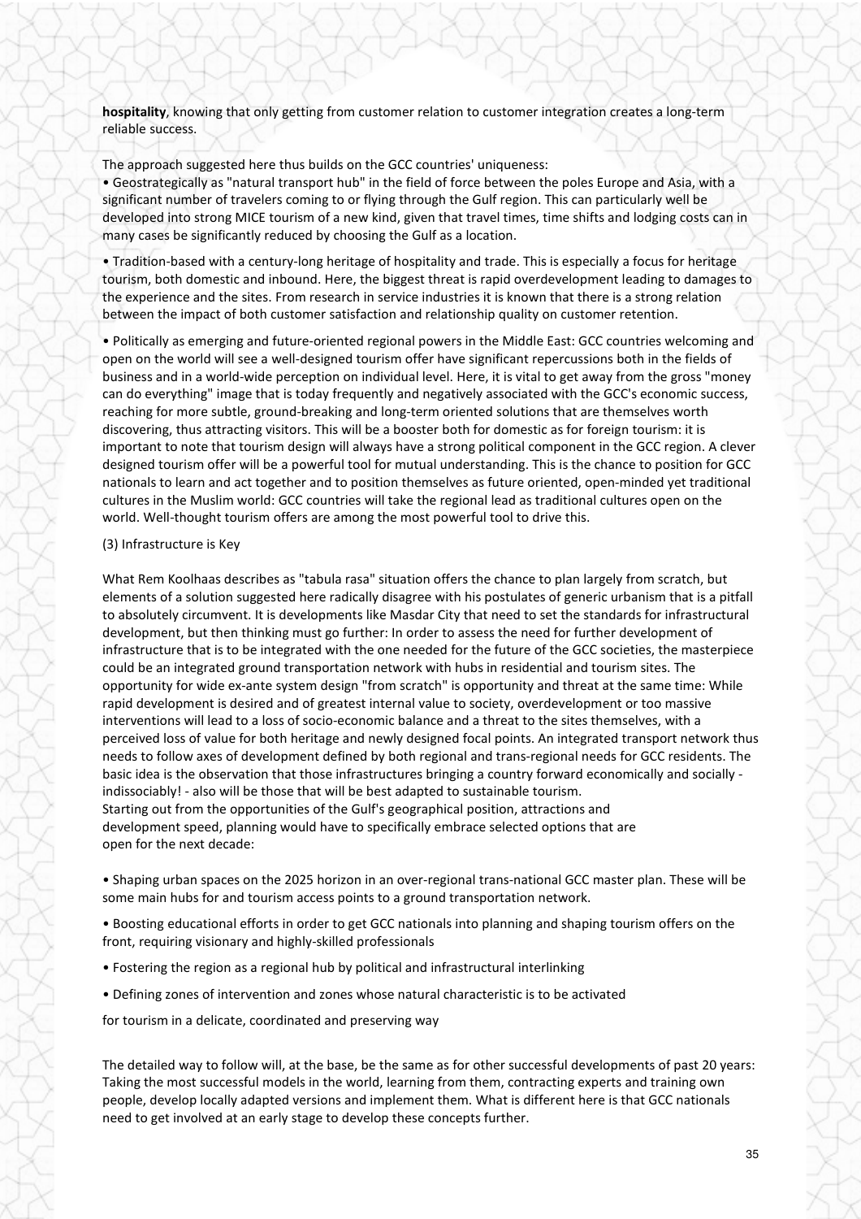**hospitality**, knowing that only getting from customer relation to customer integration creates a long-term reliable success.

The approach suggested here thus builds on the GCC countries' uniqueness:

- Geostrategically as "natural transport hub" in the field of force between the poles Europe and Asia, with a significant number of travelers coming to or flying through the Gulf region. This can particularly well be developed into strong MICE tourism of a new kind, given that travel times, time shifts and lodging costs can in many cases be significantly reduced by choosing the Gulf as a location.

- Tradition-based with a century-long heritage of hospitality and trade. This is especially a focus for heritage tourism, both domestic and inbound. Here, the biggest threat is rapid overdevelopment leading to damages to the experience and the sites. From research in service industries it is known that there is a strong relation between the impact of both customer satisfaction and relationship quality on customer retention.

- Politically as emerging and future-oriented regional powers in the Middle East: GCC countries welcoming and open on the world will see a well-designed tourism offer have significant repercussions both in the fields of business and in a world-wide perception on individual level. Here, it is vital to get away from the gross "money can do everything" image that is today frequently and negatively associated with the GCC's economic success, reaching for more subtle, ground-breaking and long-term oriented solutions that are themselves worth discovering, thus attracting visitors. This will be a booster both for domestic as for foreign tourism: it is important to note that tourism design will always have a strong political component in the GCC region. A clever designed tourism offer will be a powerful tool for mutual understanding. This is the chance to position for GCC nationals to learn and act together and to position themselves as future oriented, open-minded yet traditional cultures in the Muslim world: GCC countries will take the regional lead as traditional cultures open on the world. Well-thought tourism offers are among the most powerful tool to drive this.

(3) Infrastructure is Key

What Rem Koolhaas describes as "tabula rasa" situation offers the chance to plan largely from scratch, but elements of a solution suggested here radically disagree with his postulates of generic urbanism that is a pitfall to absolutely circumvent. It is developments like Masdar City that need to set the standards for infrastructural development, but then thinking must go further: In order to assess the need for further development of infrastructure that is to be integrated with the one needed for the future of the GCC societies, the masterpiece could be an integrated ground transportation network with hubs in residential and tourism sites. The opportunity for wide ex-ante system design "from scratch" is opportunity and threat at the same time: While rapid development is desired and of greatest internal value to society, overdevelopment or too massive interventions will lead to a loss of socio-economic balance and a threat to the sites themselves, with a perceived loss of value for both heritage and newly designed focal points. An integrated transport network thus needs to follow axes of development defined by both regional and trans-regional needs for GCC residents. The basic idea is the observation that those infrastructures bringing a country forward economically and socially - indissociably! - also will be those that will be best adapted to sustainable tourism.
Starting out from the opportunities of the Gulf's geographical position, attractions and development speed, planning would have to specifically embrace selected options that are open for the next decade:

- Shaping urban spaces on the 2025 horizon in an over-regional trans-national GCC master plan. These will be some main hubs for and tourism access points to a ground transportation network.

- Boosting educational efforts in order to get GCC nationals into planning and shaping tourism offers on the front, requiring visionary and highly-skilled professionals

- Fostering the region as a regional hub by political and infrastructural interlinking

- Defining zones of intervention and zones whose natural characteristic is to be activated

for tourism in a delicate, coordinated and preserving way

The detailed way to follow will, at the base, be the same as for other successful developments of past 20 years: Taking the most successful models in the world, learning from them, contracting experts and training own people, develop locally adapted versions and implement them. What is different here is that GCC nationals need to get involved at an early stage to develop these concepts further.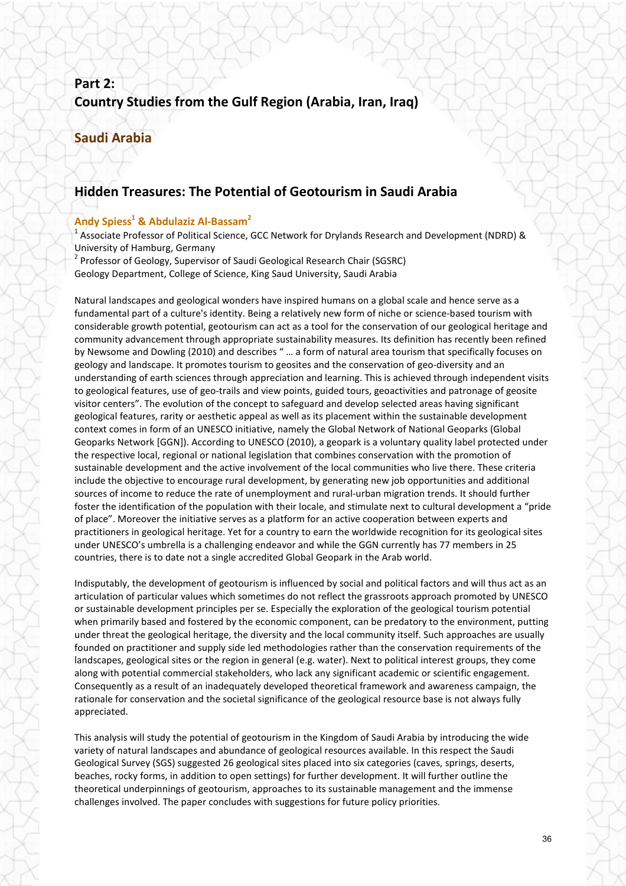## Part 2:
## Country Studies from the Gulf Region (Arabia, Iran, Iraq)

### Saudi Arabia

## Hidden Treasures: The Potential of Geotourism in Saudi Arabia

**Andy Spiess[1] & Abdulaziz Al-Bassam[2]**

[1] Associate Professor of Political Science, GCC Network for Drylands Research and Development (NDRD) & University of Hamburg, Germany

[2] Professor of Geology, Supervisor of Saudi Geological Research Chair (SGSRC)
Geology Department, College of Science, King Saud University, Saudi Arabia

Natural landscapes and geological wonders have inspired humans on a global scale and hence serve as a fundamental part of a culture's identity. Being a relatively new form of niche or science-based tourism with considerable growth potential, geotourism can act as a tool for the conservation of our geological heritage and community advancement through appropriate sustainability measures. Its definition has recently been refined by Newsome and Dowling (2010) and describes " … a form of natural area tourism that specifically focuses on geology and landscape. It promotes tourism to geosites and the conservation of geo-diversity and an understanding of earth sciences through appreciation and learning. This is achieved through independent visits to geological features, use of geo-trails and view points, guided tours, geoactivities and patronage of geosite visitor centers". The evolution of the concept to safeguard and develop selected areas having significant geological features, rarity or aesthetic appeal as well as its placement within the sustainable development context comes in form of an UNESCO initiative, namely the Global Network of National Geoparks (Global Geoparks Network [GGN]). According to UNESCO (2010), a geopark is a voluntary quality label protected under the respective local, regional or national legislation that combines conservation with the promotion of sustainable development and the active involvement of the local communities who live there. These criteria include the objective to encourage rural development, by generating new job opportunities and additional sources of income to reduce the rate of unemployment and rural-urban migration trends. It should further foster the identification of the population with their locale, and stimulate next to cultural development a "pride of place". Moreover the initiative serves as a platform for an active cooperation between experts and practitioners in geological heritage. Yet for a country to earn the worldwide recognition for its geological sites under UNESCO's umbrella is a challenging endeavor and while the GGN currently has 77 members in 25 countries, there is to date not a single accredited Global Geopark in the Arab world.

Indisputably, the development of geotourism is influenced by social and political factors and will thus act as an articulation of particular values which sometimes do not reflect the grassroots approach promoted by UNESCO or sustainable development principles per se. Especially the exploration of the geological tourism potential when primarily based and fostered by the economic component, can be predatory to the environment, putting under threat the geological heritage, the diversity and the local community itself. Such approaches are usually founded on practitioner and supply side led methodologies rather than the conservation requirements of the landscapes, geological sites or the region in general (e.g. water). Next to political interest groups, they come along with potential commercial stakeholders, who lack any significant academic or scientific engagement. Consequently as a result of an inadequately developed theoretical framework and awareness campaign, the rationale for conservation and the societal significance of the geological resource base is not always fully appreciated.

This analysis will study the potential of geotourism in the Kingdom of Saudi Arabia by introducing the wide variety of natural landscapes and abundance of geological resources available. In this respect the Saudi Geological Survey (SGS) suggested 26 geological sites placed into six categories (caves, springs, deserts, beaches, rocky forms, in addition to open settings) for further development. It will further outline the theoretical underpinnings of geotourism, approaches to its sustainable management and the immense challenges involved. The paper concludes with suggestions for future policy priorities.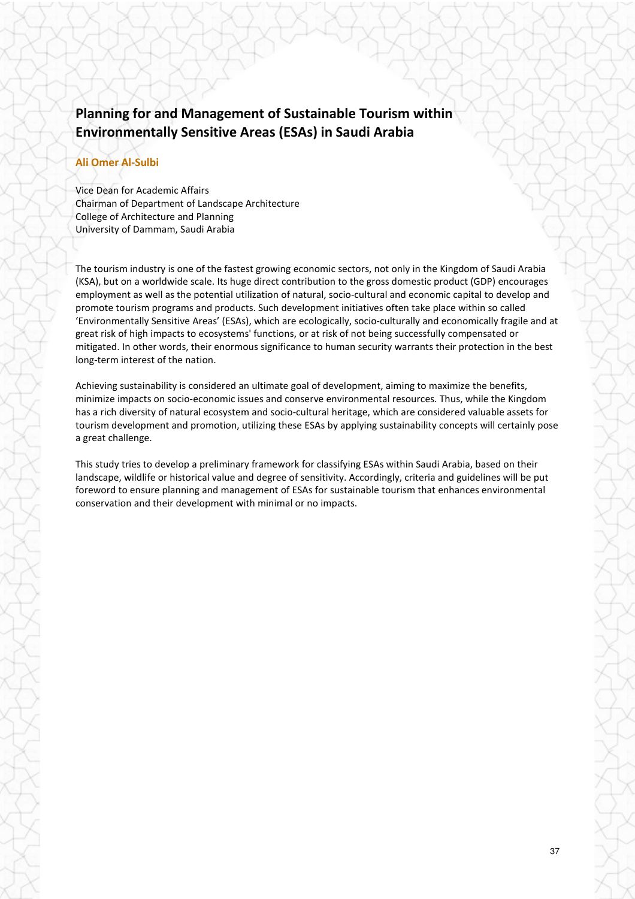# Planning for and Management of Sustainable Tourism within Environmentally Sensitive Areas (ESAs) in Saudi Arabia

**Ali Omer Al-Sulbi**

Vice Dean for Academic Affairs
Chairman of Department of Landscape Architecture
College of Architecture and Planning
University of Dammam, Saudi Arabia

The tourism industry is one of the fastest growing economic sectors, not only in the Kingdom of Saudi Arabia (KSA), but on a worldwide scale. Its huge direct contribution to the gross domestic product (GDP) encourages employment as well as the potential utilization of natural, socio-cultural and economic capital to develop and promote tourism programs and products. Such development initiatives often take place within so called 'Environmentally Sensitive Areas' (ESAs), which are ecologically, socio-culturally and economically fragile and at great risk of high impacts to ecosystems' functions, or at risk of not being successfully compensated or mitigated. In other words, their enormous significance to human security warrants their protection in the best long-term interest of the nation.

Achieving sustainability is considered an ultimate goal of development, aiming to maximize the benefits, minimize impacts on socio-economic issues and conserve environmental resources. Thus, while the Kingdom has a rich diversity of natural ecosystem and socio-cultural heritage, which are considered valuable assets for tourism development and promotion, utilizing these ESAs by applying sustainability concepts will certainly pose a great challenge.

This study tries to develop a preliminary framework for classifying ESAs within Saudi Arabia, based on their landscape, wildlife or historical value and degree of sensitivity. Accordingly, criteria and guidelines will be put foreword to ensure planning and management of ESAs for sustainable tourism that enhances environmental conservation and their development with minimal or no impacts.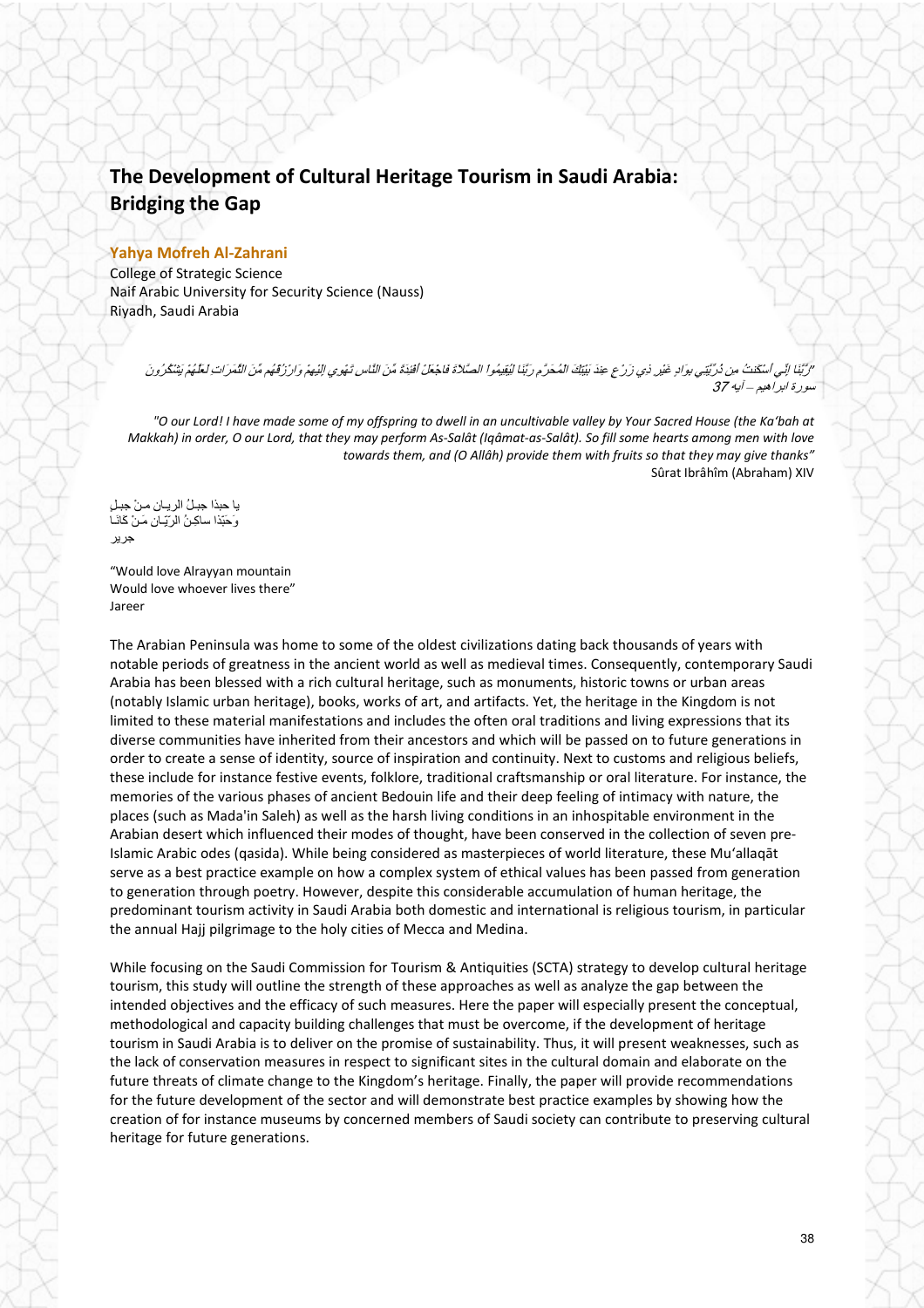# The Development of Cultural Heritage Tourism in Saudi Arabia: Bridging the Gap

**Yahya Mofreh Al-Zahrani**

College of Strategic Science
Naif Arabic University for Security Science (Nauss)
Riyadh, Saudi Arabia

"رَّبَّنَا إِنِّي أَسْكَنتُ مِن ذُرِّيَّتِي بِوَادٍ غَيْرِ ذِي زَرْعٍ عِندَ بَيْتِكَ الْمُحَرَّمِ رَبَّنَا لِيُقِيمُوا الصَّلَاةَ فَاجْعَلْ أَفْئِدَةً مِّنَ النَّاسِ تَهْوِي إِلَيْهِمْ وَارْزُقْهُم مِّنَ الثَّمَرَاتِ لَعَلَّهُمْ يَشْكُرُونَ"
سورة ابراهيم – ايه 37

*"O our Lord! I have made some of my offspring to dwell in an uncultivable valley by Your Sacred House (the Ka'bah at Makkah) in order, O our Lord, that they may perform As-Salât (Iqâmat-as-Salât). So fill some hearts among men with love towards them, and (O Allâh) provide them with fruits so that they may give thanks"*
Sûrat Ibrâhîm (Abraham) XIV

يا حبذا جبلُ الريـان مـنْ جبـلٍ
وَحَبّذا ساكِنُ الرَّيّـانِ مَـنْ كَانَـا
جرير

"Would love Alrayyan mountain
Would love whoever lives there"
Jareer

The Arabian Peninsula was home to some of the oldest civilizations dating back thousands of years with notable periods of greatness in the ancient world as well as medieval times. Consequently, contemporary Saudi Arabia has been blessed with a rich cultural heritage, such as monuments, historic towns or urban areas (notably Islamic urban heritage), books, works of art, and artifacts. Yet, the heritage in the Kingdom is not limited to these material manifestations and includes the often oral traditions and living expressions that its diverse communities have inherited from their ancestors and which will be passed on to future generations in order to create a sense of identity, source of inspiration and continuity. Next to customs and religious beliefs, these include for instance festive events, folklore, traditional craftsmanship or oral literature. For instance, the memories of the various phases of ancient Bedouin life and their deep feeling of intimacy with nature, the places (such as Mada'in Saleh) as well as the harsh living conditions in an inhospitable environment in the Arabian desert which influenced their modes of thought, have been conserved in the collection of seven pre-Islamic Arabic odes (qasida). While being considered as masterpieces of world literature, these Mu'allaqāt serve as a best practice example on how a complex system of ethical values has been passed from generation to generation through poetry. However, despite this considerable accumulation of human heritage, the predominant tourism activity in Saudi Arabia both domestic and international is religious tourism, in particular the annual Hajj pilgrimage to the holy cities of Mecca and Medina.

While focusing on the Saudi Commission for Tourism & Antiquities (SCTA) strategy to develop cultural heritage tourism, this study will outline the strength of these approaches as well as analyze the gap between the intended objectives and the efficacy of such measures. Here the paper will especially present the conceptual, methodological and capacity building challenges that must be overcome, if the development of heritage tourism in Saudi Arabia is to deliver on the promise of sustainability. Thus, it will present weaknesses, such as the lack of conservation measures in respect to significant sites in the cultural domain and elaborate on the future threats of climate change to the Kingdom's heritage. Finally, the paper will provide recommendations for the future development of the sector and will demonstrate best practice examples by showing how the creation of for instance museums by concerned members of Saudi society can contribute to preserving cultural heritage for future generations.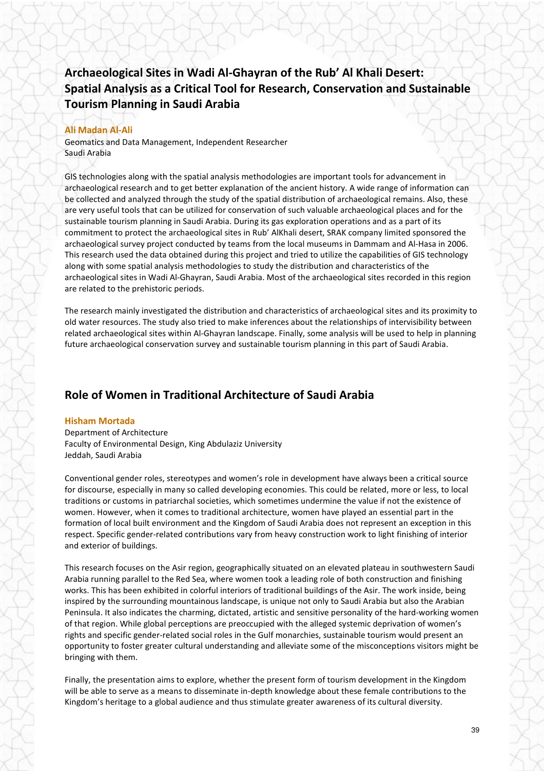## Archaeological Sites in Wadi Al-Ghayran of the Rub' Al Khali Desert: Spatial Analysis as a Critical Tool for Research, Conservation and Sustainable Tourism Planning in Saudi Arabia

**Ali Madan Al-Ali**

Geomatics and Data Management, Independent Researcher
Saudi Arabia

GIS technologies along with the spatial analysis methodologies are important tools for advancement in archaeological research and to get better explanation of the ancient history. A wide range of information can be collected and analyzed through the study of the spatial distribution of archaeological remains. Also, these are very useful tools that can be utilized for conservation of such valuable archaeological places and for the sustainable tourism planning in Saudi Arabia. During its gas exploration operations and as a part of its commitment to protect the archaeological sites in Rub' AlKhali desert, SRAK company limited sponsored the archaeological survey project conducted by teams from the local museums in Dammam and Al-Hasa in 2006. This research used the data obtained during this project and tried to utilize the capabilities of GIS technology along with some spatial analysis methodologies to study the distribution and characteristics of the archaeological sites in Wadi Al-Ghayran, Saudi Arabia. Most of the archaeological sites recorded in this region are related to the prehistoric periods.

The research mainly investigated the distribution and characteristics of archaeological sites and its proximity to old water resources. The study also tried to make inferences about the relationships of intervisibility between related archaeological sites within Al-Ghayran landscape. Finally, some analysis will be used to help in planning future archaeological conservation survey and sustainable tourism planning in this part of Saudi Arabia.

## Role of Women in Traditional Architecture of Saudi Arabia

**Hisham Mortada**

Department of Architecture
Faculty of Environmental Design, King Abdulaziz University
Jeddah, Saudi Arabia

Conventional gender roles, stereotypes and women's role in development have always been a critical source for discourse, especially in many so called developing economies. This could be related, more or less, to local traditions or customs in patriarchal societies, which sometimes undermine the value if not the existence of women. However, when it comes to traditional architecture, women have played an essential part in the formation of local built environment and the Kingdom of Saudi Arabia does not represent an exception in this respect. Specific gender-related contributions vary from heavy construction work to light finishing of interior and exterior of buildings.

This research focuses on the Asir region, geographically situated on an elevated plateau in southwestern Saudi Arabia running parallel to the Red Sea, where women took a leading role of both construction and finishing works. This has been exhibited in colorful interiors of traditional buildings of the Asir. The work inside, being inspired by the surrounding mountainous landscape, is unique not only to Saudi Arabia but also the Arabian Peninsula. It also indicates the charming, dictated, artistic and sensitive personality of the hard-working women of that region. While global perceptions are preoccupied with the alleged systemic deprivation of women's rights and specific gender-related social roles in the Gulf monarchies, sustainable tourism would present an opportunity to foster greater cultural understanding and alleviate some of the misconceptions visitors might be bringing with them.

Finally, the presentation aims to explore, whether the present form of tourism development in the Kingdom will be able to serve as a means to disseminate in-depth knowledge about these female contributions to the Kingdom's heritage to a global audience and thus stimulate greater awareness of its cultural diversity.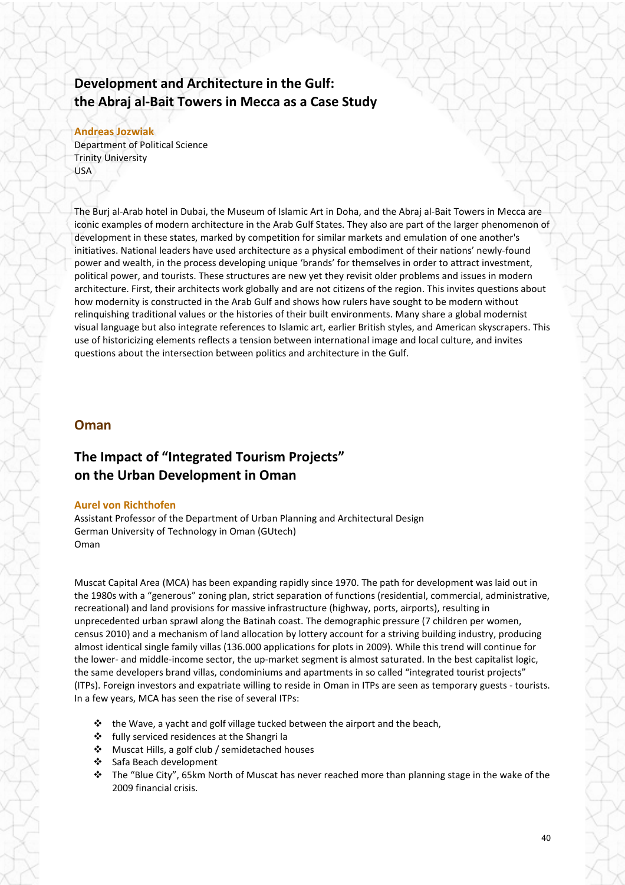## Development and Architecture in the Gulf: the Abraj al-Bait Towers in Mecca as a Case Study

**Andreas Jozwiak**
Department of Political Science
Trinity University
USA

The Burj al-Arab hotel in Dubai, the Museum of Islamic Art in Doha, and the Abraj al-Bait Towers in Mecca are iconic examples of modern architecture in the Arab Gulf States. They also are part of the larger phenomenon of development in these states, marked by competition for similar markets and emulation of one another's initiatives. National leaders have used architecture as a physical embodiment of their nations' newly-found power and wealth, in the process developing unique 'brands' for themselves in order to attract investment, political power, and tourists. These structures are new yet they revisit older problems and issues in modern architecture. First, their architects work globally and are not citizens of the region. This invites questions about how modernity is constructed in the Arab Gulf and shows how rulers have sought to be modern without relinquishing traditional values or the histories of their built environments. Many share a global modernist visual language but also integrate references to Islamic art, earlier British styles, and American skyscrapers. This use of historicizing elements reflects a tension between international image and local culture, and invites questions about the intersection between politics and architecture in the Gulf.

# Oman

## The Impact of "Integrated Tourism Projects" on the Urban Development in Oman

**Aurel von Richthofen**
Assistant Professor of the Department of Urban Planning and Architectural Design
German University of Technology in Oman (GUtech)
Oman

Muscat Capital Area (MCA) has been expanding rapidly since 1970. The path for development was laid out in the 1980s with a "generous" zoning plan, strict separation of functions (residential, commercial, administrative, recreational) and land provisions for massive infrastructure (highway, ports, airports), resulting in unprecedented urban sprawl along the Batinah coast. The demographic pressure (7 children per women, census 2010) and a mechanism of land allocation by lottery account for a striving building industry, producing almost identical single family villas (136.000 applications for plots in 2009). While this trend will continue for the lower- and middle-income sector, the up-market segment is almost saturated. In the best capitalist logic, the same developers brand villas, condominiums and apartments in so called "integrated tourist projects" (ITPs). Foreign investors and expatriate willing to reside in Oman in ITPs are seen as temporary guests - tourists. In a few years, MCA has seen the rise of several ITPs:

- the Wave, a yacht and golf village tucked between the airport and the beach,
- fully serviced residences at the Shangri la
- Muscat Hills, a golf club / semidetached houses
- Safa Beach development
- The "Blue City", 65km North of Muscat has never reached more than planning stage in the wake of the 2009 financial crisis.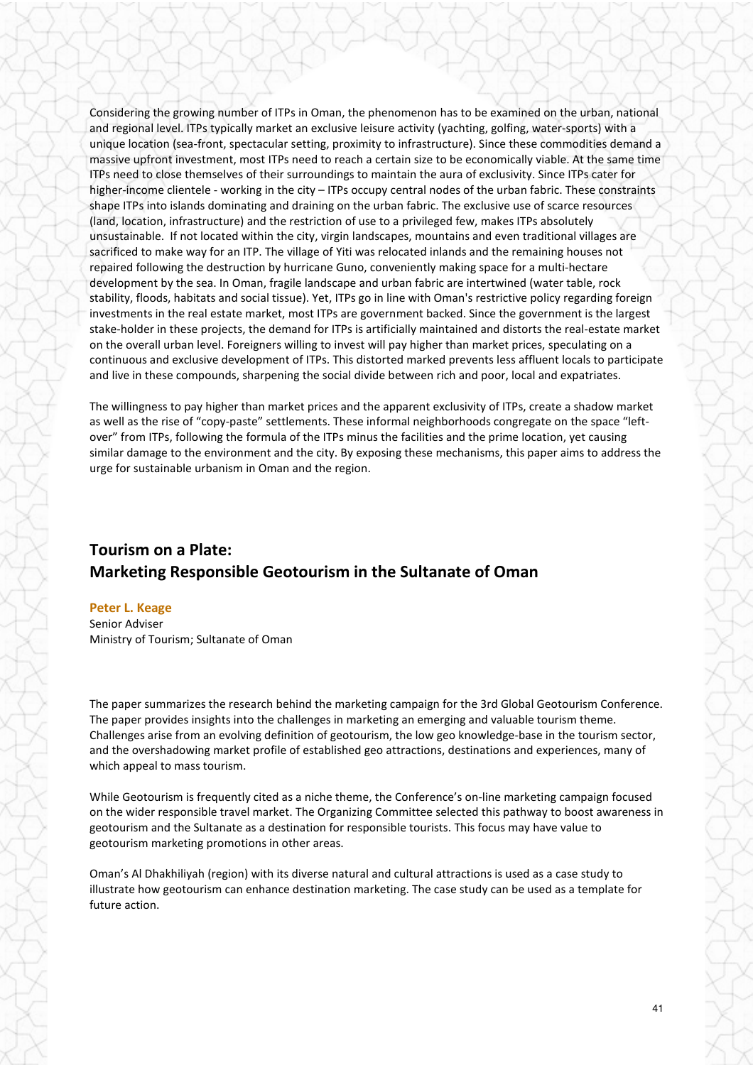Considering the growing number of ITPs in Oman, the phenomenon has to be examined on the urban, national and regional level. ITPs typically market an exclusive leisure activity (yachting, golfing, water-sports) with a unique location (sea-front, spectacular setting, proximity to infrastructure). Since these commodities demand a massive upfront investment, most ITPs need to reach a certain size to be economically viable. At the same time ITPs need to close themselves of their surroundings to maintain the aura of exclusivity. Since ITPs cater for higher-income clientele - working in the city – ITPs occupy central nodes of the urban fabric. These constraints shape ITPs into islands dominating and draining on the urban fabric. The exclusive use of scarce resources (land, location, infrastructure) and the restriction of use to a privileged few, makes ITPs absolutely unsustainable. If not located within the city, virgin landscapes, mountains and even traditional villages are sacrificed to make way for an ITP. The village of Yiti was relocated inlands and the remaining houses not repaired following the destruction by hurricane Guno, conveniently making space for a multi-hectare development by the sea. In Oman, fragile landscape and urban fabric are intertwined (water table, rock stability, floods, habitats and social tissue). Yet, ITPs go in line with Oman's restrictive policy regarding foreign investments in the real estate market, most ITPs are government backed. Since the government is the largest stake-holder in these projects, the demand for ITPs is artificially maintained and distorts the real-estate market on the overall urban level. Foreigners willing to invest will pay higher than market prices, speculating on a continuous and exclusive development of ITPs. This distorted marked prevents less affluent locals to participate and live in these compounds, sharpening the social divide between rich and poor, local and expatriates.

The willingness to pay higher than market prices and the apparent exclusivity of ITPs, create a shadow market as well as the rise of "copy-paste" settlements. These informal neighborhoods congregate on the space "left-over" from ITPs, following the formula of the ITPs minus the facilities and the prime location, yet causing similar damage to the environment and the city. By exposing these mechanisms, this paper aims to address the urge for sustainable urbanism in Oman and the region.

## Tourism on a Plate: Marketing Responsible Geotourism in the Sultanate of Oman

**Peter L. Keage**
Senior Adviser
Ministry of Tourism; Sultanate of Oman

The paper summarizes the research behind the marketing campaign for the 3rd Global Geotourism Conference. The paper provides insights into the challenges in marketing an emerging and valuable tourism theme. Challenges arise from an evolving definition of geotourism, the low geo knowledge-base in the tourism sector, and the overshadowing market profile of established geo attractions, destinations and experiences, many of which appeal to mass tourism.

While Geotourism is frequently cited as a niche theme, the Conference's on-line marketing campaign focused on the wider responsible travel market. The Organizing Committee selected this pathway to boost awareness in geotourism and the Sultanate as a destination for responsible tourists. This focus may have value to geotourism marketing promotions in other areas.

Oman's Al Dhakhiliyah (region) with its diverse natural and cultural attractions is used as a case study to illustrate how geotourism can enhance destination marketing. The case study can be used as a template for future action.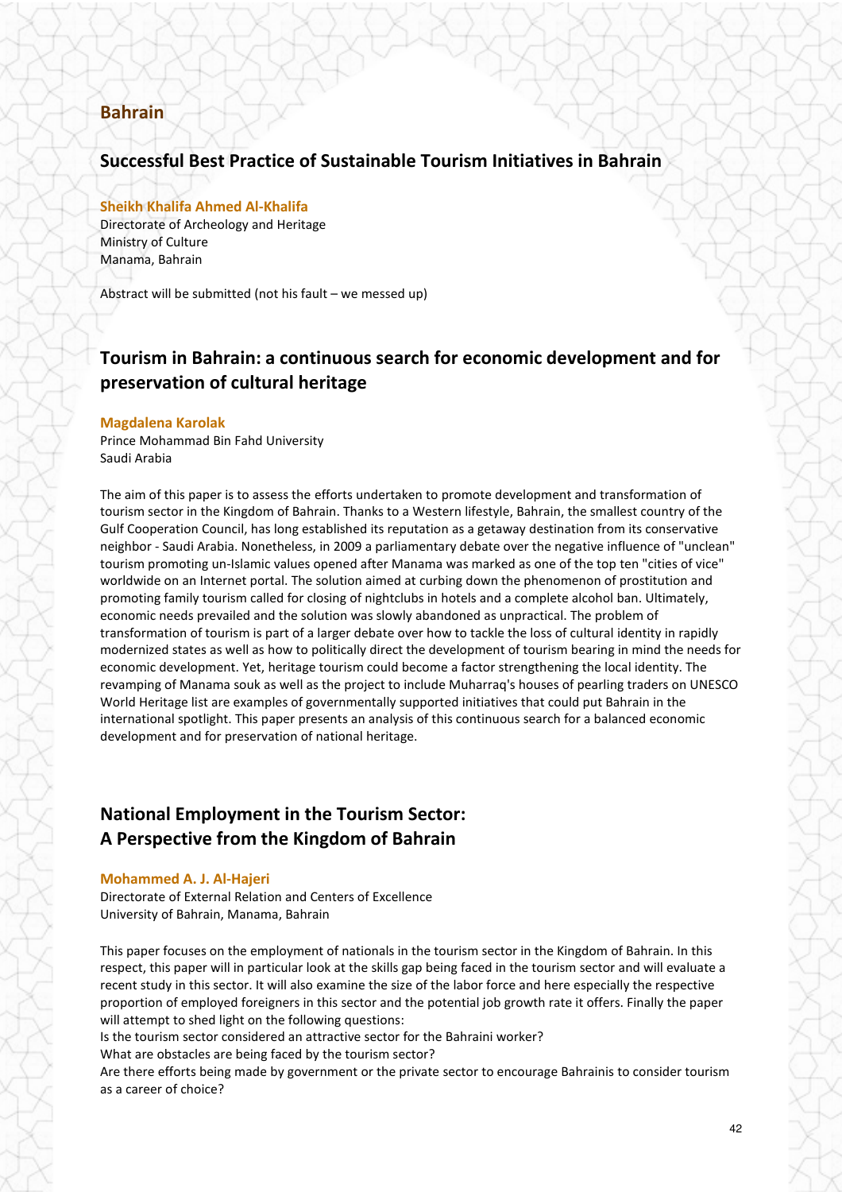# Bahrain

## Successful Best Practice of Sustainable Tourism Initiatives in Bahrain

**Sheikh Khalifa Ahmed Al-Khalifa**
Directorate of Archeology and Heritage
Ministry of Culture
Manama, Bahrain

Abstract will be submitted (not his fault – we messed up)

## Tourism in Bahrain: a continuous search for economic development and for preservation of cultural heritage

**Magdalena Karolak**
Prince Mohammad Bin Fahd University
Saudi Arabia

The aim of this paper is to assess the efforts undertaken to promote development and transformation of tourism sector in the Kingdom of Bahrain. Thanks to a Western lifestyle, Bahrain, the smallest country of the Gulf Cooperation Council, has long established its reputation as a getaway destination from its conservative neighbor - Saudi Arabia. Nonetheless, in 2009 a parliamentary debate over the negative influence of "unclean" tourism promoting un-Islamic values opened after Manama was marked as one of the top ten "cities of vice" worldwide on an Internet portal. The solution aimed at curbing down the phenomenon of prostitution and promoting family tourism called for closing of nightclubs in hotels and a complete alcohol ban. Ultimately, economic needs prevailed and the solution was slowly abandoned as unpractical. The problem of transformation of tourism is part of a larger debate over how to tackle the loss of cultural identity in rapidly modernized states as well as how to politically direct the development of tourism bearing in mind the needs for economic development. Yet, heritage tourism could become a factor strengthening the local identity. The revamping of Manama souk as well as the project to include Muharraq's houses of pearling traders on UNESCO World Heritage list are examples of governmentally supported initiatives that could put Bahrain in the international spotlight. This paper presents an analysis of this continuous search for a balanced economic development and for preservation of national heritage.

## National Employment in the Tourism Sector: A Perspective from the Kingdom of Bahrain

**Mohammed A. J. Al-Hajeri**
Directorate of External Relation and Centers of Excellence
University of Bahrain, Manama, Bahrain

This paper focuses on the employment of nationals in the tourism sector in the Kingdom of Bahrain. In this respect, this paper will in particular look at the skills gap being faced in the tourism sector and will evaluate a recent study in this sector. It will also examine the size of the labor force and here especially the respective proportion of employed foreigners in this sector and the potential job growth rate it offers. Finally the paper will attempt to shed light on the following questions:

Is the tourism sector considered an attractive sector for the Bahraini worker?

What are obstacles are being faced by the tourism sector?

Are there efforts being made by government or the private sector to encourage Bahrainis to consider tourism as a career of choice?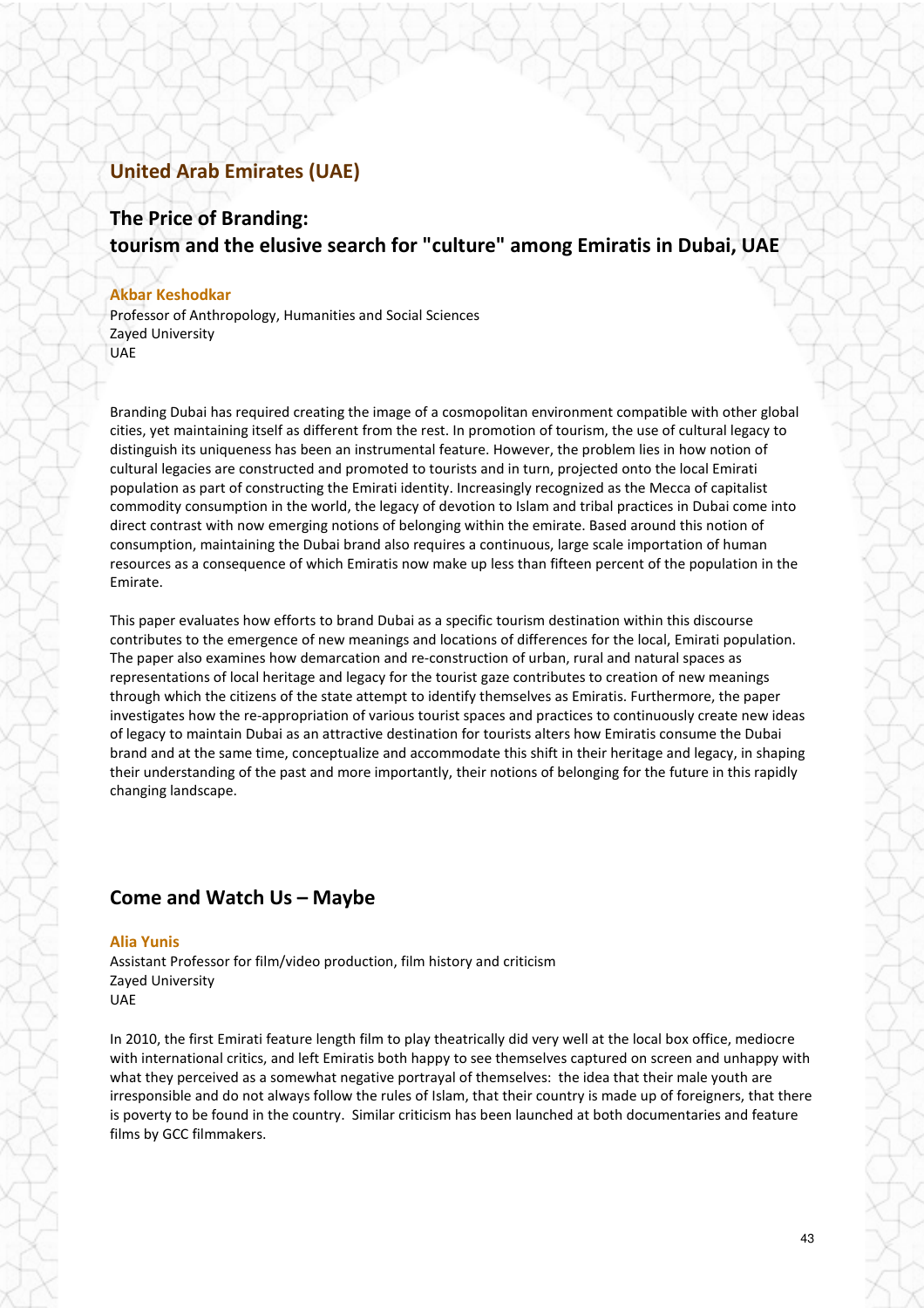## United Arab Emirates (UAE)

### The Price of Branding:
### tourism and the elusive search for "culture" among Emiratis in Dubai, UAE

**Akbar Keshodkar**
Professor of Anthropology, Humanities and Social Sciences
Zayed University
UAE

Branding Dubai has required creating the image of a cosmopolitan environment compatible with other global cities, yet maintaining itself as different from the rest. In promotion of tourism, the use of cultural legacy to distinguish its uniqueness has been an instrumental feature. However, the problem lies in how notion of cultural legacies are constructed and promoted to tourists and in turn, projected onto the local Emirati population as part of constructing the Emirati identity. Increasingly recognized as the Mecca of capitalist commodity consumption in the world, the legacy of devotion to Islam and tribal practices in Dubai come into direct contrast with now emerging notions of belonging within the emirate. Based around this notion of consumption, maintaining the Dubai brand also requires a continuous, large scale importation of human resources as a consequence of which Emiratis now make up less than fifteen percent of the population in the Emirate.

This paper evaluates how efforts to brand Dubai as a specific tourism destination within this discourse contributes to the emergence of new meanings and locations of differences for the local, Emirati population. The paper also examines how demarcation and re-construction of urban, rural and natural spaces as representations of local heritage and legacy for the tourist gaze contributes to creation of new meanings through which the citizens of the state attempt to identify themselves as Emiratis. Furthermore, the paper investigates how the re-appropriation of various tourist spaces and practices to continuously create new ideas of legacy to maintain Dubai as an attractive destination for tourists alters how Emiratis consume the Dubai brand and at the same time, conceptualize and accommodate this shift in their heritage and legacy, in shaping their understanding of the past and more importantly, their notions of belonging for the future in this rapidly changing landscape.

### Come and Watch Us – Maybe

**Alia Yunis**
Assistant Professor for film/video production, film history and criticism
Zayed University
UAE

In 2010, the first Emirati feature length film to play theatrically did very well at the local box office, mediocre with international critics, and left Emiratis both happy to see themselves captured on screen and unhappy with what they perceived as a somewhat negative portrayal of themselves: the idea that their male youth are irresponsible and do not always follow the rules of Islam, that their country is made up of foreigners, that there is poverty to be found in the country. Similar criticism has been launched at both documentaries and feature films by GCC filmmakers.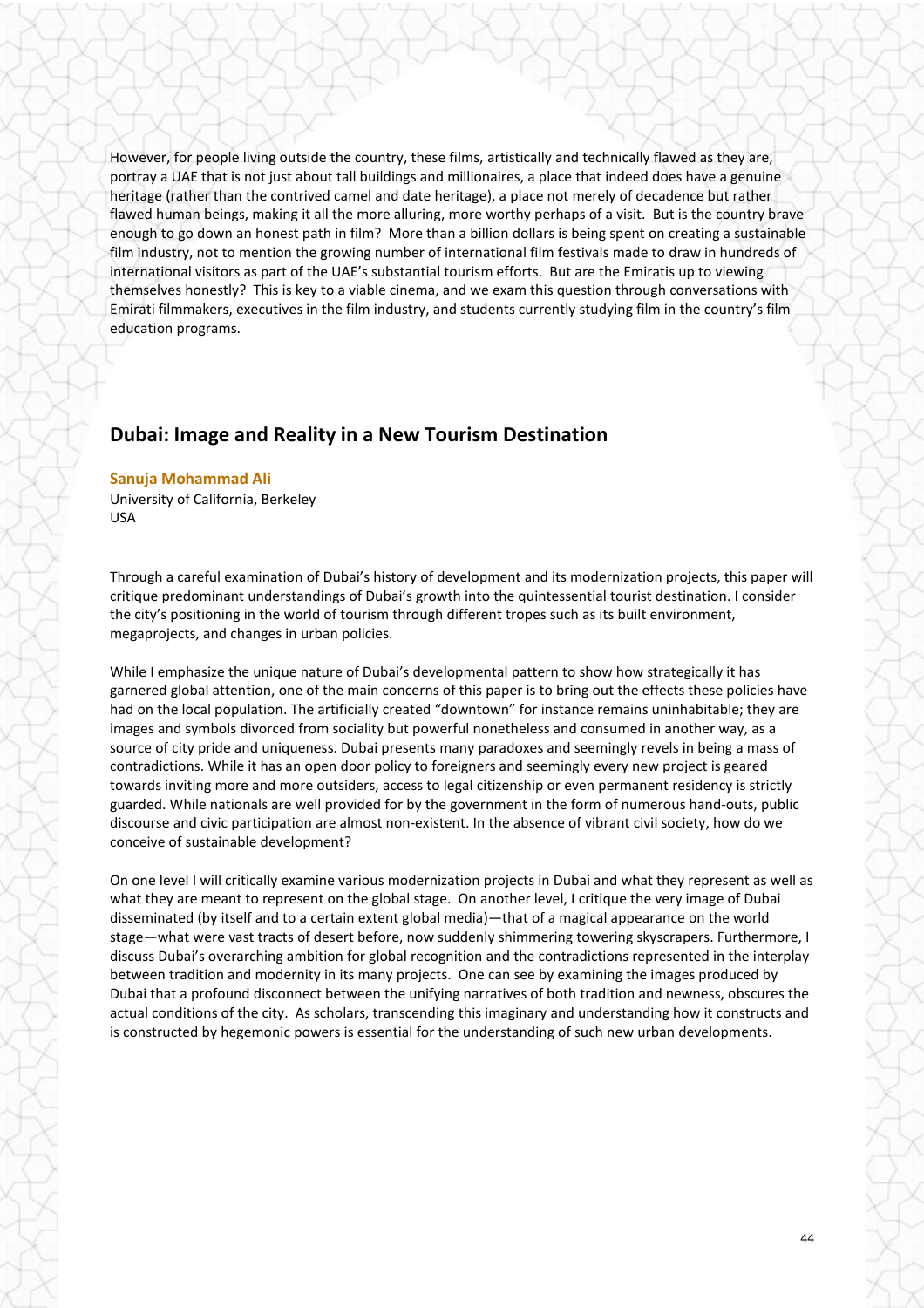However, for people living outside the country, these films, artistically and technically flawed as they are, portray a UAE that is not just about tall buildings and millionaires, a place that indeed does have a genuine heritage (rather than the contrived camel and date heritage), a place not merely of decadence but rather flawed human beings, making it all the more alluring, more worthy perhaps of a visit. But is the country brave enough to go down an honest path in film? More than a billion dollars is being spent on creating a sustainable film industry, not to mention the growing number of international film festivals made to draw in hundreds of international visitors as part of the UAE's substantial tourism efforts. But are the Emiratis up to viewing themselves honestly? This is key to a viable cinema, and we exam this question through conversations with Emirati filmmakers, executives in the film industry, and students currently studying film in the country's film education programs.

## Dubai: Image and Reality in a New Tourism Destination

**Sanuja Mohammad Ali**
University of California, Berkeley
USA

Through a careful examination of Dubai's history of development and its modernization projects, this paper will critique predominant understandings of Dubai's growth into the quintessential tourist destination. I consider the city's positioning in the world of tourism through different tropes such as its built environment, megaprojects, and changes in urban policies.

While I emphasize the unique nature of Dubai's developmental pattern to show how strategically it has garnered global attention, one of the main concerns of this paper is to bring out the effects these policies have had on the local population. The artificially created "downtown" for instance remains uninhabitable; they are images and symbols divorced from sociality but powerful nonetheless and consumed in another way, as a source of city pride and uniqueness. Dubai presents many paradoxes and seemingly revels in being a mass of contradictions. While it has an open door policy to foreigners and seemingly every new project is geared towards inviting more and more outsiders, access to legal citizenship or even permanent residency is strictly guarded. While nationals are well provided for by the government in the form of numerous hand-outs, public discourse and civic participation are almost non-existent. In the absence of vibrant civil society, how do we conceive of sustainable development?

On one level I will critically examine various modernization projects in Dubai and what they represent as well as what they are meant to represent on the global stage. On another level, I critique the very image of Dubai disseminated (by itself and to a certain extent global media)—that of a magical appearance on the world stage—what were vast tracts of desert before, now suddenly shimmering towering skyscrapers. Furthermore, I discuss Dubai's overarching ambition for global recognition and the contradictions represented in the interplay between tradition and modernity in its many projects. One can see by examining the images produced by Dubai that a profound disconnect between the unifying narratives of both tradition and newness, obscures the actual conditions of the city. As scholars, transcending this imaginary and understanding how it constructs and is constructed by hegemonic powers is essential for the understanding of such new urban developments.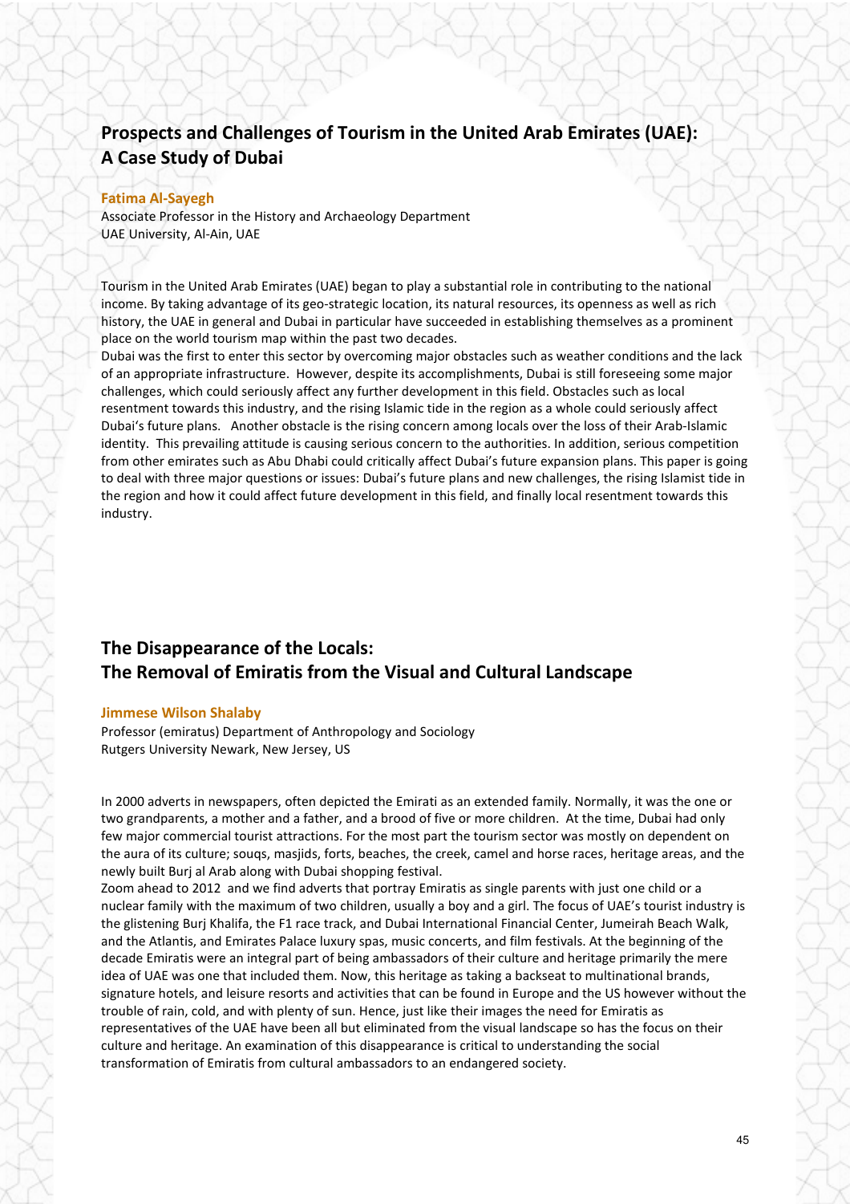## Prospects and Challenges of Tourism in the United Arab Emirates (UAE): A Case Study of Dubai

**Fatima Al-Sayegh**

Associate Professor in the History and Archaeology Department
UAE University, Al-Ain, UAE

Tourism in the United Arab Emirates (UAE) began to play a substantial role in contributing to the national income. By taking advantage of its geo-strategic location, its natural resources, its openness as well as rich history, the UAE in general and Dubai in particular have succeeded in establishing themselves as a prominent place on the world tourism map within the past two decades.

Dubai was the first to enter this sector by overcoming major obstacles such as weather conditions and the lack of an appropriate infrastructure. However, despite its accomplishments, Dubai is still foreseeing some major challenges, which could seriously affect any further development in this field. Obstacles such as local resentment towards this industry, and the rising Islamic tide in the region as a whole could seriously affect Dubai's future plans. Another obstacle is the rising concern among locals over the loss of their Arab-Islamic identity. This prevailing attitude is causing serious concern to the authorities. In addition, serious competition from other emirates such as Abu Dhabi could critically affect Dubai's future expansion plans. This paper is going to deal with three major questions or issues: Dubai's future plans and new challenges, the rising Islamist tide in the region and how it could affect future development in this field, and finally local resentment towards this industry.

## The Disappearance of the Locals: The Removal of Emiratis from the Visual and Cultural Landscape

**Jimmese Wilson Shalaby**

Professor (emiratus) Department of Anthropology and Sociology
Rutgers University Newark, New Jersey, US

In 2000 adverts in newspapers, often depicted the Emirati as an extended family. Normally, it was the one or two grandparents, a mother and a father, and a brood of five or more children. At the time, Dubai had only few major commercial tourist attractions. For the most part the tourism sector was mostly on dependent on the aura of its culture; souqs, masjids, forts, beaches, the creek, camel and horse races, heritage areas, and the newly built Burj al Arab along with Dubai shopping festival.

Zoom ahead to 2012 and we find adverts that portray Emiratis as single parents with just one child or a nuclear family with the maximum of two children, usually a boy and a girl. The focus of UAE's tourist industry is the glistening Burj Khalifa, the F1 race track, and Dubai International Financial Center, Jumeirah Beach Walk, and the Atlantis, and Emirates Palace luxury spas, music concerts, and film festivals. At the beginning of the decade Emiratis were an integral part of being ambassadors of their culture and heritage primarily the mere idea of UAE was one that included them. Now, this heritage as taking a backseat to multinational brands, signature hotels, and leisure resorts and activities that can be found in Europe and the US however without the trouble of rain, cold, and with plenty of sun. Hence, just like their images the need for Emiratis as representatives of the UAE have been all but eliminated from the visual landscape so has the focus on their culture and heritage. An examination of this disappearance is critical to understanding the social transformation of Emiratis from cultural ambassadors to an endangered society.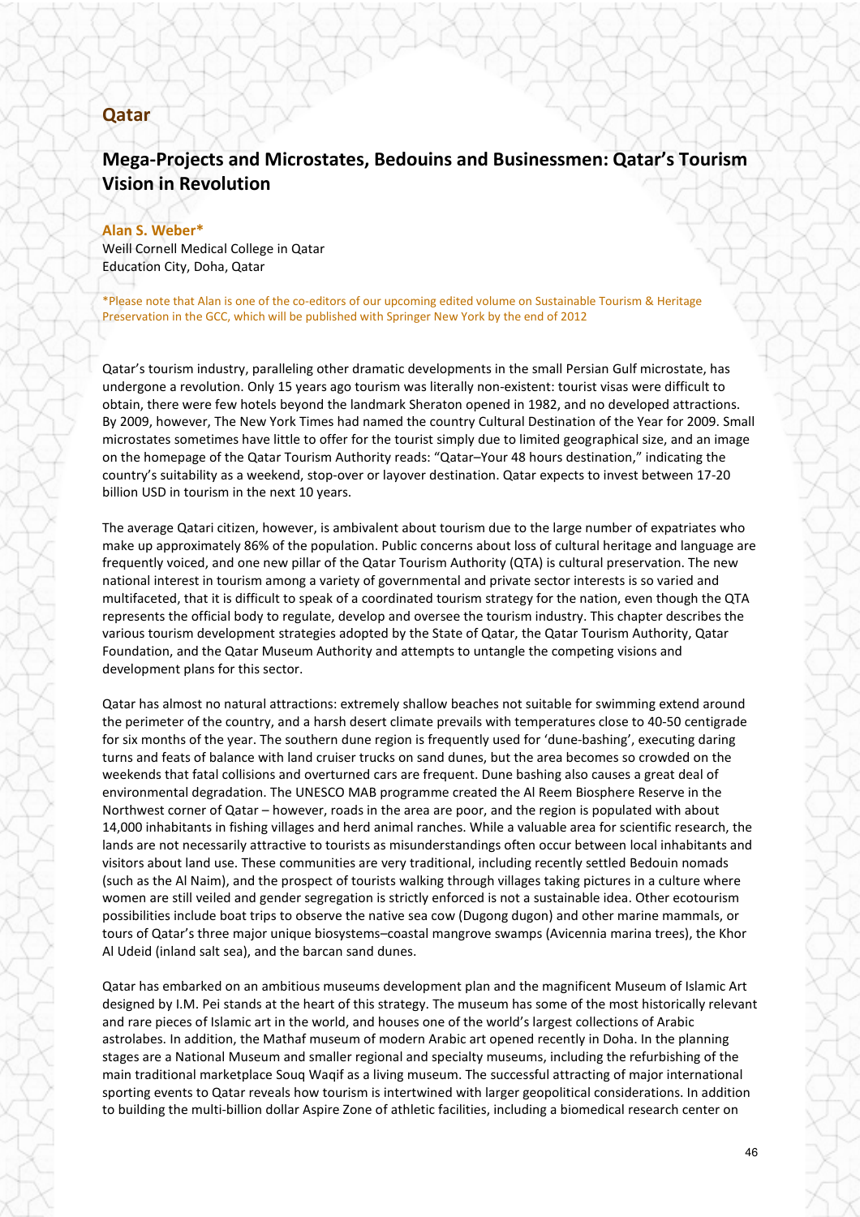## Qatar

## Mega-Projects and Microstates, Bedouins and Businessmen: Qatar's Tourism Vision in Revolution

**Alan S. Weber***
Weill Cornell Medical College in Qatar
Education City, Doha, Qatar

*Please note that Alan is one of the co-editors of our upcoming edited volume on Sustainable Tourism & Heritage Preservation in the GCC, which will be published with Springer New York by the end of 2012

Qatar's tourism industry, paralleling other dramatic developments in the small Persian Gulf microstate, has undergone a revolution. Only 15 years ago tourism was literally non-existent: tourist visas were difficult to obtain, there were few hotels beyond the landmark Sheraton opened in 1982, and no developed attractions. By 2009, however, The New York Times had named the country Cultural Destination of the Year for 2009. Small microstates sometimes have little to offer for the tourist simply due to limited geographical size, and an image on the homepage of the Qatar Tourism Authority reads: "Qatar–Your 48 hours destination," indicating the country's suitability as a weekend, stop-over or layover destination. Qatar expects to invest between 17-20 billion USD in tourism in the next 10 years.

The average Qatari citizen, however, is ambivalent about tourism due to the large number of expatriates who make up approximately 86% of the population. Public concerns about loss of cultural heritage and language are frequently voiced, and one new pillar of the Qatar Tourism Authority (QTA) is cultural preservation. The new national interest in tourism among a variety of governmental and private sector interests is so varied and multifaceted, that it is difficult to speak of a coordinated tourism strategy for the nation, even though the QTA represents the official body to regulate, develop and oversee the tourism industry. This chapter describes the various tourism development strategies adopted by the State of Qatar, the Qatar Tourism Authority, Qatar Foundation, and the Qatar Museum Authority and attempts to untangle the competing visions and development plans for this sector.

Qatar has almost no natural attractions: extremely shallow beaches not suitable for swimming extend around the perimeter of the country, and a harsh desert climate prevails with temperatures close to 40-50 centigrade for six months of the year. The southern dune region is frequently used for 'dune-bashing', executing daring turns and feats of balance with land cruiser trucks on sand dunes, but the area becomes so crowded on the weekends that fatal collisions and overturned cars are frequent. Dune bashing also causes a great deal of environmental degradation. The UNESCO MAB programme created the Al Reem Biosphere Reserve in the Northwest corner of Qatar – however, roads in the area are poor, and the region is populated with about 14,000 inhabitants in fishing villages and herd animal ranches. While a valuable area for scientific research, the lands are not necessarily attractive to tourists as misunderstandings often occur between local inhabitants and visitors about land use. These communities are very traditional, including recently settled Bedouin nomads (such as the Al Naim), and the prospect of tourists walking through villages taking pictures in a culture where women are still veiled and gender segregation is strictly enforced is not a sustainable idea. Other ecotourism possibilities include boat trips to observe the native sea cow (Dugong dugon) and other marine mammals, or tours of Qatar's three major unique biosystems–coastal mangrove swamps (Avicennia marina trees), the Khor Al Udeid (inland salt sea), and the barcan sand dunes.

Qatar has embarked on an ambitious museums development plan and the magnificent Museum of Islamic Art designed by I.M. Pei stands at the heart of this strategy. The museum has some of the most historically relevant and rare pieces of Islamic art in the world, and houses one of the world's largest collections of Arabic astrolabes. In addition, the Mathaf museum of modern Arabic art opened recently in Doha. In the planning stages are a National Museum and smaller regional and specialty museums, including the refurbishing of the main traditional marketplace Souq Waqif as a living museum. The successful attracting of major international sporting events to Qatar reveals how tourism is intertwined with larger geopolitical considerations. In addition to building the multi-billion dollar Aspire Zone of athletic facilities, including a biomedical research center on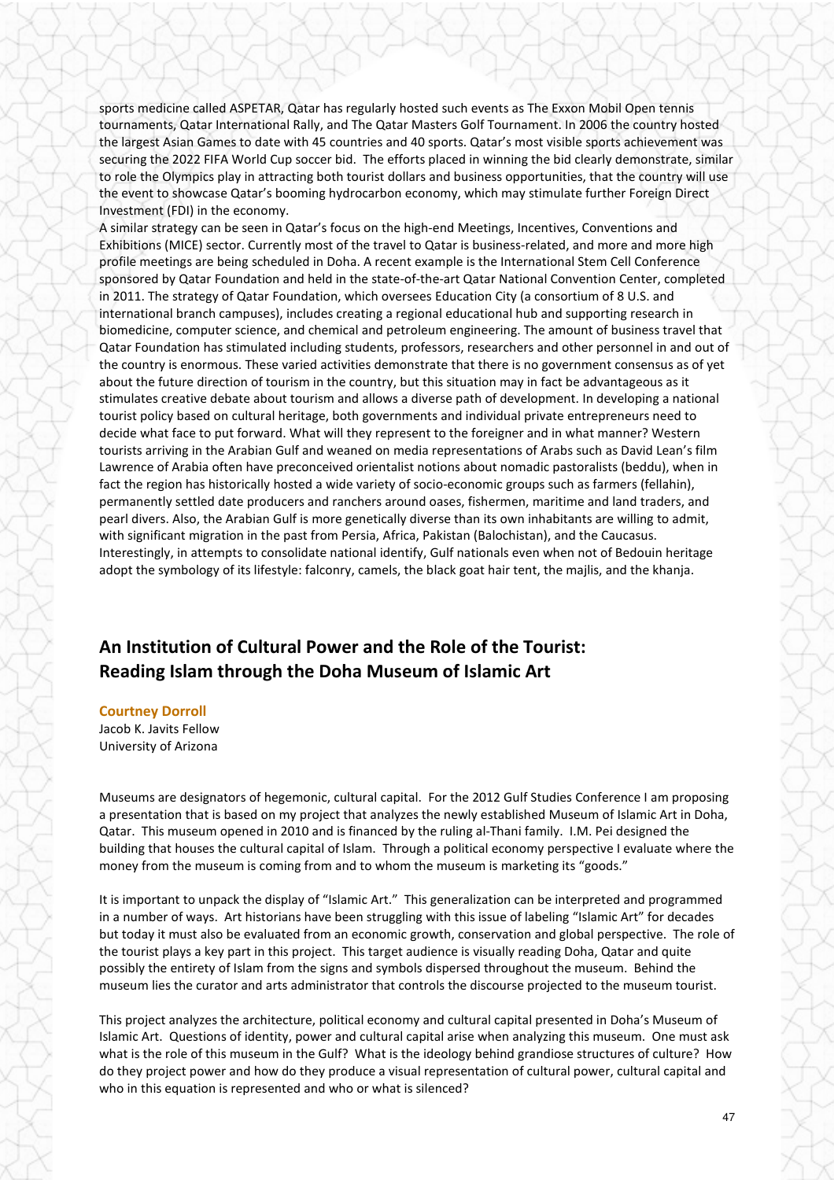sports medicine called ASPETAR, Qatar has regularly hosted such events as The Exxon Mobil Open tennis tournaments, Qatar International Rally, and The Qatar Masters Golf Tournament. In 2006 the country hosted the largest Asian Games to date with 45 countries and 40 sports. Qatar's most visible sports achievement was securing the 2022 FIFA World Cup soccer bid. The efforts placed in winning the bid clearly demonstrate, similar to role the Olympics play in attracting both tourist dollars and business opportunities, that the country will use the event to showcase Qatar's booming hydrocarbon economy, which may stimulate further Foreign Direct Investment (FDI) in the economy.

A similar strategy can be seen in Qatar's focus on the high-end Meetings, Incentives, Conventions and Exhibitions (MICE) sector. Currently most of the travel to Qatar is business-related, and more and more high profile meetings are being scheduled in Doha. A recent example is the International Stem Cell Conference sponsored by Qatar Foundation and held in the state-of-the-art Qatar National Convention Center, completed in 2011. The strategy of Qatar Foundation, which oversees Education City (a consortium of 8 U.S. and international branch campuses), includes creating a regional educational hub and supporting research in biomedicine, computer science, and chemical and petroleum engineering. The amount of business travel that Qatar Foundation has stimulated including students, professors, researchers and other personnel in and out of the country is enormous. These varied activities demonstrate that there is no government consensus as of yet about the future direction of tourism in the country, but this situation may in fact be advantageous as it stimulates creative debate about tourism and allows a diverse path of development. In developing a national tourist policy based on cultural heritage, both governments and individual private entrepreneurs need to decide what face to put forward. What will they represent to the foreigner and in what manner? Western tourists arriving in the Arabian Gulf and weaned on media representations of Arabs such as David Lean's film Lawrence of Arabia often have preconceived orientalist notions about nomadic pastoralists (beddu), when in fact the region has historically hosted a wide variety of socio-economic groups such as farmers (fellahin), permanently settled date producers and ranchers around oases, fishermen, maritime and land traders, and pearl divers. Also, the Arabian Gulf is more genetically diverse than its own inhabitants are willing to admit, with significant migration in the past from Persia, Africa, Pakistan (Balochistan), and the Caucasus. Interestingly, in attempts to consolidate national identify, Gulf nationals even when not of Bedouin heritage adopt the symbology of its lifestyle: falconry, camels, the black goat hair tent, the majlis, and the khanja.

## An Institution of Cultural Power and the Role of the Tourist: Reading Islam through the Doha Museum of Islamic Art

**Courtney Dorroll**
Jacob K. Javits Fellow
University of Arizona

Museums are designators of hegemonic, cultural capital. For the 2012 Gulf Studies Conference I am proposing a presentation that is based on my project that analyzes the newly established Museum of Islamic Art in Doha, Qatar. This museum opened in 2010 and is financed by the ruling al-Thani family. I.M. Pei designed the building that houses the cultural capital of Islam. Through a political economy perspective I evaluate where the money from the museum is coming from and to whom the museum is marketing its "goods."

It is important to unpack the display of "Islamic Art." This generalization can be interpreted and programmed in a number of ways. Art historians have been struggling with this issue of labeling "Islamic Art" for decades but today it must also be evaluated from an economic growth, conservation and global perspective. The role of the tourist plays a key part in this project. This target audience is visually reading Doha, Qatar and quite possibly the entirety of Islam from the signs and symbols dispersed throughout the museum. Behind the museum lies the curator and arts administrator that controls the discourse projected to the museum tourist.

This project analyzes the architecture, political economy and cultural capital presented in Doha's Museum of Islamic Art. Questions of identity, power and cultural capital arise when analyzing this museum. One must ask what is the role of this museum in the Gulf? What is the ideology behind grandiose structures of culture? How do they project power and how do they produce a visual representation of cultural power, cultural capital and who in this equation is represented and who or what is silenced?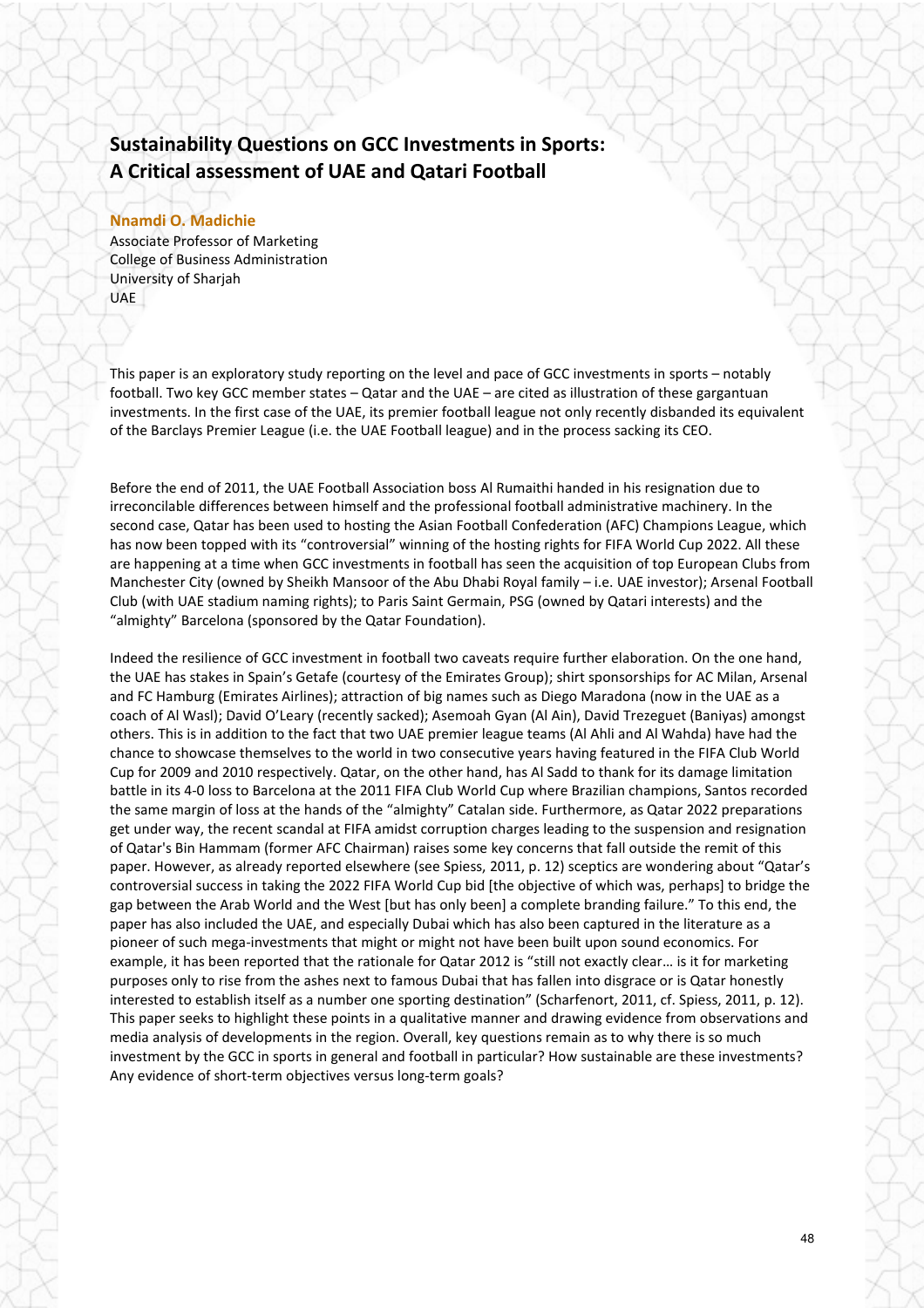# Sustainability Questions on GCC Investments in Sports: A Critical assessment of UAE and Qatari Football

**Nnamdi O. Madichie**

Associate Professor of Marketing
College of Business Administration
University of Sharjah
UAE

This paper is an exploratory study reporting on the level and pace of GCC investments in sports – notably football. Two key GCC member states – Qatar and the UAE – are cited as illustration of these gargantuan investments. In the first case of the UAE, its premier football league not only recently disbanded its equivalent of the Barclays Premier League (i.e. the UAE Football league) and in the process sacking its CEO.

Before the end of 2011, the UAE Football Association boss Al Rumaithi handed in his resignation due to irreconcilable differences between himself and the professional football administrative machinery. In the second case, Qatar has been used to hosting the Asian Football Confederation (AFC) Champions League, which has now been topped with its "controversial" winning of the hosting rights for FIFA World Cup 2022. All these are happening at a time when GCC investments in football has seen the acquisition of top European Clubs from Manchester City (owned by Sheikh Mansoor of the Abu Dhabi Royal family – i.e. UAE investor); Arsenal Football Club (with UAE stadium naming rights); to Paris Saint Germain, PSG (owned by Qatari interests) and the "almighty" Barcelona (sponsored by the Qatar Foundation).

Indeed the resilience of GCC investment in football two caveats require further elaboration. On the one hand, the UAE has stakes in Spain's Getafe (courtesy of the Emirates Group); shirt sponsorships for AC Milan, Arsenal and FC Hamburg (Emirates Airlines); attraction of big names such as Diego Maradona (now in the UAE as a coach of Al Wasl); David O'Leary (recently sacked); Asemoah Gyan (Al Ain), David Trezeguet (Baniyas) amongst others. This is in addition to the fact that two UAE premier league teams (Al Ahli and Al Wahda) have had the chance to showcase themselves to the world in two consecutive years having featured in the FIFA Club World Cup for 2009 and 2010 respectively. Qatar, on the other hand, has Al Sadd to thank for its damage limitation battle in its 4-0 loss to Barcelona at the 2011 FIFA Club World Cup where Brazilian champions, Santos recorded the same margin of loss at the hands of the "almighty" Catalan side. Furthermore, as Qatar 2022 preparations get under way, the recent scandal at FIFA amidst corruption charges leading to the suspension and resignation of Qatar's Bin Hammam (former AFC Chairman) raises some key concerns that fall outside the remit of this paper. However, as already reported elsewhere (see Spiess, 2011, p. 12) sceptics are wondering about "Qatar's controversial success in taking the 2022 FIFA World Cup bid [the objective of which was, perhaps] to bridge the gap between the Arab World and the West [but has only been] a complete branding failure." To this end, the paper has also included the UAE, and especially Dubai which has also been captured in the literature as a pioneer of such mega-investments that might or might not have been built upon sound economics. For example, it has been reported that the rationale for Qatar 2012 is "still not exactly clear… is it for marketing purposes only to rise from the ashes next to famous Dubai that has fallen into disgrace or is Qatar honestly interested to establish itself as a number one sporting destination" (Scharfenort, 2011, cf. Spiess, 2011, p. 12). This paper seeks to highlight these points in a qualitative manner and drawing evidence from observations and media analysis of developments in the region. Overall, key questions remain as to why there is so much investment by the GCC in sports in general and football in particular? How sustainable are these investments? Any evidence of short-term objectives versus long-term goals?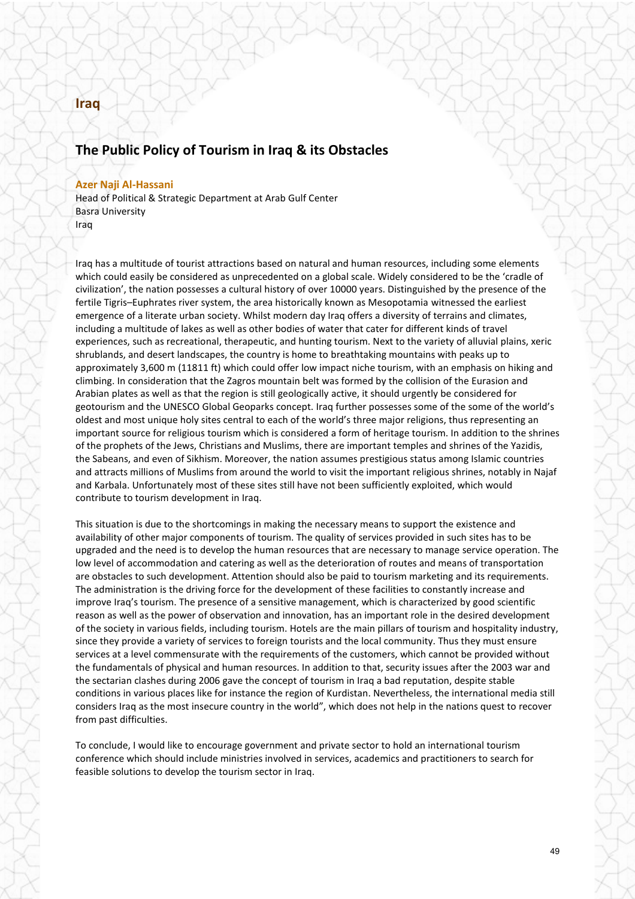## Iraq

# The Public Policy of Tourism in Iraq & its Obstacles

**Azer Naji Al-Hassani**
Head of Political & Strategic Department at Arab Gulf Center
Basra University
Iraq

Iraq has a multitude of tourist attractions based on natural and human resources, including some elements which could easily be considered as unprecedented on a global scale. Widely considered to be the 'cradle of civilization', the nation possesses a cultural history of over 10000 years. Distinguished by the presence of the fertile Tigris–Euphrates river system, the area historically known as Mesopotamia witnessed the earliest emergence of a literate urban society. Whilst modern day Iraq offers a diversity of terrains and climates, including a multitude of lakes as well as other bodies of water that cater for different kinds of travel experiences, such as recreational, therapeutic, and hunting tourism. Next to the variety of alluvial plains, xeric shrublands, and desert landscapes, the country is home to breathtaking mountains with peaks up to approximately 3,600 m (11811 ft) which could offer low impact niche tourism, with an emphasis on hiking and climbing. In consideration that the Zagros mountain belt was formed by the collision of the Eurasion and Arabian plates as well as that the region is still geologically active, it should urgently be considered for geotourism and the UNESCO Global Geoparks concept. Iraq further possesses some of the some of the world's oldest and most unique holy sites central to each of the world's three major religions, thus representing an important source for religious tourism which is considered a form of heritage tourism. In addition to the shrines of the prophets of the Jews, Christians and Muslims, there are important temples and shrines of the Yazidis, the Sabeans, and even of Sikhism. Moreover, the nation assumes prestigious status among Islamic countries and attracts millions of Muslims from around the world to visit the important religious shrines, notably in Najaf and Karbala. Unfortunately most of these sites still have not been sufficiently exploited, which would contribute to tourism development in Iraq.

This situation is due to the shortcomings in making the necessary means to support the existence and availability of other major components of tourism. The quality of services provided in such sites has to be upgraded and the need is to develop the human resources that are necessary to manage service operation. The low level of accommodation and catering as well as the deterioration of routes and means of transportation are obstacles to such development. Attention should also be paid to tourism marketing and its requirements. The administration is the driving force for the development of these facilities to constantly increase and improve Iraq's tourism. The presence of a sensitive management, which is characterized by good scientific reason as well as the power of observation and innovation, has an important role in the desired development of the society in various fields, including tourism. Hotels are the main pillars of tourism and hospitality industry, since they provide a variety of services to foreign tourists and the local community. Thus they must ensure services at a level commensurate with the requirements of the customers, which cannot be provided without the fundamentals of physical and human resources. In addition to that, security issues after the 2003 war and the sectarian clashes during 2006 gave the concept of tourism in Iraq a bad reputation, despite stable conditions in various places like for instance the region of Kurdistan. Nevertheless, the international media still considers Iraq as the most insecure country in the world", which does not help in the nations quest to recover from past difficulties.

To conclude, I would like to encourage government and private sector to hold an international tourism conference which should include ministries involved in services, academics and practitioners to search for feasible solutions to develop the tourism sector in Iraq.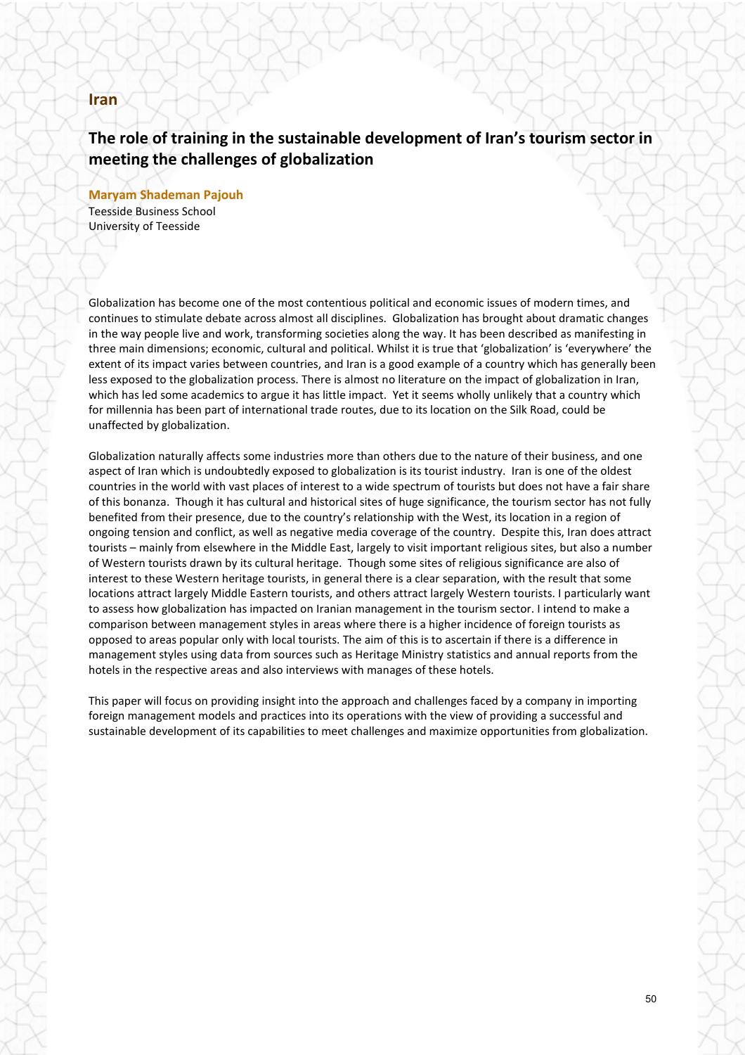## Iran

# The role of training in the sustainable development of Iran's tourism sector in meeting the challenges of globalization

**Maryam Shademan Pajouh**
Teesside Business School
University of Teesside

Globalization has become one of the most contentious political and economic issues of modern times, and continues to stimulate debate across almost all disciplines. Globalization has brought about dramatic changes in the way people live and work, transforming societies along the way. It has been described as manifesting in three main dimensions; economic, cultural and political. Whilst it is true that 'globalization' is 'everywhere' the extent of its impact varies between countries, and Iran is a good example of a country which has generally been less exposed to the globalization process. There is almost no literature on the impact of globalization in Iran, which has led some academics to argue it has little impact. Yet it seems wholly unlikely that a country which for millennia has been part of international trade routes, due to its location on the Silk Road, could be unaffected by globalization.

Globalization naturally affects some industries more than others due to the nature of their business, and one aspect of Iran which is undoubtedly exposed to globalization is its tourist industry. Iran is one of the oldest countries in the world with vast places of interest to a wide spectrum of tourists but does not have a fair share of this bonanza. Though it has cultural and historical sites of huge significance, the tourism sector has not fully benefited from their presence, due to the country's relationship with the West, its location in a region of ongoing tension and conflict, as well as negative media coverage of the country. Despite this, Iran does attract tourists – mainly from elsewhere in the Middle East, largely to visit important religious sites, but also a number of Western tourists drawn by its cultural heritage. Though some sites of religious significance are also of interest to these Western heritage tourists, in general there is a clear separation, with the result that some locations attract largely Middle Eastern tourists, and others attract largely Western tourists. I particularly want to assess how globalization has impacted on Iranian management in the tourism sector. I intend to make a comparison between management styles in areas where there is a higher incidence of foreign tourists as opposed to areas popular only with local tourists. The aim of this is to ascertain if there is a difference in management styles using data from sources such as Heritage Ministry statistics and annual reports from the hotels in the respective areas and also interviews with manages of these hotels.

This paper will focus on providing insight into the approach and challenges faced by a company in importing foreign management models and practices into its operations with the view of providing a successful and sustainable development of its capabilities to meet challenges and maximize opportunities from globalization.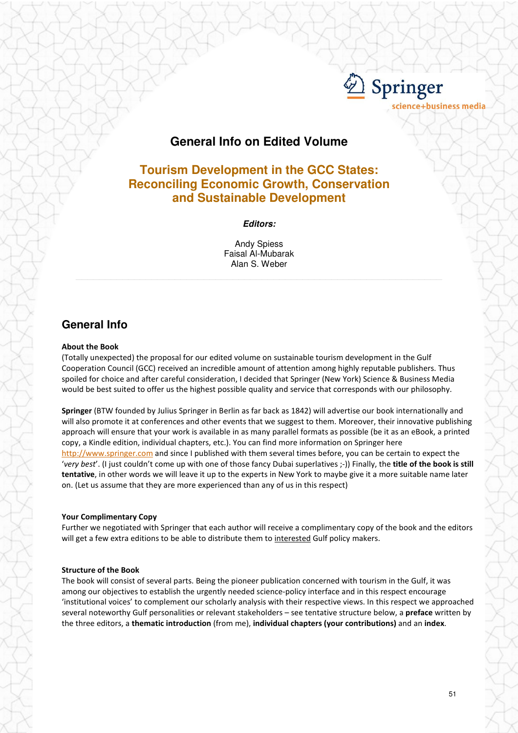# General Info on Edited Volume

## Tourism Development in the GCC States: Reconciling Economic Growth, Conservation and Sustainable Development

***Editors:***

Andy Spiess
Faisal Al-Mubarak
Alan S. Weber

## General Info

**About the Book**

(Totally unexpected) the proposal for our edited volume on sustainable tourism development in the Gulf Cooperation Council (GCC) received an incredible amount of attention among highly reputable publishers. Thus spoiled for choice and after careful consideration, I decided that Springer (New York) Science & Business Media would be best suited to offer us the highest possible quality and service that corresponds with our philosophy.

**Springer** (BTW founded by Julius Springer in Berlin as far back as 1842) will advertise our book internationally and will also promote it at conferences and other events that we suggest to them. Moreover, their innovative publishing approach will ensure that your work is available in as many parallel formats as possible (be it as an eBook, a printed copy, a Kindle edition, individual chapters, etc.). You can find more information on Springer here http://www.springer.com and since I published with them several times before, you can be certain to expect the '*very best*'. (I just couldn't come up with one of those fancy Dubai superlatives ;-)) Finally, the **title of the book is still tentative**, in other words we will leave it up to the experts in New York to maybe give it a more suitable name later on. (Let us assume that they are more experienced than any of us in this respect)

**Your Complimentary Copy**

Further we negotiated with Springer that each author will receive a complimentary copy of the book and the editors will get a few extra editions to be able to distribute them to interested Gulf policy makers.

**Structure of the Book**

The book will consist of several parts. Being the pioneer publication concerned with tourism in the Gulf, it was among our objectives to establish the urgently needed science-policy interface and in this respect encourage 'institutional voices' to complement our scholarly analysis with their respective views. In this respect we approached several noteworthy Gulf personalities or relevant stakeholders – see tentative structure below, a **preface** written by the three editors, a **thematic introduction** (from me), **individual chapters (your contributions)** and an **index**.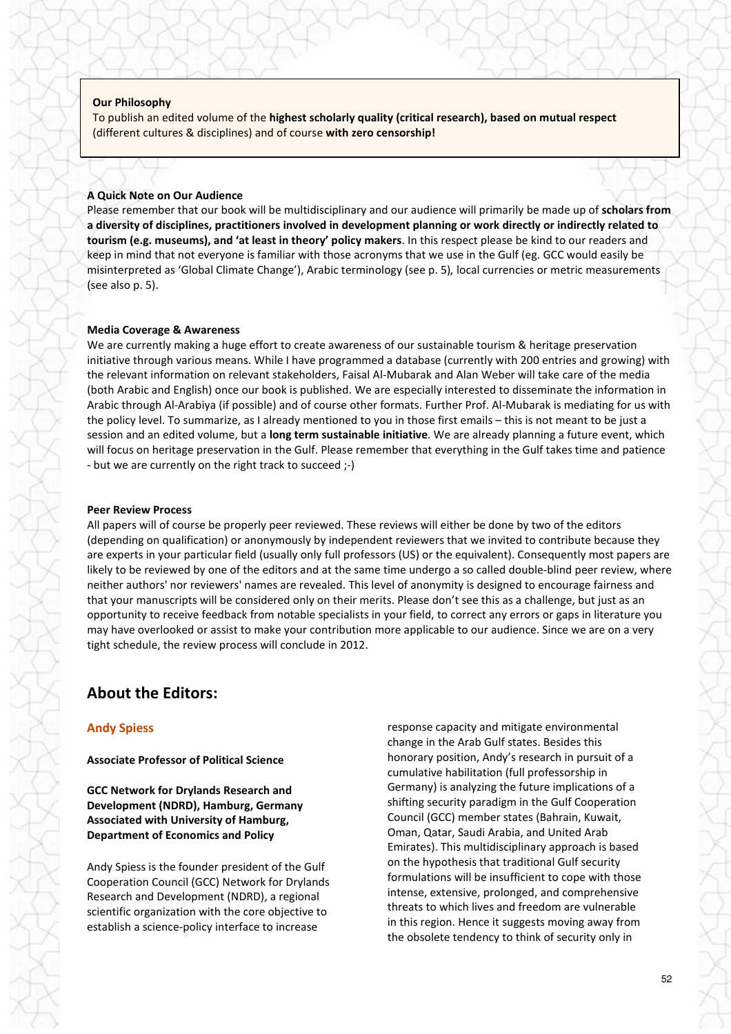**Our Philosophy**

To publish an edited volume of the **highest scholarly quality (critical research), based on mutual respect** (different cultures & disciplines) and of course **with zero censorship!**

**A Quick Note on Our Audience**

Please remember that our book will be multidisciplinary and our audience will primarily be made up of **scholars from a diversity of disciplines, practitioners involved in development planning or work directly or indirectly related to tourism (e.g. museums), and 'at least in theory' policy makers**. In this respect please be kind to our readers and keep in mind that not everyone is familiar with those acronyms that we use in the Gulf (eg. GCC would easily be misinterpreted as 'Global Climate Change'), Arabic terminology (see p. 5)*,* local currencies or metric measurements (see also p. 5).

**Media Coverage & Awareness**

We are currently making a huge effort to create awareness of our sustainable tourism & heritage preservation initiative through various means. While I have programmed a database (currently with 200 entries and growing) with the relevant information on relevant stakeholders, Faisal Al-Mubarak and Alan Weber will take care of the media (both Arabic and English) once our book is published. We are especially interested to disseminate the information in Arabic through Al-Arabiya (if possible) and of course other formats. Further Prof. Al-Mubarak is mediating for us with the policy level. To summarize, as I already mentioned to you in those first emails – this is not meant to be just a session and an edited volume, but a **long term sustainable initiative**. We are already planning a future event, which will focus on heritage preservation in the Gulf. Please remember that everything in the Gulf takes time and patience - but we are currently on the right track to succeed ;-)

**Peer Review Process**

All papers will of course be properly peer reviewed. These reviews will either be done by two of the editors (depending on qualification) or anonymously by independent reviewers that we invited to contribute because they are experts in your particular field (usually only full professors (US) or the equivalent). Consequently most papers are likely to be reviewed by one of the editors and at the same time undergo a so called double-blind peer review, where neither authors' nor reviewers' names are revealed. This level of anonymity is designed to encourage fairness and that your manuscripts will be considered only on their merits. Please don't see this as a challenge, but just as an opportunity to receive feedback from notable specialists in your field, to correct any errors or gaps in literature you may have overlooked or assist to make your contribution more applicable to our audience. Since we are on a very tight schedule, the review process will conclude in 2012.

## About the Editors:

### Andy Spiess

**Associate Professor of Political Science**

**GCC Network for Drylands Research and Development (NDRD), Hamburg, Germany Associated with University of Hamburg, Department of Economics and Policy**

Andy Spiess is the founder president of the Gulf Cooperation Council (GCC) Network for Drylands Research and Development (NDRD), a regional scientific organization with the core objective to establish a science-policy interface to increase response capacity and mitigate environmental change in the Arab Gulf states. Besides this honorary position, Andy's research in pursuit of a cumulative habilitation (full professorship in Germany) is analyzing the future implications of a shifting security paradigm in the Gulf Cooperation Council (GCC) member states (Bahrain, Kuwait, Oman, Qatar, Saudi Arabia, and United Arab Emirates). This multidisciplinary approach is based on the hypothesis that traditional Gulf security formulations will be insufficient to cope with those intense, extensive, prolonged, and comprehensive threats to which lives and freedom are vulnerable in this region. Hence it suggests moving away from the obsolete tendency to think of security only in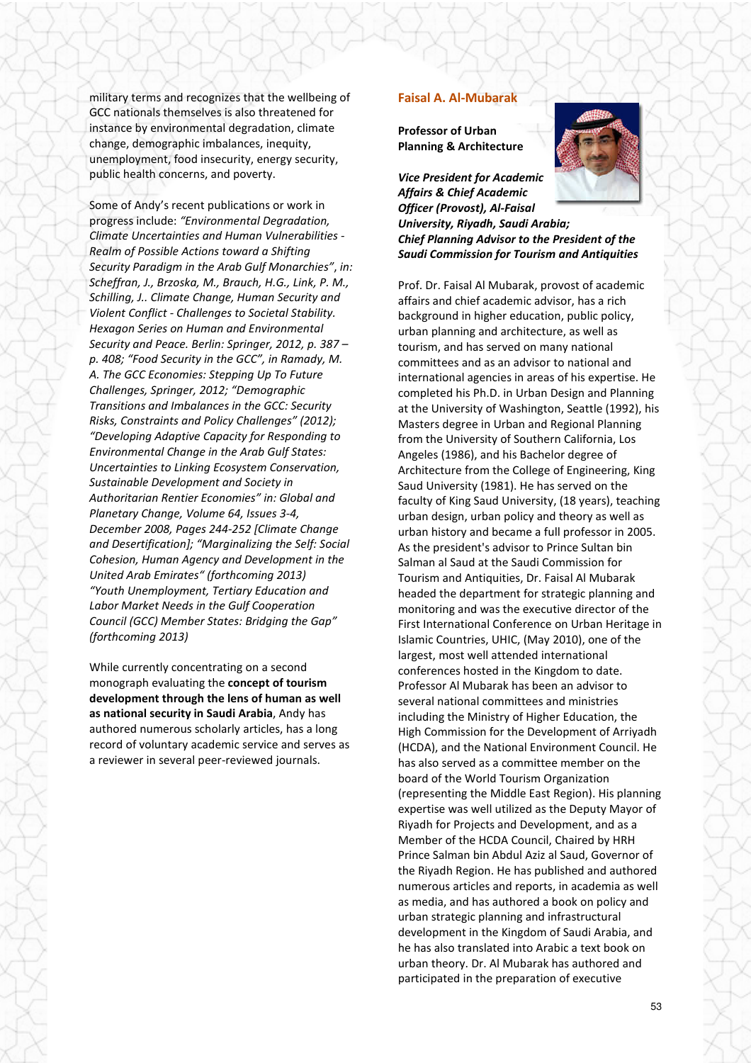military terms and recognizes that the wellbeing of GCC nationals themselves is also threatened for instance by environmental degradation, climate change, demographic imbalances, inequity, unemployment, food insecurity, energy security, public health concerns, and poverty.

Some of Andy's recent publications or work in progress include: *"Environmental Degradation, Climate Uncertainties and Human Vulnerabilities - Realm of Possible Actions toward a Shifting Security Paradigm in the Arab Gulf Monarchies", in: Scheffran, J., Brzoska, M., Brauch, H.G., Link, P. M., Schilling, J.. Climate Change, Human Security and Violent Conflict - Challenges to Societal Stability. Hexagon Series on Human and Environmental Security and Peace. Berlin: Springer, 2012, p. 387 – p. 408; "Food Security in the GCC", in Ramady, M. A. The GCC Economies: Stepping Up To Future Challenges, Springer, 2012; "Demographic Transitions and Imbalances in the GCC: Security Risks, Constraints and Policy Challenges" (2012); "Developing Adaptive Capacity for Responding to Environmental Change in the Arab Gulf States: Uncertainties to Linking Ecosystem Conservation, Sustainable Development and Society in Authoritarian Rentier Economies" in: Global and Planetary Change, Volume 64, Issues 3-4, December 2008, Pages 244-252 [Climate Change and Desertification]; "Marginalizing the Self: Social Cohesion, Human Agency and Development in the United Arab Emirates" (forthcoming 2013) "Youth Unemployment, Tertiary Education and Labor Market Needs in the Gulf Cooperation Council (GCC) Member States: Bridging the Gap" (forthcoming 2013)*

While currently concentrating on a second monograph evaluating the **concept of tourism development through the lens of human as well as national security in Saudi Arabia**, Andy has authored numerous scholarly articles, has a long record of voluntary academic service and serves as a reviewer in several peer-reviewed journals.

## Faisal A. Al-Mubarak

**Professor of Urban Planning & Architecture**

***Vice President for Academic Affairs & Chief Academic Officer (Provost), Al-Faisal University, Riyadh, Saudi Arabia; Chief Planning Advisor to the President of the Saudi Commission for Tourism and Antiquities***

Prof. Dr. Faisal Al Mubarak, provost of academic affairs and chief academic advisor, has a rich background in higher education, public policy, urban planning and architecture, as well as tourism, and has served on many national committees and as an advisor to national and international agencies in areas of his expertise. He completed his Ph.D. in Urban Design and Planning at the University of Washington, Seattle (1992), his Masters degree in Urban and Regional Planning from the University of Southern California, Los Angeles (1986), and his Bachelor degree of Architecture from the College of Engineering, King Saud University (1981). He has served on the faculty of King Saud University, (18 years), teaching urban design, urban policy and theory as well as urban history and became a full professor in 2005. As the president's advisor to Prince Sultan bin Salman al Saud at the Saudi Commission for Tourism and Antiquities, Dr. Faisal Al Mubarak headed the department for strategic planning and monitoring and was the executive director of the First International Conference on Urban Heritage in Islamic Countries, UHIC, (May 2010), one of the largest, most well attended international conferences hosted in the Kingdom to date. Professor Al Mubarak has been an advisor to several national committees and ministries including the Ministry of Higher Education, the High Commission for the Development of Arriyadh (HCDA), and the National Environment Council. He has also served as a committee member on the board of the World Tourism Organization (representing the Middle East Region). His planning expertise was well utilized as the Deputy Mayor of Riyadh for Projects and Development, and as a Member of the HCDA Council, Chaired by HRH Prince Salman bin Abdul Aziz al Saud, Governor of the Riyadh Region. He has published and authored numerous articles and reports, in academia as well as media, and has authored a book on policy and urban strategic planning and infrastructural development in the Kingdom of Saudi Arabia, and he has also translated into Arabic a text book on urban theory. Dr. Al Mubarak has authored and participated in the preparation of executive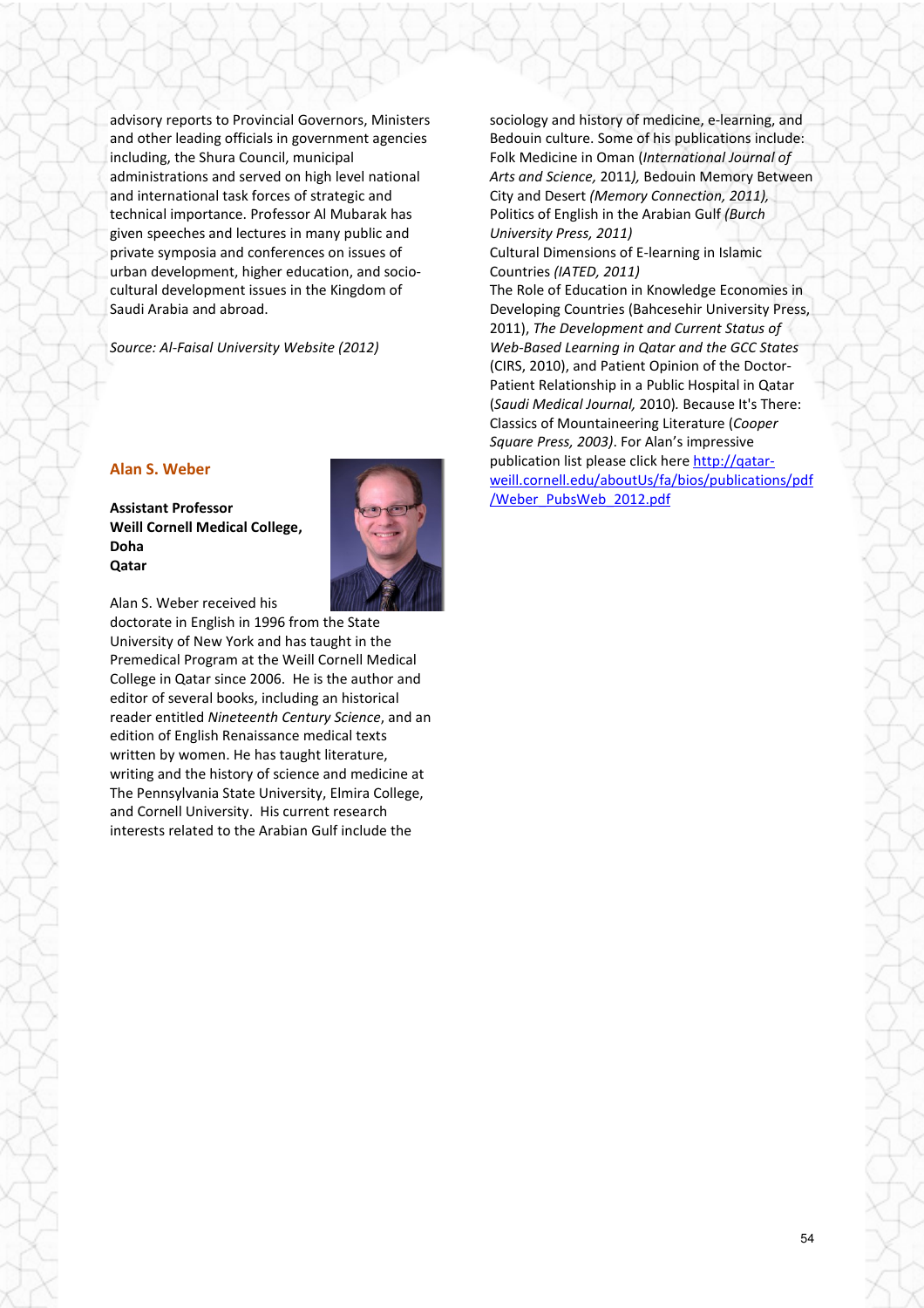advisory reports to Provincial Governors, Ministers and other leading officials in government agencies including, the Shura Council, municipal administrations and served on high level national and international task forces of strategic and technical importance. Professor Al Mubarak has given speeches and lectures in many public and private symposia and conferences on issues of urban development, higher education, socio-cultural development issues in the Kingdom of Saudi Arabia and abroad.

*Source: Al-Faisal University Website (2012)*

### Alan S. Weber

**Assistant Professor**
**Weill Cornell Medical College, Doha**
**Qatar**

Alan S. Weber received his doctorate in English in 1996 from the State University of New York and has taught in the Premedical Program at the Weill Cornell Medical College in Qatar since 2006. He is the author and editor of several books, including an historical reader entitled *Nineteenth Century Science*, and an edition of English Renaissance medical texts written by women. He has taught literature, writing and the history of science and medicine at The Pennsylvania State University, Elmira College, and Cornell University. His current research interests related to the Arabian Gulf include the sociology and history of medicine, e-learning, and Bedouin culture. Some of his publications include: Folk Medicine in Oman (*International Journal of Arts and Science,* 2011*),* Bedouin Memory Between City and Desert *(Memory Connection, 2011),* Politics of English in the Arabian Gulf *(Burch University Press, 2011)*
Cultural Dimensions of E-learning in Islamic Countries *(IATED, 2011)*
The Role of Education in Knowledge Economies in Developing Countries (Bahcesehir University Press, 2011), *The Development and Current Status of Web-Based Learning in Qatar and the GCC States* (CIRS, 2010), and Patient Opinion of the Doctor-Patient Relationship in a Public Hospital in Qatar (*Saudi Medical Journal,* 2010)*.* Because It's There: Classics of Mountaineering Literature (*Cooper Square Press, 2003)*. For Alan's impressive publication list please click here http://qatar-weill.cornell.edu/aboutUs/fa/bios/publications/pdf/Weber_PubsWeb_2012.pdf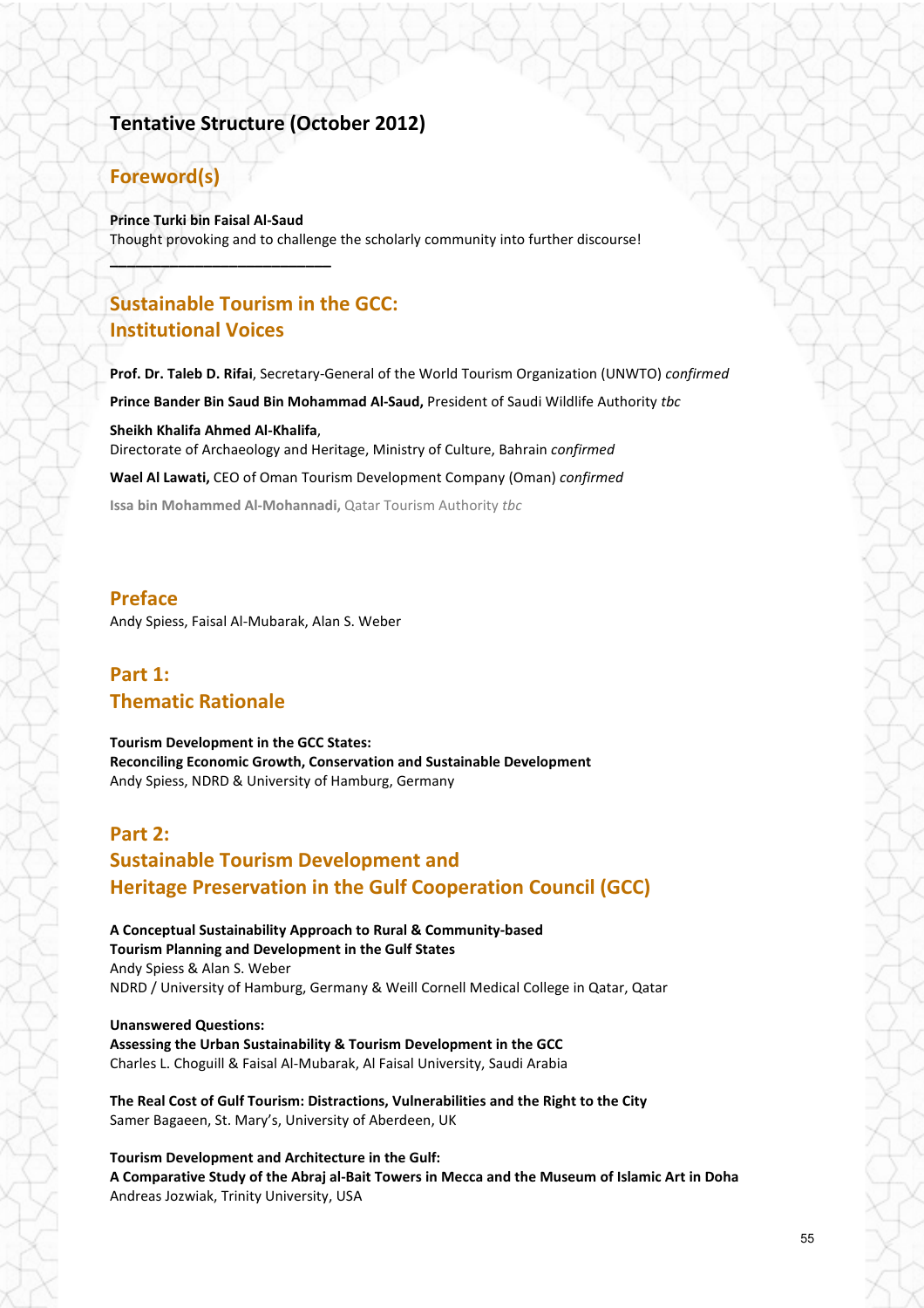## Tentative Structure (October 2012)

## Foreword(s)

**Prince Turki bin Faisal Al-Saud**
Thought provoking and to challenge the scholarly community into further discourse!

---

## Sustainable Tourism in the GCC: Institutional Voices

**Prof. Dr. Taleb D. Rifai**, Secretary-General of the World Tourism Organization (UNWTO) *confirmed*

**Prince Bander Bin Saud Bin Mohammad Al-Saud,** President of Saudi Wildlife Authority *tbc*

**Sheikh Khalifa Ahmed Al-Khalifa**,
Directorate of Archaeology and Heritage, Ministry of Culture, Bahrain *confirmed*

**Wael Al Lawati,** CEO of Oman Tourism Development Company (Oman) *confirmed*

**Issa bin Mohammed Al-Mohannadi,** Qatar Tourism Authority *tbc*

## Preface

Andy Spiess, Faisal Al-Mubarak, Alan S. Weber

## Part 1: Thematic Rationale

**Tourism Development in the GCC States:**
**Reconciling Economic Growth, Conservation and Sustainable Development**
Andy Spiess, NDRD & University of Hamburg, Germany

## Part 2: Sustainable Tourism Development and Heritage Preservation in the Gulf Cooperation Council (GCC)

**A Conceptual Sustainability Approach to Rural & Community-based**
**Tourism Planning and Development in the Gulf States**
Andy Spiess & Alan S. Weber
NDRD / University of Hamburg, Germany & Weill Cornell Medical College in Qatar, Qatar

**Unanswered Questions:**
**Assessing the Urban Sustainability & Tourism Development in the GCC**
Charles L. Choguill & Faisal Al-Mubarak, Al Faisal University, Saudi Arabia

**The Real Cost of Gulf Tourism: Distractions, Vulnerabilities and the Right to the City**
Samer Bagaeen, St. Mary's, University of Aberdeen, UK

**Tourism Development and Architecture in the Gulf:**
**A Comparative Study of the Abraj al-Bait Towers in Mecca and the Museum of Islamic Art in Doha**
Andreas Jozwiak, Trinity University, USA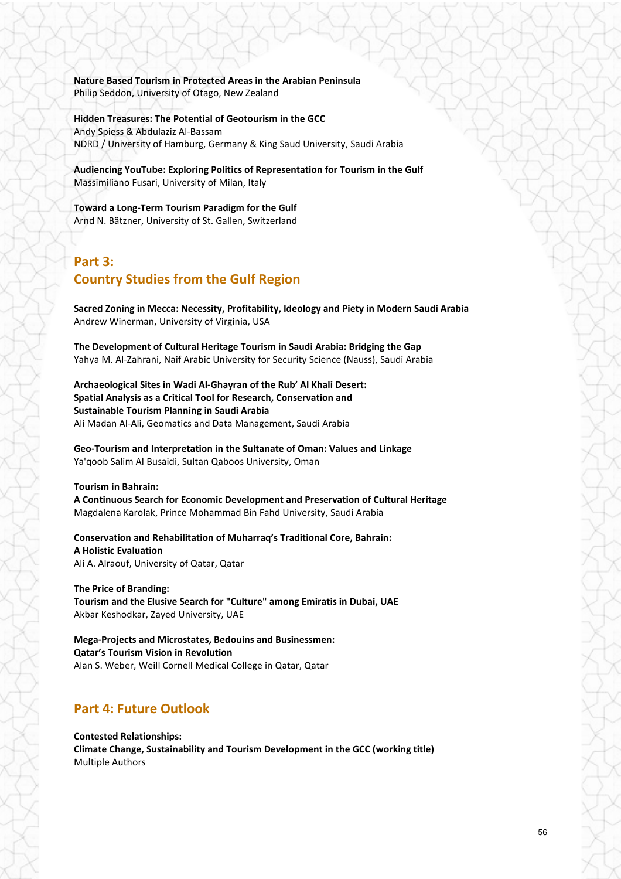**Nature Based Tourism in Protected Areas in the Arabian Peninsula**
Philip Seddon, University of Otago, New Zealand

**Hidden Treasures: The Potential of Geotourism in the GCC**
Andy Spiess & Abdulaziz Al-Bassam
NDRD / University of Hamburg, Germany & King Saud University, Saudi Arabia

**Audiencing YouTube: Exploring Politics of Representation for Tourism in the Gulf**
Massimiliano Fusari, University of Milan, Italy

**Toward a Long-Term Tourism Paradigm for the Gulf**
Arnd N. Bätzner, University of St. Gallen, Switzerland

## Part 3: Country Studies from the Gulf Region

**Sacred Zoning in Mecca: Necessity, Profitability, Ideology and Piety in Modern Saudi Arabia**
Andrew Winerman, University of Virginia, USA

**The Development of Cultural Heritage Tourism in Saudi Arabia: Bridging the Gap**
Yahya M. Al-Zahrani, Naif Arabic University for Security Science (Nauss), Saudi Arabia

**Archaeological Sites in Wadi Al-Ghayran of the Rub' Al Khali Desert: Spatial Analysis as a Critical Tool for Research, Conservation and Sustainable Tourism Planning in Saudi Arabia**
Ali Madan Al-Ali, Geomatics and Data Management, Saudi Arabia

**Geo-Tourism and Interpretation in the Sultanate of Oman: Values and Linkage**
Ya'qoob Salim Al Busaidi, Sultan Qaboos University, Oman

**Tourism in Bahrain: A Continuous Search for Economic Development and Preservation of Cultural Heritage**
Magdalena Karolak, Prince Mohammad Bin Fahd University, Saudi Arabia

**Conservation and Rehabilitation of Muharraq's Traditional Core, Bahrain: A Holistic Evaluation**
Ali A. Alraouf, University of Qatar, Qatar

**The Price of Branding: Tourism and the Elusive Search for "Culture" among Emiratis in Dubai, UAE**
Akbar Keshodkar, Zayed University, UAE

**Mega-Projects and Microstates, Bedouins and Businessmen: Qatar's Tourism Vision in Revolution**
Alan S. Weber, Weill Cornell Medical College in Qatar, Qatar

## Part 4: Future Outlook

**Contested Relationships: Climate Change, Sustainability and Tourism Development in the GCC (working title)**
Multiple Authors